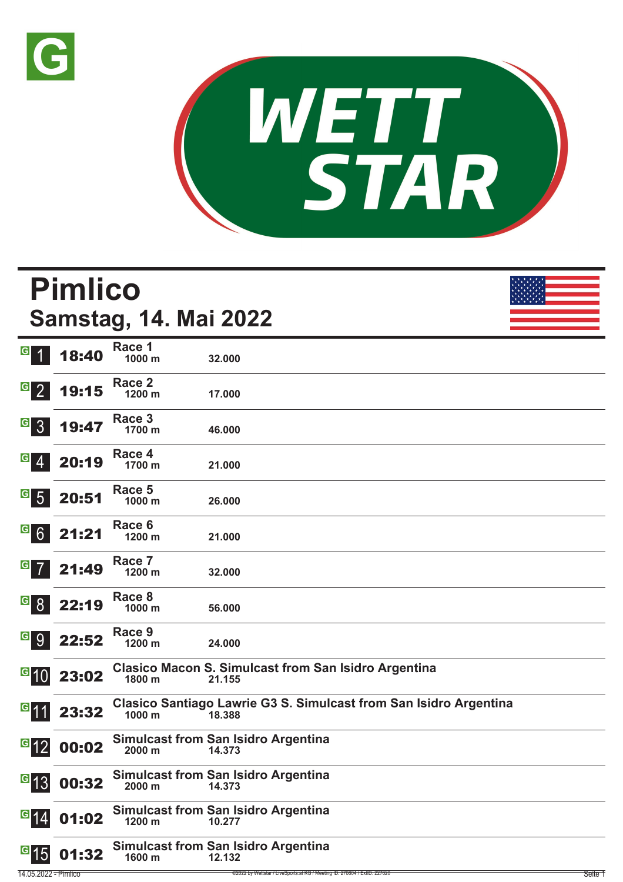G

WETT STAR

# Pimlico

## Samstag, 14. Mai 2022

| # | Zeit | Rennen | Distanz | Preisgeld |
|---|---|---|---|---|
| 1 | 18:40 | Race 1 | 1000 m | 32.000 |
| 2 | 19:15 | Race 2 | 1200 m | 17.000 |
| 3 | 19:47 | Race 3 | 1700 m | 46.000 |
| 4 | 20:19 | Race 4 | 1700 m | 21.000 |
| 5 | 20:51 | Race 5 | 1000 m | 26.000 |
| 6 | 21:21 | Race 6 | 1200 m | 21.000 |
| 7 | 21:49 | Race 7 | 1200 m | 32.000 |
| 8 | 22:19 | Race 8 | 1000 m | 56.000 |
| 9 | 22:52 | Race 9 | 1200 m | 24.000 |
| 10 | 23:02 | Clasico Macon S. Simulcast from San Isidro Argentina | 1800 m | 21.155 |
| 11 | 23:32 | Clasico Santiago Lawrie G3 S. Simulcast from San Isidro Argentina | 1000 m | 18.388 |
| 12 | 00:02 | Simulcast from San Isidro Argentina | 2000 m | 14.373 |
| 13 | 00:32 | Simulcast from San Isidro Argentina | 2000 m | 14.373 |
| 14 | 01:02 | Simulcast from San Isidro Argentina | 1200 m | 10.277 |
| 15 | 01:32 | Simulcast from San Isidro Argentina | 1600 m | 12.132 |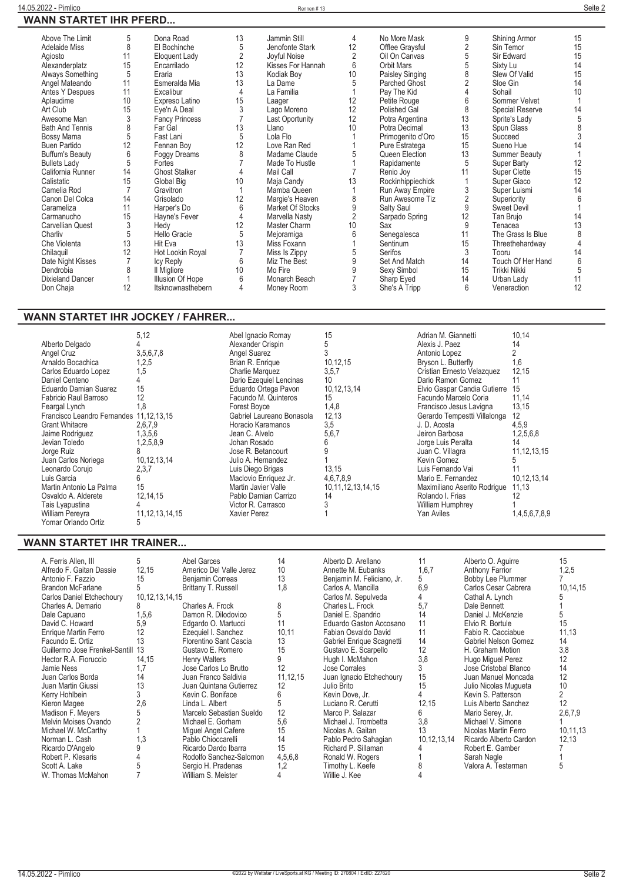## WANN STARTET IHR PFERD...

| Pferd | Rennen | Pferd | Rennen | Pferd | Rennen | Pferd | Rennen | Pferd | Rennen |
|---|---|---|---|---|---|---|---|---|---|
| Above The Limit | 5 | Dona Road | 13 | Jammin Still | 4 | No More Mask | 9 | Shining Armor | 15 |
| Adelaide Miss | 8 | El Bochinche | 5 | Jenofonte Stark | 12 | Offlee Graysful | 2 | Sin Temor | 15 |
| Agiosto | 11 | Eloquent Lady | 2 | Joyful Noise | 2 | Oil On Canvas | 5 | Sir Edward | 15 |
| Alexanderplatz | 15 | Encarrilado | 12 | Kisses For Hannah | 6 | Orbit Mars | 5 | Sixty Lu | 14 |
| Always Something | 5 | Eraria | 13 | Kodiak Boy | 10 | Paisley Singing | 8 | Slew Of Valid | 15 |
| Angel Mateando | 11 | Esmeralda Mia | 13 | La Dame | 5 | Parched Ghost | 2 | Sloe Gin | 14 |
| Antes Y Despues | 11 | Excalibur | 4 | La Familia | 1 | Pay The Kid | 4 | Sohail | 10 |
| Aplaudime | 10 | Expreso Latino | 15 | Laager | 12 | Petite Rouge | 6 | Sommer Velvet | 1 |
| Art Club | 15 | Eye'n A Deal | 3 | Lago Moreno | 12 | Polished Gal | 8 | Special Reserve | 14 |
| Awesome Man | 3 | Fancy Princess | 7 | Last Oportunity | 12 | Potra Argentina | 13 | Sprite's Lady | 5 |
| Bath And Tennis | 8 | Far Gal | 13 | Llano | 10 | Potra Decimal | 13 | Spun Glass | 8 |
| Bossy Mama | 5 | Fast Lani | 5 | Lola Flo | 1 | Primogenito d'Oro | 15 | Succeed | 3 |
| Buen Partido | 12 | Fennan Boy | 12 | Love Ran Red | 1 | Pure Estratega | 15 | Sueno Hue | 14 |
| Buffum's Beauty | 6 | Foggy Dreams | 8 | Madame Claude | 5 | Queen Election | 13 | Summer Beauty | 1 |
| Bullets Lady | 5 | Fortes | 7 | Made To Hustle | 1 | Rapidamente | 5 | Super Barty | 12 |
| California Runner | 14 | Ghost Stalker | 4 | Mail Call | 7 | Renio Joy | 11 | Super Clette | 15 |
| Calistatic | 15 | Global Big | 10 | Maja Candy | 13 | Rockinhippiechick | 1 | Super Giaco | 12 |
| Camelia Rod | 7 | Gravitron | 1 | Mamba Queen | 1 | Run Away Empire | 3 | Super Luismi | 14 |
| Canon Del Colca | 14 | Grisolado | 12 | Margie's Heaven | 8 | Run Awesome Tiz | 2 | Superiority | 6 |
| Carameliza | 11 | Harper's Do | 6 | Market Of Stocks | 9 | Salty Saul | 9 | Sweet Devil | 1 |
| Carmanucho | 15 | Hayne's Fever | 4 | Marvella Nasty | 2 | Sarpado Spring | 12 | Tan Brujo | 14 |
| Carvellian Quest | 3 | Hedy | 12 | Master Charm | 10 | Sax | 9 | Tenacea | 13 |
| Charliv | 5 | Hello Gracie | 5 | Mejoramiga | 6 | Senegalesca | 11 | The Grass Is Blue | 8 |
| Che Violenta | 13 | Hit Eva | 13 | Miss Foxann | 1 | Sentinum | 15 | Threethehardway | 4 |
| Chilaquil | 12 | Hot Lookin Royal | 7 | Miss Is Zippy | 5 | Serifos | 3 | Tooru | 14 |
| Date Night Kisses | 7 | Icy Reply | 6 | Miz The Best | 9 | Set And Match | 14 | Touch Of Her Hand | 6 |
| Dendrobia | 8 | Il Migliore | 10 | Mo Fire | 9 | Sexy Simbol | 15 | Trikki Nikki | 5 |
| Dixieland Dancer | 1 | Illusion Of Hope | 6 | Monarch Beach | 7 | Sharp Eyed | 14 | Urban Lady | 11 |
| Don Chaja | 12 | Itsknownasthebern | 4 | Money Room | 3 | She's A Tripp | 6 | Veneraction | 12 |

## WANN STARTET IHR JOCKEY / FAHRER...

| Jockey | Rennen | Jockey | Rennen | Jockey | Rennen |
|---|---|---|---|---|---|
| | 5,12 | Abel Ignacio Romay | 15 | Adrian M. Giannetti | 10,14 |
| Alberto Delgado | 4 | Alexander Crispin | 5 | Alexis J. Paez | 14 |
| Angel Cruz | 3,5,6,7,8 | Angel Suarez | 3 | Antonio Lopez | 2 |
| Arnaldo Bocachica | 1,2,5 | Brian R. Enrique | 10,12,15 | Bryson L. Butterfly | 1,6 |
| Carlos Eduardo Lopez | 1,5 | Charlie Marquez | 3,5,7 | Cristian Ernesto Velazquez | 12,15 |
| Daniel Centeno | 4 | Dario Ezequiel Lencinas | 10 | Dario Ramon Gomez | 11 |
| Eduardo Damian Suarez | 15 | Eduardo Ortega Pavon | 10,12,13,14 | Elvio Gaspar Candia Gutierre | 15 |
| Fabricio Raul Barroso | 12 | Facundo M. Quinteros | 15 | Facundo Marcelo Coria | 11,14 |
| Feargal Lynch | 1,8 | Forest Boyce | 1,4,8 | Francisco Jesus Lavigna | 13,15 |
| Francisco Leandro Fernandes | 11,12,13,15 | Gabriel Laureano Bonasola | 12,13 | Gerardo Tempestti Villalonga | 12 |
| Grant Whitacre | 2,6,7,9 | Horacio Karamanos | 3,5 | J. D. Acosta | 4,5,9 |
| Jaime Rodriguez | 1,3,5,6 | Jean C. Alvelo | 5,6,7 | Jeiron Barbosa | 1,2,5,6,8 |
| Jevian Toledo | 1,2,5,8,9 | Johan Rosado | 6 | Jorge Luis Peralta | 14 |
| Jorge Ruiz | 8 | Jose R. Betancourt | 9 | Juan C. Villagra | 11,12,13,15 |
| Juan Carlos Noriega | 10,12,13,14 | Julio A. Hernandez | 1 | Kevin Gomez | 5 |
| Leonardo Corujo | 2,3,7 | Luis Diego Brigas | 13,15 | Luis Fernando Vai | 11 |
| Luis Garcia | 6 | Maclovio Enriquez Jr. | 4,6,7,8,9 | Mario E. Fernandez | 10,12,13,14 |
| Martin Antonio La Palma | 15 | Martin Javier Valle | 10,11,12,13,14,15 | Maximiliano Aserito Rodrigue | 11,13 |
| Osvaldo A. Alderete | 12,14,15 | Pablo Damian Carrizo | 14 | Rolando I. Frias | 12 |
| Tais Lyapustina | 4 | Victor R. Carrasco | 3 | William Humphrey | 1 |
| William Pereyra | 11,12,13,14,15 | Xavier Perez | 1 | Yan Aviles | 1,4,5,6,7,8,9 |
| Yomar Orlando Ortiz | 5 | | | | |

## WANN STARTET IHR TRAINER...

| Trainer | Rennen | Trainer | Rennen | Trainer | Rennen | Trainer | Rennen |
|---|---|---|---|---|---|---|---|
| A. Ferris Allen, III | 5 | Abel Garces | 14 | Alberto D. Arellano | 11 | Alberto O. Aguirre | 15 |
| Alfredo F. Gaitan Dassie | 12,15 | Americo Del Valle Jerez | 10 | Annette M. Eubanks | 1,6,7 | Anthony Farrior | 1,2,5 |
| Antonio F. Fazzio | 15 | Benjamin Correas | 13 | Benjamin M. Feliciano, Jr. | 5 | Bobby Lee Plummer | 7 |
| Brandon McFarlane | 5 | Brittany T. Russell | 1,8 | Carlos A. Mancilla | 6,9 | Carlos Cesar Cabrera | 10,14,15 |
| Carlos Daniel Etchechoury | 10,12,13,14,15 | | | Carlos M. Sepulveda | 4 | Cathal A. Lynch | 5 |
| Charles A. Demario | 8 | Charles A. Frock | 8 | Charles L. Frock | 5,7 | Dale Bennett | 1 |
| Dale Capuano | 1,5,6 | Damon R. Dilodovico | 5 | Daniel E. Spandrio | 14 | Daniel J. McKenzie | 5 |
| David C. Howard | 5,9 | Edgardo O. Martucci | 11 | Eduardo Gaston Accosano | 11 | Elvio R. Bortule | 15 |
| Enrique Martin Ferro | 12 | Ezequiel I. Sanchez | 10,11 | Fabian Osvaldo David | 11 | Fabio R. Cacciabue | 11,13 |
| Facundo E. Ortiz | 13 | Florentino Sant Cascia | 13 | Gabriel Enrique Scagnetti | 14 | Gabriel Nelson Gomez | 14 |
| Guillermo Jose Frenkel-Santill | 13 | Gustavo E. Romero | 15 | Gustavo E. Scarpello | 12 | H. Graham Motion | 3,8 |
| Hector R.A. Fioruccio | 14,15 | Henry Walters | 9 | Hugh I. McMahon | 3,8 | Hugo Miguel Perez | 12 |
| Jamie Ness | 1,7 | Jose Carlos Lo Brutto | 12 | Jose Corrales | 3 | Jose Cristobal Blanco | 14 |
| Juan Carlos Borda | 14 | Juan Franco Saldivia | 11,12,15 | Juan Ignacio Etchechoury | 15 | Juan Manuel Moncada | 12 |
| Juan Martin Giussi | 13 | Juan Quintana Gutierrez | 12 | Julio Brito | 15 | Julio Nicolas Mugueta | 10 |
| Kerry Hohlbein | 3 | Kevin C. Boniface | 6 | Kevin Dove, Jr. | 4 | Kevin S. Patterson | 2 |
| Kieron Magee | 2,6 | Linda L. Albert | 5 | Luciano R. Cerutti | 12,15 | Luis Alberto Sanchez | 12 |
| Madison F. Meyers | 5 | Marcelo Sebastian Sueldo | 12 | Marco P. Salazar | 6 | Mario Serey, Jr. | 2,6,7,9 |
| Melvin Moises Ovando | 2 | Michael E. Gorham | 5,6 | Michael J. Trombetta | 3,8 | Michael V. Simone | 1 |
| Michael W. McCarthy | 1 | Miguel Angel Cafere | 15 | Nicolas A. Gaitan | 13 | Nicolas Martin Ferro | 10,11,13 |
| Norman L. Cash | 1,3 | Pablo Chioccarelli | 14 | Pablo Pedro Sahagian | 10,12,13,14 | Ricardo Alberto Cardon | 12,13 |
| Ricardo D'Angelo | 9 | Ricardo Dardo Ibarra | 15 | Richard P. Sillaman | 4 | Robert E. Gamber | 7 |
| Robert P. Klesaris | 4 | Rodolfo Sanchez-Salomon | 4,5,6,8 | Ronald W. Rogers | 1 | Sarah Nagle | 1 |
| Scott A. Lake | 5 | Sergio H. Pradenas | 1,2 | Timothy L. Keefe | 8 | Valora A. Testerman | 5 |
| W. Thomas McMahon | 7 | William S. Meister | 4 | Willie J. Kee | 4 | | |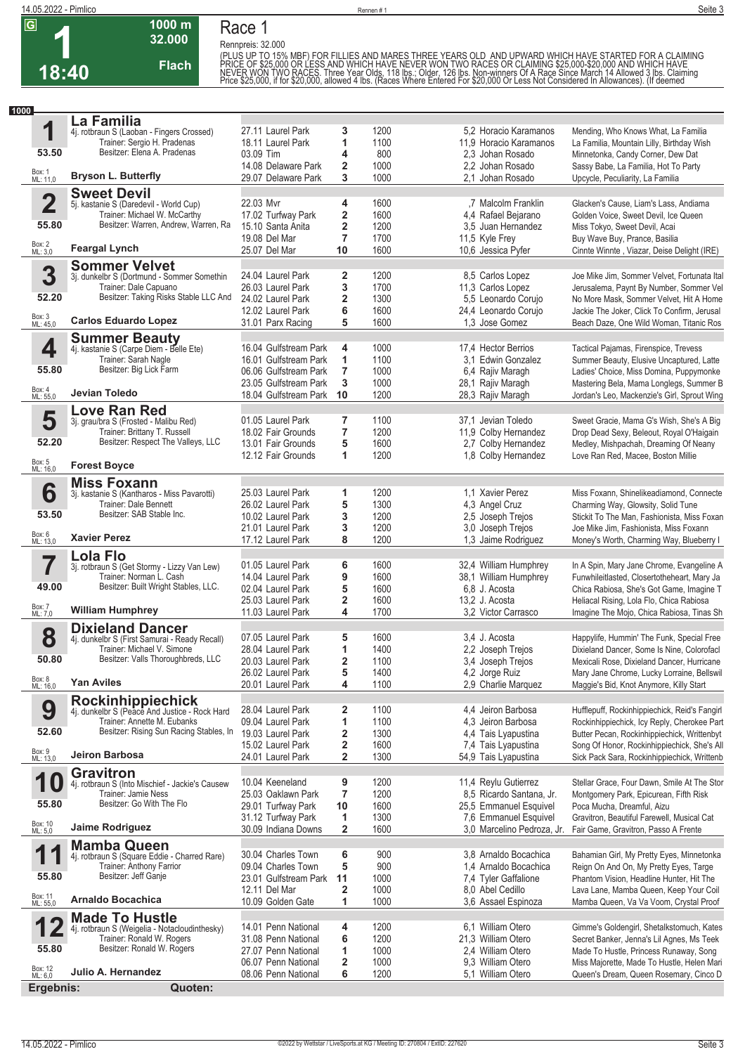# Race 1

**G** **1** **18:40** — 1000 m — 32.000 — Flach

Rennpreis: 32.000

(PLUS UP TO 15% MBF) FOR FILLIES AND MARES THREE YEARS OLD AND UPWARD WHICH HAVE STARTED FOR A CLAIMING PRICE OF $25,000 OR LESS AND WHICH HAVE NEVER WON TWO RACES OR CLAIMING $25,000-$20,000 AND WHICH HAVE NEVER WON TWO RACES. Three Year Olds, 118 lbs.; Older, 126 lbs. Non-winners Of A Race Since March 14 Allowed 3 lbs. Claiming Price $25,000, if for $20,000, allowed 4 lbs. (Races Where Entered For $20,000 Or Less Not Considered In Allowances). (If deemed

**1000**

## 1 La Familia
4j. rotbraun S (Laoban - Fingers Crossed)
Trainer: Sergio H. Pradenas
Besitzer: Elena A. Pradenas
53.50 — Box: 1 — ML: 11,0
**Bryson L. Butterfly**

| Datum | Bahn | Pl. | Distanz | Quote / Reiter | Einlauf |
|---|---|---|---|---|---|
| 27.11 | Laurel Park | 3 | 1200 | 5,2 Horacio Karamanos | Mending, Who Knows What, La Familia |
| 18.11 | Laurel Park | 1 | 1100 | 11,9 Horacio Karamanos | La Familia, Mountain Lilly, Birthday Wish |
| 03.09 | Tim | 4 | 800 | 2,3 Johan Rosado | Minnetonka, Candy Corner, Dew Dat |
| 14.08 | Delaware Park | 2 | 1000 | 2,2 Johan Rosado | Sassy Babe, La Familia, Hot To Party |
| 29.07 | Delaware Park | 3 | 1000 | 2,1 Johan Rosado | Upcycle, Peculiarity, La Familia |

## 2 Sweet Devil
5j. kastanie S (Daredevil - World Cup)
Trainer: Michael W. McCarthy
Besitzer: Warren, Andrew, Warren, Ra
55.80 — Box: 2 — ML: 3,0
**Feargal Lynch**

| Datum | Bahn | Pl. | Distanz | Quote / Reiter | Einlauf |
|---|---|---|---|---|---|
| 22.03 | Mvr | 4 | 1600 | ,7 Malcolm Franklin | Glacken's Cause, Liam's Lass, Andiama |
| 17.02 | Turfway Park | 2 | 1600 | 4,4 Rafael Bejarano | Golden Voice, Sweet Devil, Ice Queen |
| 15.10 | Santa Anita | 2 | 1200 | 3,5 Juan Hernandez | Miss Tokyo, Sweet Devil, Acai |
| 19.08 | Del Mar | 7 | 1700 | 11,5 Kyle Frey | Buy Wave Buy, Prance, Basilia |
| 25.07 | Del Mar | 10 | 1600 | 10,6 Jessica Pyfer | Cinnte Winnte , Viazar, Deise Delight (IRE) |

## 3 Sommer Velvet
3j. dunkelbr S (Dortmund - Sommer Somethin
Trainer: Dale Capuano
Besitzer: Taking Risks Stable LLC And
52.20 — Box: 3 — ML: 45,0
**Carlos Eduardo Lopez**

| Datum | Bahn | Pl. | Distanz | Quote / Reiter | Einlauf |
|---|---|---|---|---|---|
| 24.04 | Laurel Park | 2 | 1200 | 8,5 Carlos Lopez | Joe Mike Jim, Sommer Velvet, Fortunata Ital |
| 26.03 | Laurel Park | 3 | 1700 | 11,3 Carlos Lopez | Jerusalema, Paynt By Number, Sommer Vel |
| 24.02 | Laurel Park | 2 | 1300 | 5,5 Leonardo Corujo | No More Mask, Sommer Velvet, Hit A Home |
| 12.02 | Laurel Park | 6 | 1600 | 24,4 Leonardo Corujo | Jackie The Joker, Click To Confirm, Jerusal |
| 31.01 | Parx Racing | 5 | 1600 | 1,3 Jose Gomez | Beach Daze, One Wild Woman, Titanic Ros |

## 4 Summer Beauty
4j. kastanie S (Carpe Diem - Belle Ete)
Trainer: Sarah Nagle
Besitzer: Big Lick Farm
55.80 — Box: 4 — ML: 55,0
**Jevian Toledo**

| Datum | Bahn | Pl. | Distanz | Quote / Reiter | Einlauf |
|---|---|---|---|---|---|
| 16.04 | Gulfstream Park | 4 | 1000 | 17,4 Hector Berrios | Tactical Pajamas, Firenspice, Treves |
| 16.01 | Gulfstream Park | 1 | 1100 | 3,1 Edwin Gonzalez | Summer Beauty, Elusive Uncaptured, Latte |
| 06.06 | Gulfstream Park | 7 | 1000 | 6,4 Rajiv Maragh | Ladies' Choice, Miss Domina, Puppymonke |
| 23.05 | Gulfstream Park | 3 | 1000 | 28,1 Rajiv Maragh | Mastering Bela, Mama Longlegs, Summer B |
| 18.04 | Gulfstream Park | 10 | 1200 | 28,3 Rajiv Maragh | Jordan's Leo, Mackenzie's Girl, Sprout Wing |

## 5 Love Ran Red
3j. grau/bra S (Frosted - Malibu Red)
Trainer: Brittany T. Russell
Besitzer: Respect The Valleys, LLC
52.20 — Box: 5 — ML: 16,0
**Forest Boyce**

| Datum | Bahn | Pl. | Distanz | Quote / Reiter | Einlauf |
|---|---|---|---|---|---|
| 01.05 | Laurel Park | 7 | 1100 | 37,1 Jevian Toledo | Sweet Gracie, Mama G's Wish, She's A Big |
| 18.02 | Fair Grounds | 7 | 1200 | 11,9 Colby Hernandez | Drop Dead Sexy, Beleout, Royal O'Haigain |
| 13.01 | Fair Grounds | 5 | 1600 | 2,7 Colby Hernandez | Medley, Mishpachah, Dreaming Of Neany |
| 12.12 | Fair Grounds | 1 | 1200 | 1,8 Colby Hernandez | Love Ran Red, Macee, Boston Millie |

## 6 Miss Foxann
3j. kastanie S (Kantharos - Miss Pavarotti)
Trainer: Dale Bennett
Besitzer: SAB Stable Inc.
53.50 — Box: 6 — ML: 13,0
**Xavier Perez**

| Datum | Bahn | Pl. | Distanz | Quote / Reiter | Einlauf |
|---|---|---|---|---|---|
| 25.03 | Laurel Park | 1 | 1200 | 1,1 Xavier Perez | Miss Foxann, Shinelikeadiamond, Connecte |
| 26.02 | Laurel Park | 5 | 1300 | 4,3 Angel Cruz | Charming Way, Glowsity, Solid Tune |
| 10.02 | Laurel Park | 3 | 1200 | 2,5 Joseph Trejos | Stickit To The Man, Fashionista, Miss Foxan |
| 21.01 | Laurel Park | 3 | 1200 | 3,0 Joseph Trejos | Joe Mike Jim, Fashionista, Miss Foxann |
| 17.12 | Laurel Park | 8 | 1200 | 1,3 Jaime Rodriguez | Money's Worth, Charming Way, Blueberry I |

## 7 Lola Flo
3j. rotbraun S (Get Stormy - Lizzy Van Lew)
Trainer: Norman L. Cash
Besitzer: Built Wright Stables, LLC.
49.00 — Box: 7 — ML: 7,0
**William Humphrey**

| Datum | Bahn | Pl. | Distanz | Quote / Reiter | Einlauf |
|---|---|---|---|---|---|
| 01.05 | Laurel Park | 6 | 1600 | 32,4 William Humphrey | In A Spin, Mary Jane Chrome, Evangeline A |
| 14.04 | Laurel Park | 9 | 1600 | 38,1 William Humphrey | Funwhileitlasted, Closertotheheart, Mary Ja |
| 02.04 | Laurel Park | 5 | 1600 | 6,8 J. Acosta | Chica Rabiosa, She's Got Game, Imagine T |
| 25.03 | Laurel Park | 2 | 1600 | 13,2 J. Acosta | Heliacal Rising, Lola Flo, Chica Rabiosa |
| 11.03 | Laurel Park | 4 | 1700 | 3,2 Victor Carrasco | Imagine The Mojo, Chica Rabiosa, Tinas Sh |

## 8 Dixieland Dancer
4j. dunkelbr S (First Samurai - Ready Recall)
Trainer: Michael V. Simone
Besitzer: Valls Thoroughbreds, LLC
50.80 — Box: 8 — ML: 16,0
**Yan Aviles**

| Datum | Bahn | Pl. | Distanz | Quote / Reiter | Einlauf |
|---|---|---|---|---|---|
| 07.05 | Laurel Park | 5 | 1600 | 3,4 J. Acosta | Happylife, Hummin' The Funk, Special Free |
| 28.04 | Laurel Park | 1 | 1400 | 2,2 Joseph Trejos | Dixieland Dancer, Some Is Nine, Colorofacl |
| 20.03 | Laurel Park | 2 | 1100 | 3,4 Joseph Trejos | Mexicali Rose, Dixieland Dancer, Hurricane |
| 26.02 | Laurel Park | 5 | 1400 | 4,2 Jorge Ruiz | Mary Jane Chrome, Lucky Lorraine, Bellswil |
| 20.01 | Laurel Park | 4 | 1100 | 2,9 Charlie Marquez | Maggie's Bid, Knot Anymore, Killy Start |

## 9 Rockinhippiechick
4j. dunkelbr S (Peace And Justice - Rock Hard
Trainer: Annette M. Eubanks
Besitzer: Rising Sun Racing Stables, In
52.60 — Box: 9 — ML: 13,0
**Jeiron Barbosa**

| Datum | Bahn | Pl. | Distanz | Quote / Reiter | Einlauf |
|---|---|---|---|---|---|
| 28.04 | Laurel Park | 2 | 1100 | 4,4 Jeiron Barbosa | Hufflepuff, Rockinhippiechick, Reid's Fangirl |
| 09.04 | Laurel Park | 1 | 1100 | 4,3 Jeiron Barbosa | Rockinhippiechick, Icy Reply, Cherokee Part |
| 19.03 | Laurel Park | 2 | 1300 | 4,4 Tais Lyapustina | Butter Pecan, Rockinhippiechick, Writtenbyt |
| 15.02 | Laurel Park | 2 | 1600 | 7,4 Tais Lyapustina | Song Of Honor, Rockinhippiechick, She's All |
| 24.01 | Laurel Park | 2 | 1300 | 54,9 Tais Lyapustina | Sick Pack Sara, Rockinhippiechick, Writtenb |

## 10 Gravitron
4j. rotbraun S (Into Mischief - Jackie's Causew
Trainer: Jamie Ness
Besitzer: Go With The Flo
55.80 — Box: 10 — ML: 5,0
**Jaime Rodriguez**

| Datum | Bahn | Pl. | Distanz | Quote / Reiter | Einlauf |
|---|---|---|---|---|---|
| 10.04 | Keeneland | 9 | 1200 | 11,4 Reylu Gutierrez | Stellar Grace, Four Dawn, Smile At The Stor |
| 25.03 | Oaklawn Park | 7 | 1200 | 8,5 Ricardo Santana, Jr. | Montgomery Park, Epicurean, Fifth Risk |
| 29.01 | Turfway Park | 10 | 1600 | 25,5 Emmanuel Esquivel | Poca Mucha, Dreamful, Aizu |
| 31.12 | Turfway Park | 1 | 1300 | 7,6 Emmanuel Esquivel | Gravitron, Beautiful Farewell, Musical Cat |
| 30.09 | Indiana Downs | 2 | 1600 | 3,0 Marcelino Pedroza, Jr. | Fair Game, Gravitron, Passo A Frente |

## 11 Mamba Queen
4j. rotbraun S (Square Eddie - Charred Rare)
Trainer: Anthony Farrior
Besitzer: Jeff Ganje
55.80 — Box: 11 — ML: 55,0
**Arnaldo Bocachica**

| Datum | Bahn | Pl. | Distanz | Quote / Reiter | Einlauf |
|---|---|---|---|---|---|
| 30.04 | Charles Town | 6 | 900 | 3,8 Arnaldo Bocachica | Bahamian Girl, My Pretty Eyes, Minnetonka |
| 09.04 | Charles Town | 5 | 900 | 1,4 Arnaldo Bocachica | Reign On And On, My Pretty Eyes, Targe |
| 23.01 | Gulfstream Park | 11 | 1000 | 7,4 Tyler Gaffalione | Phantom Vision, Headline Hunter, Hit The |
| 12.11 | Del Mar | 2 | 1000 | 8,0 Abel Cedillo | Lava Lane, Mamba Queen, Keep Your Coil |
| 10.09 | Golden Gate | 1 | 1000 | 3,6 Assael Espinoza | Mamba Queen, Va Va Voom, Crystal Proof |

## 12 Made To Hustle
4j. rotbraun S (Weigelia - Notacloudinthesky)
Trainer: Ronald W. Rogers
Besitzer: Ronald W. Rogers
55.80 — Box: 12 — ML: 6,0
**Julio A. Hernandez**

| Datum | Bahn | Pl. | Distanz | Quote / Reiter | Einlauf |
|---|---|---|---|---|---|
| 14.01 | Penn National | 4 | 1200 | 6,1 William Otero | Gimme's Goldengirl, Shetalkstomuch, Kates |
| 31.08 | Penn National | 6 | 1200 | 21,3 William Otero | Secret Banker, Jenna's Lil Agnes, Ms Teek |
| 27.07 | Penn National | 1 | 1000 | 2,4 William Otero | Made To Hustle, Princess Runaway, Song |
| 06.07 | Penn National | 2 | 1000 | 9,3 William Otero | Miss Majorette, Made To Hustle, Helen Mari |
| 08.06 | Penn National | 6 | 1200 | 5,1 William Otero | Queen's Dream, Queen Rosemary, Cinco D |

**Ergebnis:** **Quoten:**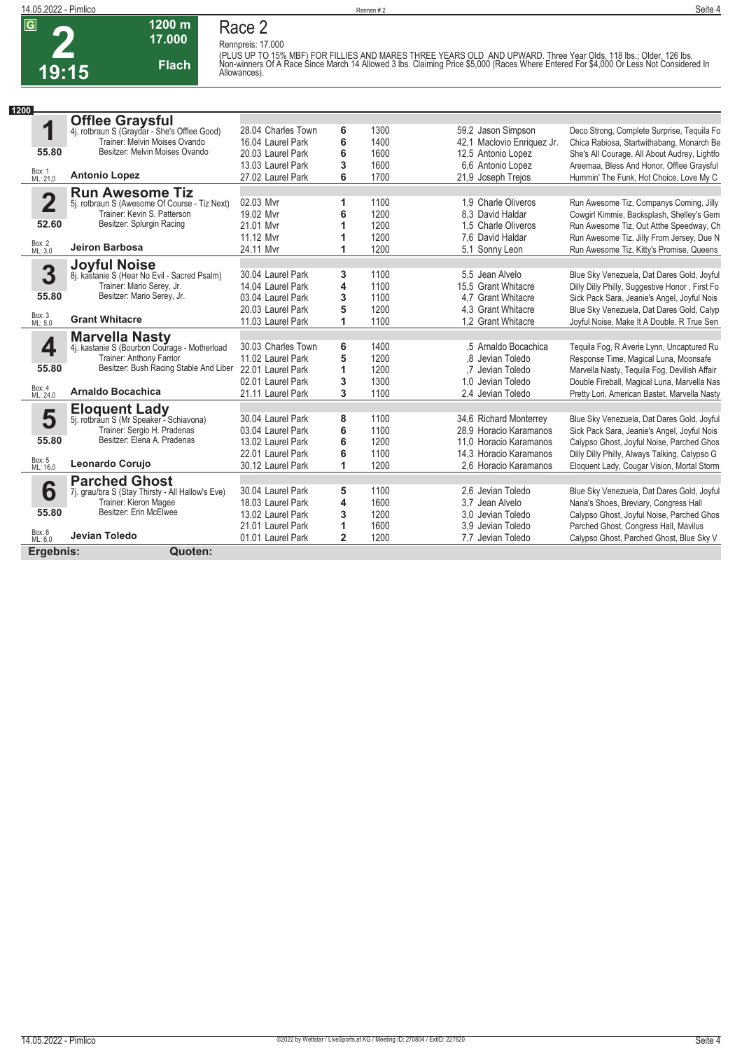# Race 2

**G** **2** **19:15** — 1200 m, 17.000, Flach

Rennpreis: 17.000

(PLUS UP TO 15% MBF) FOR FILLIES AND MARES THREE YEARS OLD AND UPWARD. Three Year Olds, 118 lbs.; Older, 126 lbs. Non-winners Of A Race Since March 14 Allowed 3 lbs. Claiming Price $5,000 (Races Where Entered For $4,000 Or Less Not Considered In Allowances).

**1200**

## 1 Offlee Graysful

4j. rotbraun S (Graydar - She's Offlee Good)
Trainer: Melvin Moises Ovando
Besitzer: Melvin Moises Ovando
55.80 — Box: 1, ML: 21,0
**Antonio Lopez**

| Datum | Platz | Pos. | Distanz | Quote / Jockey | Einlauf |
|---|---|---|---|---|---|
| 28.04 | Charles Town | 6 | 1300 | 59,2 Jason Simpson | Deco Strong, Complete Surprise, Tequila Fo |
| 16.04 | Laurel Park | 6 | 1400 | 42,1 Maclovio Enriquez Jr. | Chica Rabiosa, Startwithabang, Monarch Be |
| 20.03 | Laurel Park | 6 | 1600 | 12,5 Antonio Lopez | She's All Courage, All About Audrey, Lightfo |
| 13.03 | Laurel Park | 3 | 1600 | 6,6 Antonio Lopez | Areemaa, Bless And Honor, Offlee Graysful |
| 27.02 | Laurel Park | 6 | 1700 | 21,9 Joseph Trejos | Hummin' The Funk, Hot Choice, Love My C |

## 2 Run Awesome Tiz

5j. rotbraun S (Awesome Of Course - Tiz Next)
Trainer: Kevin S. Patterson
Besitzer: Splurgin Racing
52.60 — Box: 2, ML: 3,0
**Jeiron Barbosa**

| Datum | Platz | Pos. | Distanz | Quote / Jockey | Einlauf |
|---|---|---|---|---|---|
| 02.03 | Mvr | 1 | 1100 | 1,9 Charle Oliveros | Run Awesome Tiz, Companys Coming, Jilly |
| 19.02 | Mvr | 6 | 1200 | 8,3 David Haldar | Cowgirl Kimmie, Backsplash, Shelley's Gem |
| 21.01 | Mvr | 1 | 1200 | 1,5 Charle Oliveros | Run Awesome Tiz, Out Atthe Speedway, Ch |
| 11.12 | Mvr | 1 | 1200 | 7,6 David Haldar | Run Awesome Tiz, Jilly From Jersey, Due N |
| 24.11 | Mvr | 1 | 1200 | 5,1 Sonny Leon | Run Awesome Tiz, Kitty's Promise, Queens |

## 3 Joyful Noise

8j. kastanie S (Hear No Evil - Sacred Psalm)
Trainer: Mario Serey, Jr.
Besitzer: Mario Serey, Jr.
55.80 — Box: 3, ML: 5,0
**Grant Whitacre**

| Datum | Platz | Pos. | Distanz | Quote / Jockey | Einlauf |
|---|---|---|---|---|---|
| 30.04 | Laurel Park | 3 | 1100 | 5,5 Jean Alvelo | Blue Sky Venezuela, Dat Dares Gold, Joyful |
| 14.04 | Laurel Park | 4 | 1100 | 15,5 Grant Whitacre | Dilly Dilly Philly, Suggestive Honor , First Fo |
| 03.04 | Laurel Park | 3 | 1100 | 4,7 Grant Whitacre | Sick Pack Sara, Jeanie's Angel, Joyful Nois |
| 20.03 | Laurel Park | 5 | 1200 | 4,3 Grant Whitacre | Blue Sky Venezuela, Dat Dares Gold, Calyp |
| 11.03 | Laurel Park | 1 | 1100 | 1,2 Grant Whitacre | Joyful Noise, Make It A Double, R True Sen |

## 4 Marvella Nasty

4j. kastanie S (Bourbon Courage - Motherload
Trainer: Anthony Farrior
Besitzer: Bush Racing Stable And Liber
55.80 — Box: 4, ML: 24,0
**Arnaldo Bocachica**

| Datum | Platz | Pos. | Distanz | Quote / Jockey | Einlauf |
|---|---|---|---|---|---|
| 30.03 | Charles Town | 6 | 1400 | ,5 Arnaldo Bocachica | Tequila Fog, R Averie Lynn, Uncaptured Ru |
| 11.02 | Laurel Park | 5 | 1200 | ,8 Jevian Toledo | Response Time, Magical Luna, Moonsafe |
| 22.01 | Laurel Park | 1 | 1200 | ,7 Jevian Toledo | Marvella Nasty, Tequila Fog, Devilish Affair |
| 02.01 | Laurel Park | 3 | 1300 | 1,0 Jevian Toledo | Double Fireball, Magical Luna, Marvella Nas |
| 21.11 | Laurel Park | 3 | 1100 | 2,4 Jevian Toledo | Pretty Lori, American Bastet, Marvella Nasty |

## 5 Eloquent Lady

5j. rotbraun S (Mr Speaker - Schiavona)
Trainer: Sergio H. Pradenas
Besitzer: Elena A. Pradenas
55.80 — Box: 5, ML: 16,0
**Leonardo Corujo**

| Datum | Platz | Pos. | Distanz | Quote / Jockey | Einlauf |
|---|---|---|---|---|---|
| 30.04 | Laurel Park | 8 | 1100 | 34,6 Richard Monterrey | Blue Sky Venezuela, Dat Dares Gold, Joyful |
| 03.04 | Laurel Park | 6 | 1100 | 28,9 Horacio Karamanos | Sick Pack Sara, Jeanie's Angel, Joyful Nois |
| 13.02 | Laurel Park | 6 | 1200 | 11,0 Horacio Karamanos | Calypso Ghost, Joyful Noise, Parched Ghos |
| 22.01 | Laurel Park | 6 | 1100 | 14,3 Horacio Karamanos | Dilly Dilly Philly, Always Talking, Calypso G |
| 30.12 | Laurel Park | 1 | 1200 | 2,6 Horacio Karamanos | Eloquent Lady, Cougar Vision, Mortal Storm |

## 6 Parched Ghost

7j. grau/bra S (Stay Thirsty - All Hallow's Eve)
Trainer: Kieron Magee
Besitzer: Erin McElwee
55.80 — Box: 6, ML: 6,0
**Jevian Toledo**

| Datum | Platz | Pos. | Distanz | Quote / Jockey | Einlauf |
|---|---|---|---|---|---|
| 30.04 | Laurel Park | 5 | 1100 | 2,6 Jevian Toledo | Blue Sky Venezuela, Dat Dares Gold, Joyful |
| 18.03 | Laurel Park | 4 | 1600 | 3,7 Jean Alvelo | Nana's Shoes, Breviary, Congress Hall |
| 13.02 | Laurel Park | 3 | 1200 | 3,0 Jevian Toledo | Calypso Ghost, Joyful Noise, Parched Ghos |
| 21.01 | Laurel Park | 1 | 1600 | 3,9 Jevian Toledo | Parched Ghost, Congress Hall, Mavilus |
| 01.01 | Laurel Park | 2 | 1200 | 7,7 Jevian Toledo | Calypso Ghost, Parched Ghost, Blue Sky V |

**Ergebnis:** **Quoten:**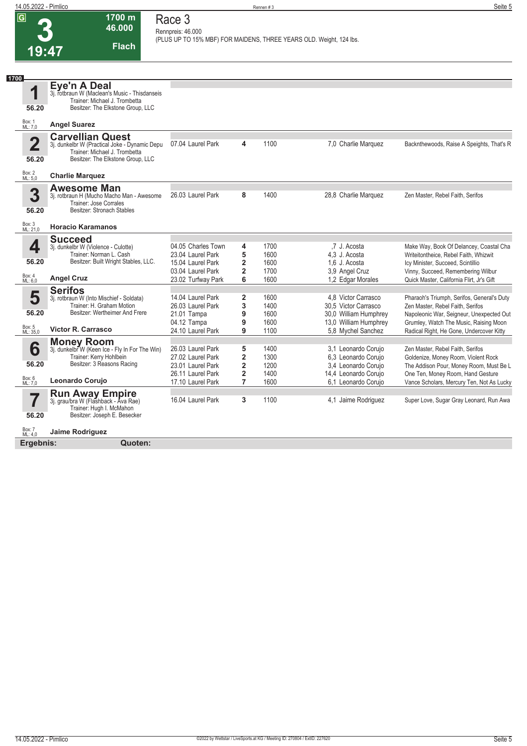G

# 3

19:47

1700 m
46.000
Flach

## Race 3

Rennpreis: 46.000
(PLUS UP TO 15% MBF) FOR MAIDENS, THREE YEARS OLD. Weight, 124 lbs.

1700

### 1 Eye'n A Deal

3j. rotbraun W (Maclean's Music - Thisdanseis
Trainer: Michael J. Trombetta
Besitzer: The Elkstone Group, LLC

56.20

Box: 1
ML: 7,0

**Angel Suarez**

### 2 Carvellian Quest

3j. dunkelbr W (Practical Joke - Dynamic Depu
Trainer: Michael J. Trombetta
Besitzer: The Elkstone Group, LLC

56.20

Box: 2
ML: 5,0

**Charlie Marquez**

| Datum | Bahn | Platz | Distanz | Quote | Jockey | Einlauf |
|---|---|---|---|---|---|---|
| 07.04 | Laurel Park | 4 | 1100 | 7,0 | Charlie Marquez | Backnthewoods, Raise A Speights, That's R |

### 3 Awesome Man

3j. rotbraun H (Mucho Macho Man - Awesome
Trainer: Jose Corrales
Besitzer: Stronach Stables

56.20

Box: 3
ML: 21,0

**Horacio Karamanos**

| Datum | Bahn | Platz | Distanz | Quote | Jockey | Einlauf |
|---|---|---|---|---|---|---|
| 26.03 | Laurel Park | 8 | 1400 | 28,8 | Charlie Marquez | Zen Master, Rebel Faith, Serifos |

### 4 Succeed

3j. dunkelbr W (Violence - Culotte)
Trainer: Norman L. Cash
Besitzer: Built Wright Stables, LLC.

56.20

Box: 4
ML: 6,0

**Angel Cruz**

| Datum | Bahn | Platz | Distanz | Quote | Jockey | Einlauf |
|---|---|---|---|---|---|---|
| 04.05 | Charles Town | 4 | 1700 | ,7 | J. Acosta | Make Way, Book Of Delancey, Coastal Cha |
| 23.04 | Laurel Park | 5 | 1600 | 4,3 | J. Acosta | Writeitontheice, Rebel Faith, Whizwit |
| 15.04 | Laurel Park | 2 | 1600 | 1,6 | J. Acosta | Icy Minister, Succeed, Scintillio |
| 03.04 | Laurel Park | 2 | 1700 | 3,9 | Angel Cruz | Vinny, Succeed, Remembering Wilbur |
| 23.02 | Turfway Park | 6 | 1600 | 1,2 | Edgar Morales | Quick Master, California Flirt, Jr's Gift |

### 5 Serifos

3j. rotbraun W (Into Mischief - Soldata)
Trainer: H. Graham Motion
Besitzer: Wertheimer And Frere

56.20

Box: 5
ML: 35,0

**Victor R. Carrasco**

| Datum | Bahn | Platz | Distanz | Quote | Jockey | Einlauf |
|---|---|---|---|---|---|---|
| 14.04 | Laurel Park | 2 | 1600 | 4,8 | Victor Carrasco | Pharaoh's Triumph, Serifos, General's Duty |
| 26.03 | Laurel Park | 3 | 1400 | 30,5 | Victor Carrasco | Zen Master, Rebel Faith, Serifos |
| 21.01 | Tampa | 9 | 1600 | 30,0 | William Humphrey | Napoleonic War, Seigneur, Unexpected Out |
| 04.12 | Tampa | 9 | 1600 | 13,0 | William Humphrey | Grumley, Watch The Music, Raising Moon |
| 24.10 | Laurel Park | 9 | 1100 | 5,8 | Mychel Sanchez | Radical Right, He Gone, Undercover Kitty |

### 6 Money Room

3j. dunkelbr W (Keen Ice - Fly In For The Win)
Trainer: Kerry Hohlbein
Besitzer: 3 Reasons Racing

56.20

Box: 6
ML: 7,0

**Leonardo Corujo**

| Datum | Bahn | Platz | Distanz | Quote | Jockey | Einlauf |
|---|---|---|---|---|---|---|
| 26.03 | Laurel Park | 5 | 1400 | 3,1 | Leonardo Corujo | Zen Master, Rebel Faith, Serifos |
| 27.02 | Laurel Park | 2 | 1300 | 6,3 | Leonardo Corujo | Goldenize, Money Room, Violent Rock |
| 23.01 | Laurel Park | 2 | 1200 | 3,4 | Leonardo Corujo | The Addison Pour, Money Room, Must Be L |
| 26.11 | Laurel Park | 2 | 1400 | 14,4 | Leonardo Corujo | One Ten, Money Room, Hand Gesture |
| 17.10 | Laurel Park | 7 | 1600 | 6,1 | Leonardo Corujo | Vance Scholars, Mercury Ten, Not As Lucky |

### 7 Run Away Empire

3j. grau/bra W (Flashback - Ava Rae)
Trainer: Hugh I. McMahon
Besitzer: Joseph E. Besecker

56.20

Box: 7
ML: 4,0

**Jaime Rodriguez**

| Datum | Bahn | Platz | Distanz | Quote | Jockey | Einlauf |
|---|---|---|---|---|---|---|
| 16.04 | Laurel Park | 3 | 1100 | 4,1 | Jaime Rodriguez | Super Love, Sugar Gray Leonard, Run Awa |

**Ergebnis:** **Quoten:**

©2022 by Wettstar / LiveSports.at KG / Meeting ID: 270804 / ExtID: 227620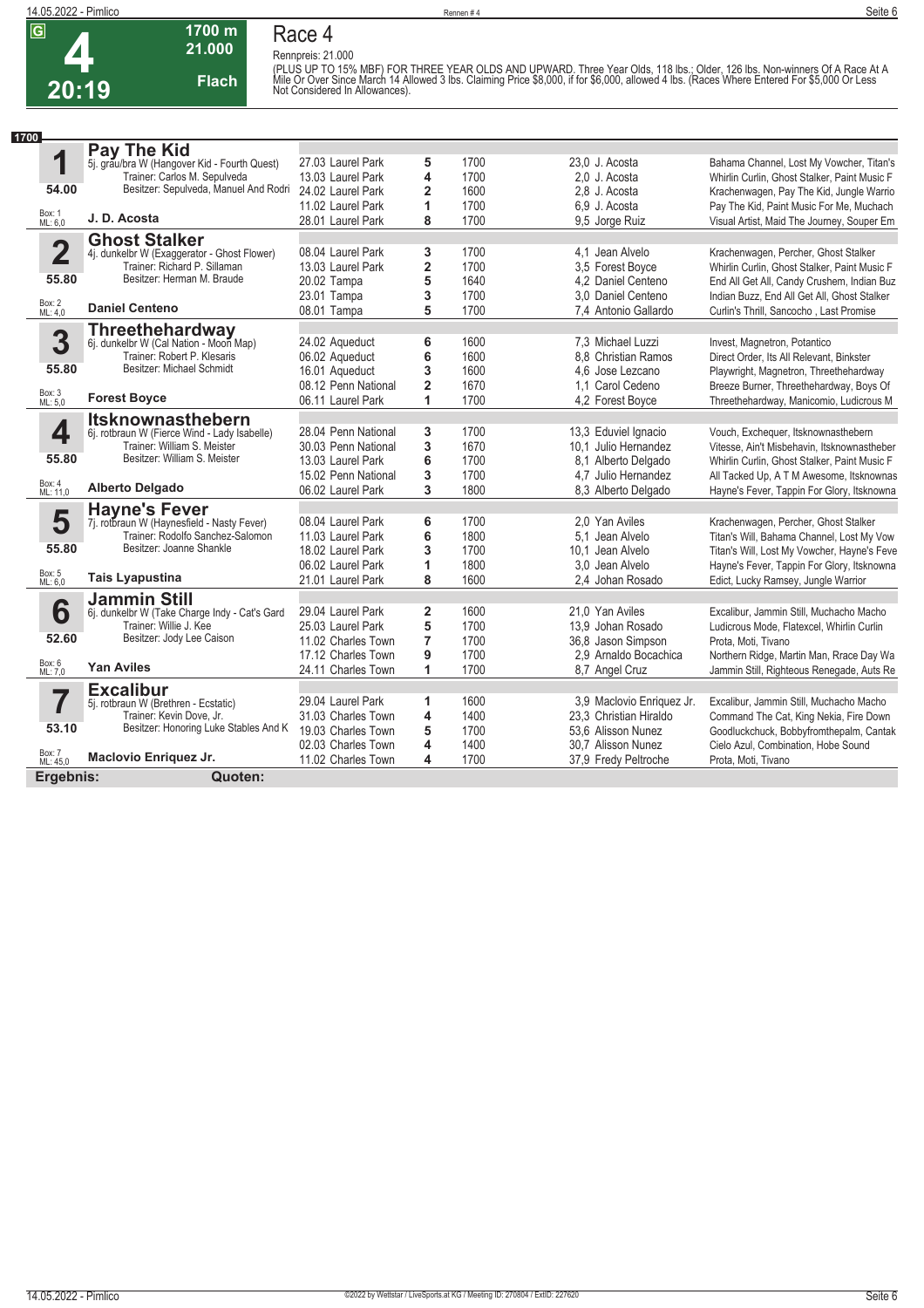# Race 4

**4** — G — 20:19 — 1700 m — 21.000 — Flach

Rennpreis: 21.000

(PLUS UP TO 15% MBF) FOR THREE YEAR OLDS AND UPWARD. Three Year Olds, 118 lbs.; Older, 126 lbs. Non-winners Of A Race At A Mile Or Over Since March 14 Allowed 3 lbs. Claiming Price $8,000, if for $6,000, allowed 4 lbs. (Races Where Entered For $5,000 Or Less Not Considered In Allowances).

**1700**

## 1 Pay The Kid

5j. grau/bra W (Hangover Kid - Fourth Quest)
Trainer: Carlos M. Sepulveda
Besitzer: Sepulveda, Manuel And Rodri
54.00
Box: 1 ML: 6,0
**J. D. Acosta**

| Datum | Bahn | Platz | Distanz | Quote / Jockey | Einlauf |
|---|---|---|---|---|---|
| 27.03 | Laurel Park | 5 | 1700 | 23,0 J. Acosta | Bahama Channel, Lost My Vowcher, Titan's |
| 13.03 | Laurel Park | 4 | 1700 | 2,0 J. Acosta | Whirlin Curlin, Ghost Stalker, Paint Music F |
| 24.02 | Laurel Park | 2 | 1600 | 2,8 J. Acosta | Krachenwagen, Pay The Kid, Jungle Warrio |
| 11.02 | Laurel Park | 1 | 1700 | 6,9 J. Acosta | Pay The Kid, Paint Music For Me, Muchach |
| 28.01 | Laurel Park | 8 | 1700 | 9,5 Jorge Ruiz | Visual Artist, Maid The Journey, Souper Em |

## 2 Ghost Stalker

4j. dunkelbr W (Exaggerator - Ghost Flower)
Trainer: Richard P. Sillaman
Besitzer: Herman M. Braude
55.80
Box: 2 ML: 4,0
**Daniel Centeno**

| Datum | Bahn | Platz | Distanz | Quote / Jockey | Einlauf |
|---|---|---|---|---|---|
| 08.04 | Laurel Park | 3 | 1700 | 4,1 Jean Alvelo | Krachenwagen, Percher, Ghost Stalker |
| 13.03 | Laurel Park | 2 | 1700 | 3,5 Forest Boyce | Whirlin Curlin, Ghost Stalker, Paint Music F |
| 20.02 | Tampa | 5 | 1640 | 4,2 Daniel Centeno | End All Get All, Candy Crushem, Indian Buz |
| 23.01 | Tampa | 3 | 1700 | 3,0 Daniel Centeno | Indian Buzz, End All Get All, Ghost Stalker |
| 08.01 | Tampa | 5 | 1700 | 7,4 Antonio Gallardo | Curlin's Thrill, Sancocho , Last Promise |

## 3 Threethehardway

6j. dunkelbr W (Cal Nation - Moon Map)
Trainer: Robert P. Klesaris
Besitzer: Michael Schmidt
55.80
Box: 3 ML: 5,0
**Forest Boyce**

| Datum | Bahn | Platz | Distanz | Quote / Jockey | Einlauf |
|---|---|---|---|---|---|
| 24.02 | Aqueduct | 6 | 1600 | 7,3 Michael Luzzi | Invest, Magnetron, Potantico |
| 06.02 | Aqueduct | 6 | 1600 | 8,8 Christian Ramos | Direct Order, Its All Relevant, Binkster |
| 16.01 | Aqueduct | 3 | 1600 | 4,6 Jose Lezcano | Playwright, Magnetron, Threethehardway |
| 08.12 | Penn National | 2 | 1670 | 1,1 Carol Cedeno | Breeze Burner, Threethehardway, Boys Of |
| 06.11 | Laurel Park | 1 | 1700 | 4,2 Forest Boyce | Threethehardway, Manicomio, Ludicrous M |

## 4 Itsknownasthebern

6j. rotbraun W (Fierce Wind - Lady Isabelle)
Trainer: William S. Meister
Besitzer: William S. Meister
55.80
Box: 4 ML: 11,0
**Alberto Delgado**

| Datum | Bahn | Platz | Distanz | Quote / Jockey | Einlauf |
|---|---|---|---|---|---|
| 28.04 | Penn National | 3 | 1700 | 13,3 Eduviel Ignacio | Vouch, Exchequer, Itsknownasthebern |
| 30.03 | Penn National | 3 | 1670 | 10,1 Julio Hernandez | Vitesse, Ain't Misbehavin, Itsknownastheber |
| 13.03 | Laurel Park | 6 | 1700 | 8,1 Alberto Delgado | Whirlin Curlin, Ghost Stalker, Paint Music F |
| 15.02 | Penn National | 3 | 1700 | 4,7 Julio Hernandez | All Tacked Up, A T M Awesome, Itsknownas |
| 06.02 | Laurel Park | 3 | 1800 | 8,3 Alberto Delgado | Hayne's Fever, Tappin For Glory, Itsknowna |

## 5 Hayne's Fever

7j. rotbraun W (Haynesfield - Nasty Fever)
Trainer: Rodolfo Sanchez-Salomon
Besitzer: Joanne Shankle
55.80
Box: 5 ML: 6,0
**Tais Lyapustina**

| Datum | Bahn | Platz | Distanz | Quote / Jockey | Einlauf |
|---|---|---|---|---|---|
| 08.04 | Laurel Park | 6 | 1700 | 2,0 Yan Aviles | Krachenwagen, Percher, Ghost Stalker |
| 11.03 | Laurel Park | 6 | 1800 | 5,1 Jean Alvelo | Titan's Will, Bahama Channel, Lost My Vow |
| 18.02 | Laurel Park | 3 | 1700 | 10,1 Jean Alvelo | Titan's Will, Lost My Vowcher, Hayne's Feve |
| 06.02 | Laurel Park | 1 | 1800 | 3,0 Jean Alvelo | Hayne's Fever, Tappin For Glory, Itsknowna |
| 21.01 | Laurel Park | 8 | 1600 | 2,4 Johan Rosado | Edict, Lucky Ramsey, Jungle Warrior |

## 6 Jammin Still

6j. dunkelbr W (Take Charge Indy - Cat's Gard
Trainer: Willie J. Kee
Besitzer: Jody Lee Caison
52.60
Box: 6 ML: 7,0
**Yan Aviles**

| Datum | Bahn | Platz | Distanz | Quote / Jockey | Einlauf |
|---|---|---|---|---|---|
| 29.04 | Laurel Park | 2 | 1600 | 21,0 Yan Aviles | Excalibur, Jammin Still, Muchacho Macho |
| 25.03 | Laurel Park | 5 | 1700 | 13,9 Johan Rosado | Ludicrous Mode, Flatexcel, Whirlin Curlin |
| 11.02 | Charles Town | 7 | 1700 | 36,8 Jason Simpson | Prota, Moti, Tivano |
| 17.12 | Charles Town | 9 | 1700 | 2,9 Arnaldo Bocachica | Northern Ridge, Martin Man, Rrace Day Wa |
| 24.11 | Charles Town | 1 | 1700 | 8,7 Angel Cruz | Jammin Still, Righteous Renegade, Auts Re |

## 7 Excalibur

5j. rotbraun W (Brethren - Ecstatic)
Trainer: Kevin Dove, Jr.
Besitzer: Honoring Luke Stables And K
53.10
Box: 7 ML: 45,0
**Maclovio Enriquez Jr.**

| Datum | Bahn | Platz | Distanz | Quote / Jockey | Einlauf |
|---|---|---|---|---|---|
| 29.04 | Laurel Park | 1 | 1600 | 3,9 Maclovio Enriquez Jr. | Excalibur, Jammin Still, Muchacho Macho |
| 31.03 | Charles Town | 4 | 1400 | 23,3 Christian Hiraldo | Command The Cat, King Nekia, Fire Down |
| 19.03 | Charles Town | 5 | 1700 | 53,6 Alisson Nunez | Goodluckchuck, Bobbyfromthepalm, Cantak |
| 02.03 | Charles Town | 4 | 1400 | 30,7 Alisson Nunez | Cielo Azul, Combination, Hobe Sound |
| 11.02 | Charles Town | 4 | 1700 | 37,9 Fredy Peltroche | Prota, Moti, Tivano |

**Ergebnis:** **Quoten:**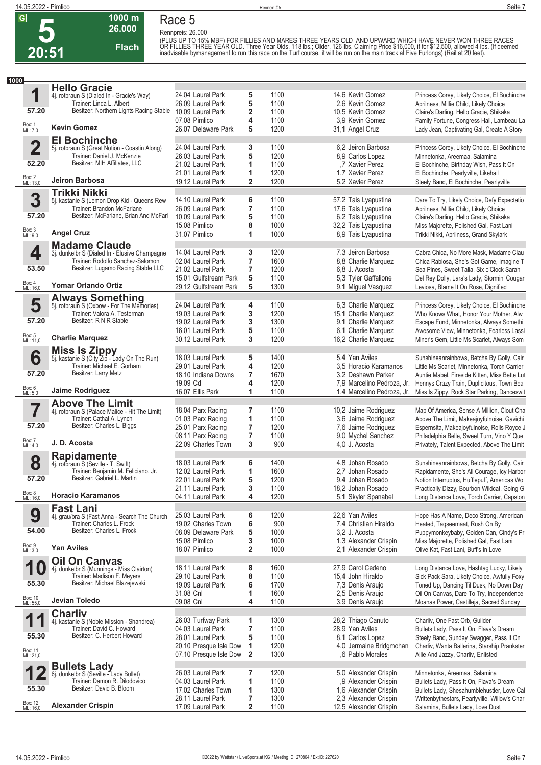**G** **5** **20:51** | 1000 m | 26.000 | Flach

# Race 5

Rennpreis: 26.000

(PLUS UP TO 15% MBF) FOR FILLIES AND MARES THREE YEARS OLD AND UPWARD WHICH HAVE NEVER WON THREE RACES OR FILLIES THREE YEAR OLD. Three Year Olds, 118 lbs.; Older, 126 lbs. Claiming Price $16,000, if for $12,500, allowed 4 lbs. (If deemed inadvisable bymanagement to run this race on the Turf course, it will be run on the main track at Five Furlongs) (Rail at 20 feet).

**1000**

## 1 Hello Gracie
4j. rotbraun S (Dialed In - Gracie's Way)
Trainer: Linda L. Albert
Besitzer: Northern Lights Racing Stable
57.20 | Box: 1 | ML: 7,0
**Kevin Gomez**

| Datum | Bahn | Pl. | Distanz | Quote / Jockey | Einlauf |
|---|---|---|---|---|---|
| 24.04 | Laurel Park | 5 | 1100 | 14,6 Kevin Gomez | Princess Corey, Likely Choice, El Bochinche |
| 26.09 | Laurel Park | 5 | 1100 | 2,6 Kevin Gomez | Aprilness, Millie Child, Likely Choice |
| 10.09 | Laurel Park | 2 | 1100 | 10,5 Kevin Gomez | Claire's Darling, Hello Gracie, Shikaka |
| 07.08 | Pimlico | 4 | 1100 | 3,9 Kevin Gomez | Family Fortune, Congress Hall, Lambeau La |
| 26.07 | Delaware Park | 5 | 1200 | 31,1 Angel Cruz | Lady Jean, Captivating Gal, Create A Story |

## 2 El Bochinche
5j. rotbraun S (Great Notion - Coastin Along)
Trainer: Daniel J. McKenzie
Besitzer: MIH Affiliates, LLC
52.20 | Box: 2 | ML: 13,0
**Jeiron Barbosa**

| Datum | Bahn | Pl. | Distanz | Quote / Jockey | Einlauf |
|---|---|---|---|---|---|
| 24.04 | Laurel Park | 3 | 1100 | 6,2 Jeiron Barbosa | Princess Corey, Likely Choice, El Bochinche |
| 26.03 | Laurel Park | 5 | 1200 | 8,9 Carlos Lopez | Minnetonka, Areemaa, Salamina |
| 21.02 | Laurel Park | 1 | 1100 | ,7 Xavier Perez | El Bochinche, Birthday Wish, Pass It On |
| 21.01 | Laurel Park | 1 | 1200 | 1,7 Xavier Perez | El Bochinche, Pearlyville, Likehail |
| 19.12 | Laurel Park | 2 | 1200 | 5,2 Xavier Perez | Steely Band, El Bochinche, Pearlyville |

## 3 Trikki Nikki
5j. kastanie S (Lemon Drop Kid - Queens Rew
Trainer: Brandon McFarlane
Besitzer: McFarlane, Brian And McFarl
57.20 | Box: 3 | ML: 9,0
**Angel Cruz**

| Datum | Bahn | Pl. | Distanz | Quote / Jockey | Einlauf |
|---|---|---|---|---|---|
| 14.10 | Laurel Park | 6 | 1100 | 57,2 Tais Lyapustina | Dare To Try, Likely Choice, Defy Expectatio |
| 26.09 | Laurel Park | 7 | 1100 | 17,6 Tais Lyapustina | Aprilness, Millie Child, Likely Choice |
| 10.09 | Laurel Park | 5 | 1100 | 6,2 Tais Lyapustina | Claire's Darling, Hello Gracie, Shikaka |
| 15.08 | Pimlico | 8 | 1000 | 32,2 Tais Lyapustina | Miss Majorette, Polished Gal, Fast Lani |
| 31.07 | Pimlico | 1 | 1000 | 8,9 Tais Lyapustina | Trikki Nikki, Aprilness, Grand Skylark |

## 4 Madame Claude
3j. dunkelbr S (Dialed In - Elusive Champagne
Trainer: Rodolfo Sanchez-Salomon
Besitzer: Lugamo Racing Stable LLC
53.50 | Box: 4 | ML: 16,0
**Yomar Orlando Ortiz**

| Datum | Bahn | Pl. | Distanz | Quote / Jockey | Einlauf |
|---|---|---|---|---|---|
| 14.04 | Laurel Park | 3 | 1200 | 7,3 Jeiron Barbosa | Cabra Chica, No More Mask, Madame Clau |
| 02.04 | Laurel Park | 7 | 1600 | 8,8 Charlie Marquez | Chica Rabiosa, She's Got Game, Imagine T |
| 21.02 | Laurel Park | 7 | 1200 | 6,8 J. Acosta | Sea Pines, Sweet Talia, Six o'Clock Sarah |
| 15.01 | Gulfstream Park | 5 | 1100 | 5,3 Tyler Gaffalione | Del Rey Dolly, Lara's Lady, Stormin' Cougar |
| 29.12 | Gulfstream Park | 5 | 1300 | 9,1 Miguel Vasquez | Leviosa, Blame It On Rose, Dignified |

## 5 Always Something
5j. rotbraun S (Oxbow - For The Memories)
Trainer: Valora A. Testerman
Besitzer: R N R Stable
57.20 | Box: 5 | ML: 11,0
**Charlie Marquez**

| Datum | Bahn | Pl. | Distanz | Quote / Jockey | Einlauf |
|---|---|---|---|---|---|
| 24.04 | Laurel Park | 4 | 1100 | 6,3 Charlie Marquez | Princess Corey, Likely Choice, El Bochinche |
| 19.03 | Laurel Park | 3 | 1200 | 15,1 Charlie Marquez | Who Knows What, Honor Your Mother, Alw |
| 19.02 | Laurel Park | 3 | 1300 | 9,1 Charlie Marquez | Escape Fund, Minnetonka, Always Somethi |
| 16.01 | Laurel Park | 5 | 1100 | 6,1 Charlie Marquez | Awesome View, Minnetonka, Fearless Lassi |
| 30.12 | Laurel Park | 3 | 1200 | 16,2 Charlie Marquez | Miner's Gem, Little Ms Scarlet, Always Som |

## 6 Miss Is Zippy
5j. kastanie S (City Zip - Lady On The Run)
Trainer: Michael E. Gorham
Besitzer: Larry Metz
57.20 | Box: 6 | ML: 5,0
**Jaime Rodriguez**

| Datum | Bahn | Pl. | Distanz | Quote / Jockey | Einlauf |
|---|---|---|---|---|---|
| 18.03 | Laurel Park | 5 | 1400 | 5,4 Yan Aviles | Sunshineanrainbows, Betcha By Golly, Cair |
| 29.01 | Laurel Park | 4 | 1200 | 3,5 Horacio Karamanos | Little Ms Scarlet, Minnetonka, Torch Carrier |
| 18.10 | Indiana Downs | 7 | 1670 | 3,2 Deshawn Parker | Auntie Mabel, Fireside Kitten, Miss Bette Lut |
| 19.09 | Cd | 4 | 1200 | 7,9 Marcelino Pedroza, Jr. | Hennys Crazy Train, Duplicitous, Town Bea |
| 16.07 | Ellis Park | 1 | 1100 | 1,4 Marcelino Pedroza, Jr. | Miss Is Zippy, Rock Star Parking, Danceswit |

## 7 Above The Limit
4j. rotbraun S (Palace Malice - Hit The Limit)
Trainer: Cathal A. Lynch
Besitzer: Charles L. Biggs
57.20 | Box: 7 | ML: 4,0
**J. D. Acosta**

| Datum | Bahn | Pl. | Distanz | Quote / Jockey | Einlauf |
|---|---|---|---|---|---|
| 18.04 | Parx Racing | 7 | 1100 | 10,2 Jaime Rodriguez | Map Of America, Sense A Million, Clout Cha |
| 01.03 | Parx Racing | 1 | 1100 | 3,6 Jaime Rodriguez | Above The Limit, Makeajoyfulnoise, Gavichi |
| 25.01 | Parx Racing | 7 | 1200 | 7,6 Jaime Rodriguez | Espernsita, Makeajoyfulnoise, Rolls Royce J |
| 08.11 | Parx Racing | 7 | 1100 | 9,0 Mychel Sanchez | Philadelphia Belle, Sweet Turn, Vino Y Que |
| 22.09 | Charles Town | 3 | 900 | 4,0 J. Acosta | Privately, Talent Expected, Above The Limit |

## 8 Rapidamente
4j. rotbraun S (Seville - T. Swift)
Trainer: Benjamin M. Feliciano, Jr.
Besitzer: Gabriel L. Martin
57.20 | Box: 8 | ML: 16,0
**Horacio Karamanos**

| Datum | Bahn | Pl. | Distanz | Quote / Jockey | Einlauf |
|---|---|---|---|---|---|
| 18.03 | Laurel Park | 6 | 1400 | 4,8 Johan Rosado | Sunshineanrainbows, Betcha By Golly, Cair |
| 12.02 | Laurel Park | 1 | 1600 | 2,7 Johan Rosado | Rapidamente, She's All Courage, Icy Harbor |
| 22.01 | Laurel Park | 5 | 1200 | 9,4 Johan Rosado | Notion Interruptus, Hufflepuff, Americas Wo |
| 21.11 | Laurel Park | 3 | 1100 | 18,2 Johan Rosado | Practically Dizzy, Bourbon Wildcat, Going G |
| 04.11 | Laurel Park | 4 | 1200 | 5,1 Skyler Spanabel | Long Distance Love, Torch Carrier, Capston |

## 9 Fast Lani
4j. grau/bra S (Fast Anna - Search The Church
Trainer: Charles L. Frock
Besitzer: Charles L. Frock
54.00 | Box: 9 | ML: 3,0
**Yan Aviles**

| Datum | Bahn | Pl. | Distanz | Quote / Jockey | Einlauf |
|---|---|---|---|---|---|
| 25.03 | Laurel Park | 6 | 1200 | 22,6 Yan Aviles | Hope Has A Name, Deco Strong, American |
| 19.02 | Charles Town | 6 | 900 | 7,4 Christian Hiraldo | Heated, Taqseemaat, Rush On By |
| 08.09 | Delaware Park | 5 | 1000 | 3,2 J. Acosta | Puppymonkeybaby, Golden Can, Cindy's Pr |
| 15.08 | Pimlico | 3 | 1000 | 1,3 Alexander Crispin | Miss Majorette, Polished Gal, Fast Lani |
| 18.07 | Pimlico | 2 | 1000 | 2,1 Alexander Crispin | Olive Kat, Fast Lani, Buff's In Love |

## 10 Oil On Canvas
4j. dunkelbr S (Munnings - Miss Clairton)
Trainer: Madison F. Meyers
Besitzer: Michael Blazejewski
55.30 | Box: 10 | ML: 55,0
**Jevian Toledo**

| Datum | Bahn | Pl. | Distanz | Quote / Jockey | Einlauf |
|---|---|---|---|---|---|
| 18.11 | Laurel Park | 8 | 1600 | 27,9 Carol Cedeno | Long Distance Love, Hashtag Lucky, Likely |
| 29.10 | Laurel Park | 8 | 1100 | 15,4 John Hiraldo | Sick Pack Sara, Likely Choice, Awfully Foxy |
| 19.09 | Laurel Park | 6 | 1700 | 7,3 Denis Araujo | Toned Up, Dancing Til Dusk, No Down Day |
| 31.08 | Cnl | 1 | 1600 | 2,5 Denis Araujo | Oil On Canvas, Dare To Try, Independence |
| 09.08 | Cnl | 4 | 1100 | 3,9 Denis Araujo | Moanas Power, Castilleja, Sacred Sunday |

## 11 Charliv
4j. kastanie S (Noble Mission - Shandrea)
Trainer: David C. Howard
Besitzer: C. Herbert Howard
55.30 | Box: 11 | ML: 21,0

| Datum | Bahn | Pl. | Distanz | Quote / Jockey | Einlauf |
|---|---|---|---|---|---|
| 26.03 | Turfway Park | 1 | 1300 | 28,2 Thiago Canuto | Charliv, One Fast Orb, Guilder |
| 04.03 | Laurel Park | 7 | 1100 | 28,9 Yan Aviles | Bullets Lady, Pass It On, Flava's Dream |
| 28.01 | Laurel Park | 5 | 1100 | 8,1 Carlos Lopez | Steely Band, Sunday Swagger, Pass It On |
| 20.10 | Presque Isle Dow | 1 | 1200 | 4,0 Jermaine Bridgmohan | Charliv, Wanta Ballerina, Starship Prankster |
| 07.10 | Presque Isle Dow | 2 | 1300 | ,6 Pablo Morales | Allie And Jazzy, Charliv, Enlisted |

## 12 Bullets Lady
6j. dunkelbr S (Seville - Lady Bullet)
Trainer: Damon R. Dilodovico
Besitzer: David B. Bloom
55.30 | Box: 12 | ML: 16,0
**Alexander Crispin**

| Datum | Bahn | Pl. | Distanz | Quote / Jockey | Einlauf |
|---|---|---|---|---|---|
| 26.03 | Laurel Park | 7 | 1200 | 5,0 Alexander Crispin | Minnetonka, Areemaa, Salamina |
| 04.03 | Laurel Park | 1 | 1100 | ,9 Alexander Crispin | Bullets Lady, Pass It On, Flava's Dream |
| 17.02 | Charles Town | 1 | 1300 | 1,6 Alexander Crispin | Bullets Lady, Shesahumblehustler, Love Cal |
| 28.11 | Laurel Park | 7 | 1300 | 2,3 Alexander Crispin | Writtenbythestars, Pearlyville, Willow's Char |
| 17.09 | Laurel Park | 2 | 1100 | 12,5 Alexander Crispin | Salamina, Bullets Lady, Love Dust |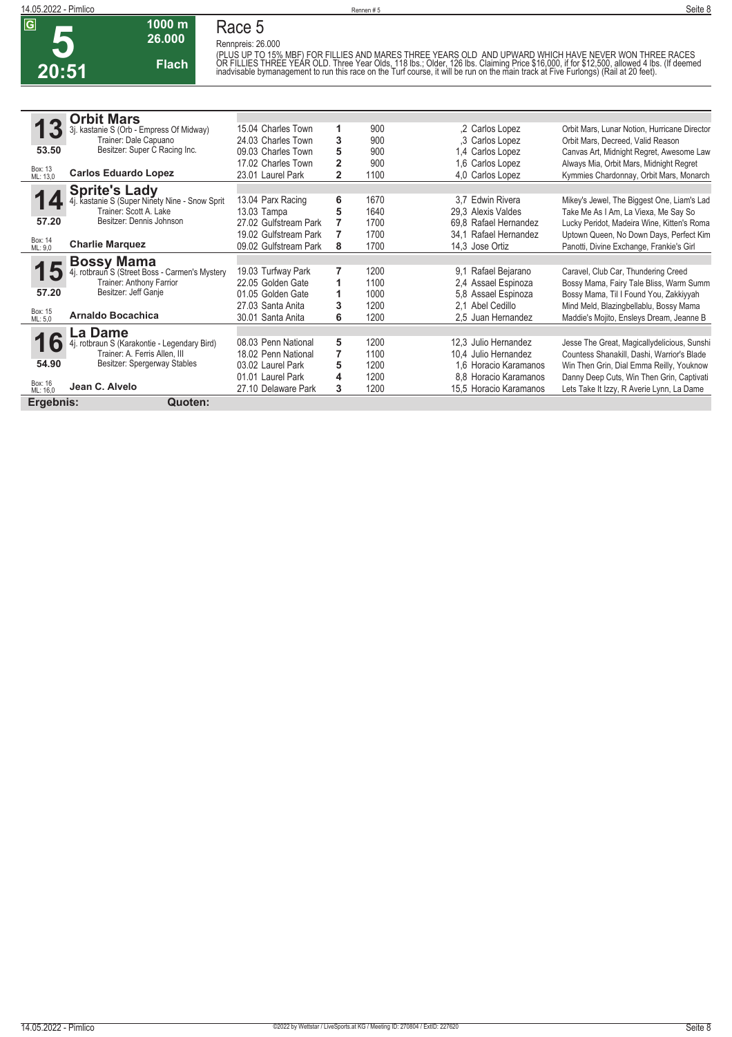# Race 5

**5** | 20:51 | G | 1000 m | 26.000 | Flach

Rennpreis: 26.000

(PLUS UP TO 15% MBF) FOR FILLIES AND MARES THREE YEARS OLD AND UPWARD WHICH HAVE NEVER WON THREE RACES OR FILLIES THREE YEAR OLD. Three Year Olds, 118 lbs.; Older, 126 lbs. Claiming Price $16,000, if for $12,500, allowed 4 lbs. (If deemed inadvisable bymanagement to run this race on the Turf course, it will be run on the main track at Five Furlongs) (Rail at 20 feet).

## 13 Orbit Mars

3j. kastanie S (Orb - Empress Of Midway)
Trainer: Dale Capuano
Besitzer: Super C Racing Inc.
53.50
Box: 13, ML: 13,0
**Carlos Eduardo Lopez**

| Datum | Bahn | Platz | Distanz | Quote | Jockey | Einlauf |
|---|---|---|---|---|---|---|
| 15.04 | Charles Town | 1 | 900 | ,2 | Carlos Lopez | Orbit Mars, Lunar Notion, Hurricane Director |
| 24.03 | Charles Town | 3 | 900 | ,3 | Carlos Lopez | Orbit Mars, Decreed, Valid Reason |
| 09.03 | Charles Town | 5 | 900 | 1,4 | Carlos Lopez | Canvas Art, Midnight Regret, Awesome Law |
| 17.02 | Charles Town | 2 | 900 | 1,6 | Carlos Lopez | Always Mia, Orbit Mars, Midnight Regret |
| 23.01 | Laurel Park | 2 | 1100 | 4,0 | Carlos Lopez | Kymmies Chardonnay, Orbit Mars, Monarch |

## 14 Sprite's Lady

4j. kastanie S (Super Ninety Nine - Snow Sprit
Trainer: Scott A. Lake
Besitzer: Dennis Johnson
57.20
Box: 14, ML: 9,0
**Charlie Marquez**

| Datum | Bahn | Platz | Distanz | Quote | Jockey | Einlauf |
|---|---|---|---|---|---|---|
| 13.04 | Parx Racing | 6 | 1670 | 3,7 | Edwin Rivera | Mikey's Jewel, The Biggest One, Liam's Lad |
| 13.03 | Tampa | 5 | 1640 | 29,3 | Alexis Valdes | Take Me As I Am, La Viexa, Me Say So |
| 27.02 | Gulfstream Park | 7 | 1700 | 69,8 | Rafael Hernandez | Lucky Peridot, Madeira Wine, Kitten's Roma |
| 19.02 | Gulfstream Park | 7 | 1700 | 34,1 | Rafael Hernandez | Uptown Queen, No Down Days, Perfect Kim |
| 09.02 | Gulfstream Park | 8 | 1700 | 14,3 | Jose Ortiz | Panotti, Divine Exchange, Frankie's Girl |

## 15 Bossy Mama

4j. rotbraun S (Street Boss - Carmen's Mystery
Trainer: Anthony Farrior
Besitzer: Jeff Ganje
57.20
Box: 15, ML: 5,0
**Arnaldo Bocachica**

| Datum | Bahn | Platz | Distanz | Quote | Jockey | Einlauf |
|---|---|---|---|---|---|---|
| 19.03 | Turfway Park | 7 | 1200 | 9,1 | Rafael Bejarano | Caravel, Club Car, Thundering Creed |
| 22.05 | Golden Gate | 1 | 1100 | 2,4 | Assael Espinoza | Bossy Mama, Fairy Tale Bliss, Warm Summ |
| 01.05 | Golden Gate | 1 | 1000 | 5,8 | Assael Espinoza | Bossy Mama, Til I Found You, Zakkiyyah |
| 27.03 | Santa Anita | 3 | 1200 | 2,1 | Abel Cedillo | Mind Meld, Blazingbellablu, Bossy Mama |
| 30.01 | Santa Anita | 6 | 1200 | 2,5 | Juan Hernandez | Maddie's Mojito, Ensleys Dream, Jeanne B |

## 16 La Dame

4j. rotbraun S (Karakontie - Legendary Bird)
Trainer: A. Ferris Allen, III
Besitzer: Spergerway Stables
54.90
Box: 16, ML: 16,0
**Jean C. Alvelo**

| Datum | Bahn | Platz | Distanz | Quote | Jockey | Einlauf |
|---|---|---|---|---|---|---|
| 08.03 | Penn National | 5 | 1200 | 12,3 | Julio Hernandez | Jesse The Great, Magicallydelicious, Sunshi |
| 18.02 | Penn National | 7 | 1100 | 10,4 | Julio Hernandez | Countess Shanakill, Dashi, Warrior's Blade |
| 03.02 | Laurel Park | 5 | 1200 | 1,6 | Horacio Karamanos | Win Then Grin, Dial Emma Reilly, Youknow |
| 01.01 | Laurel Park | 4 | 1200 | 8,8 | Horacio Karamanos | Danny Deep Cuts, Win Then Grin, Captivati |
| 27.10 | Delaware Park | 3 | 1200 | 15,5 | Horacio Karamanos | Lets Take It Izzy, R Averie Lynn, La Dame |

**Ergebnis:** **Quoten:**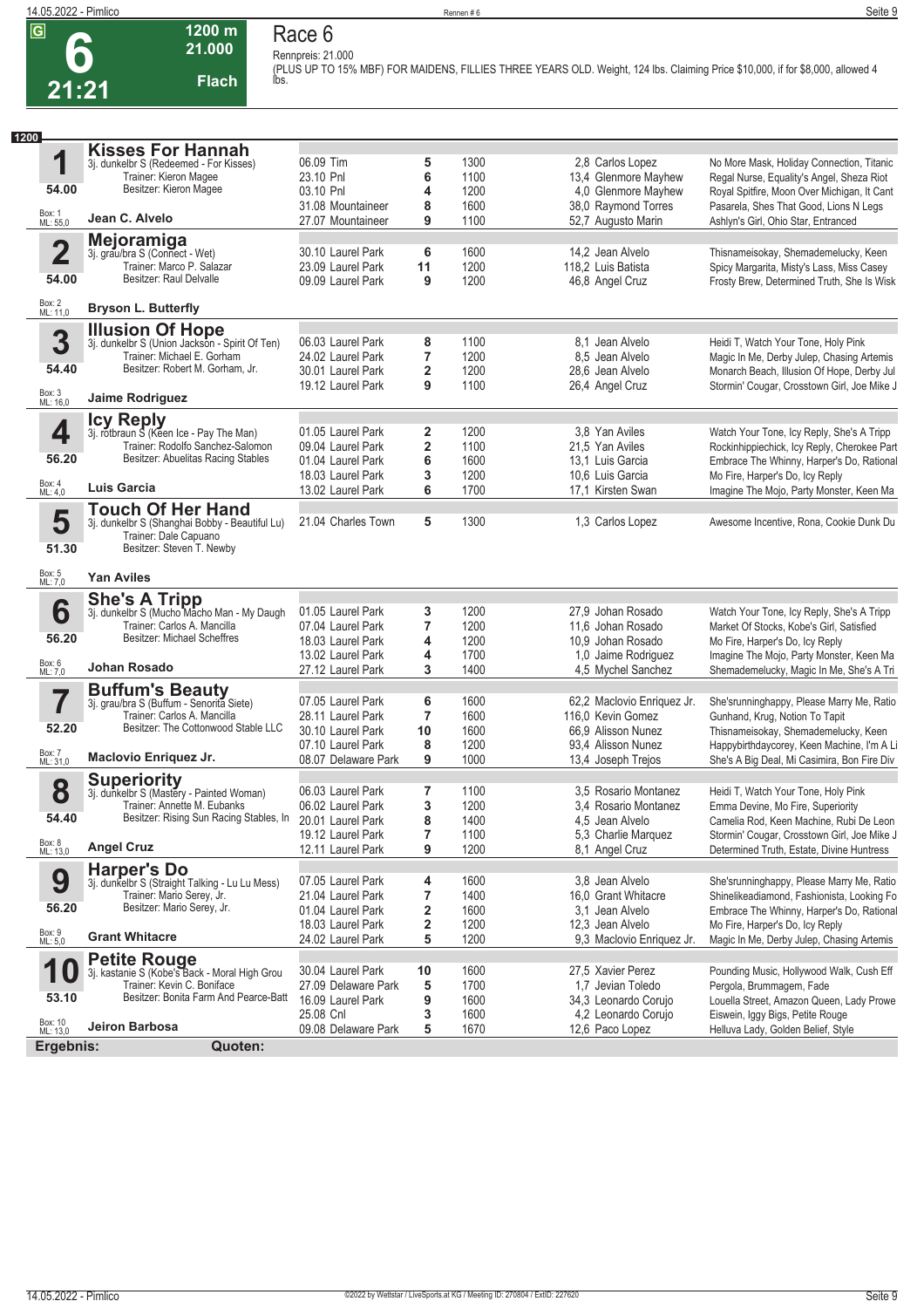# Race 6

**6** — 21:21 — 1200 m — 21.000 — Flach

Rennpreis: 21.000

(PLUS UP TO 15% MBF) FOR MAIDENS, FILLIES THREE YEARS OLD. Weight, 124 lbs. Claiming Price $10,000, if for $8,000, allowed 4 lbs.

**1200**

## 1 Kisses For Hannah
3j. dunkelbr S (Redeemed - For Kisses)
Trainer: Kieron Magee
Besitzer: Kieron Magee
54.00
Box: 1 ML: 55,0
**Jean C. Alvelo**

| Datum | Bahn | Platz | Distanz | Quote | Reiter | Ergebnis |
|---|---|---|---|---|---|---|
| 06.09 | Tim | 5 | 1300 | 2,8 | Carlos Lopez | No More Mask, Holiday Connection, Titanic |
| 23.10 | Pnl | 6 | 1100 | 13,4 | Glenmore Mayhew | Regal Nurse, Equality's Angel, Sheza Riot |
| 03.10 | Pnl | 4 | 1200 | 4,0 | Glenmore Mayhew | Royal Spitfire, Moon Over Michigan, It Cant |
| 31.08 | Mountaineer | 8 | 1600 | 38,0 | Raymond Torres | Pasarela, Shes That Good, Lions N Legs |
| 27.07 | Mountaineer | 9 | 1100 | 52,7 | Augusto Marin | Ashlyn's Girl, Ohio Star, Entranced |

## 2 Mejoramiga
3j. grau/bra S (Connect - Wet)
Trainer: Marco P. Salazar
Besitzer: Raul Delvalle
54.00
Box: 2 ML: 11,0
**Bryson L. Butterfly**

| Datum | Bahn | Platz | Distanz | Quote | Reiter | Ergebnis |
|---|---|---|---|---|---|---|
| 30.10 | Laurel Park | 6 | 1600 | 14,2 | Jean Alvelo | Thisnameisokay, Shemademelucky, Keen |
| 23.09 | Laurel Park | 11 | 1200 | 118,2 | Luis Batista | Spicy Margarita, Misty's Lass, Miss Casey |
| 09.09 | Laurel Park | 9 | 1200 | 46,8 | Angel Cruz | Frosty Brew, Determined Truth, She Is Wisk |

## 3 Illusion Of Hope
3j. dunkelbr S (Union Jackson - Spirit Of Ten)
Trainer: Michael E. Gorham
Besitzer: Robert M. Gorham, Jr.
54.40
Box: 3 ML: 16,0
**Jaime Rodriguez**

| Datum | Bahn | Platz | Distanz | Quote | Reiter | Ergebnis |
|---|---|---|---|---|---|---|
| 06.03 | Laurel Park | 8 | 1100 | 8,1 | Jean Alvelo | Heidi T, Watch Your Tone, Holy Pink |
| 24.02 | Laurel Park | 7 | 1200 | 8,5 | Jean Alvelo | Magic In Me, Derby Julep, Chasing Artemis |
| 30.01 | Laurel Park | 2 | 1200 | 28,6 | Jean Alvelo | Monarch Beach, Illusion Of Hope, Derby Jul |
| 19.12 | Laurel Park | 9 | 1100 | 26,4 | Angel Cruz | Stormin' Cougar, Crosstown Girl, Joe Mike J |

## 4 Icy Reply
3j. rotbraun S (Keen Ice - Pay The Man)
Trainer: Rodolfo Sanchez-Salomon
Besitzer: Abuelitas Racing Stables
56.20
Box: 4 ML: 4,0
**Luis Garcia**

| Datum | Bahn | Platz | Distanz | Quote | Reiter | Ergebnis |
|---|---|---|---|---|---|---|
| 01.05 | Laurel Park | 2 | 1200 | 3,8 | Yan Aviles | Watch Your Tone, Icy Reply, She's A Tripp |
| 09.04 | Laurel Park | 2 | 1100 | 21,5 | Yan Aviles | Rockinhippiechick, Icy Reply, Cherokee Part |
| 01.04 | Laurel Park | 6 | 1600 | 13,1 | Luis Garcia | Embrace The Whinny, Harper's Do, Rational |
| 18.03 | Laurel Park | 3 | 1200 | 10,6 | Luis Garcia | Mo Fire, Harper's Do, Icy Reply |
| 13.02 | Laurel Park | 6 | 1700 | 17,1 | Kirsten Swan | Imagine The Mojo, Party Monster, Keen Ma |

## 5 Touch Of Her Hand
3j. dunkelbr S (Shanghai Bobby - Beautiful Lu)
Trainer: Dale Capuano
Besitzer: Steven T. Newby
51.30
Box: 5 ML: 7,0
**Yan Aviles**

| Datum | Bahn | Platz | Distanz | Quote | Reiter | Ergebnis |
|---|---|---|---|---|---|---|
| 21.04 | Charles Town | 5 | 1300 | 1,3 | Carlos Lopez | Awesome Incentive, Rona, Cookie Dunk Du |

## 6 She's A Tripp
3j. dunkelbr S (Mucho Macho Man - My Daugh
Trainer: Carlos A. Mancilla
Besitzer: Michael Scheffres
56.20
Box: 6 ML: 7,0
**Johan Rosado**

| Datum | Bahn | Platz | Distanz | Quote | Reiter | Ergebnis |
|---|---|---|---|---|---|---|
| 01.05 | Laurel Park | 3 | 1200 | 27,9 | Johan Rosado | Watch Your Tone, Icy Reply, She's A Tripp |
| 07.04 | Laurel Park | 7 | 1200 | 11,6 | Johan Rosado | Market Of Stocks, Kobe's Girl, Satisfied |
| 18.03 | Laurel Park | 4 | 1200 | 10,9 | Johan Rosado | Mo Fire, Harper's Do, Icy Reply |
| 13.02 | Laurel Park | 4 | 1700 | 1,0 | Jaime Rodriguez | Imagine The Mojo, Party Monster, Keen Ma |
| 27.12 | Laurel Park | 3 | 1400 | 4,5 | Mychel Sanchez | Shemademelucky, Magic In Me, She's A Tri |

## 7 Buffum's Beauty
3j. grau/bra S (Buffum - Senorita Siete)
Trainer: Carlos A. Mancilla
Besitzer: The Cottonwood Stable LLC
52.20
Box: 7 ML: 31,0
**Maclovio Enriquez Jr.**

| Datum | Bahn | Platz | Distanz | Quote | Reiter | Ergebnis |
|---|---|---|---|---|---|---|
| 07.05 | Laurel Park | 6 | 1600 | 62,2 | Maclovio Enriquez Jr. | She'srunninghappy, Please Marry Me, Ratio |
| 28.11 | Laurel Park | 7 | 1600 | 116,0 | Kevin Gomez | Gunhand, Krug, Notion To Tapit |
| 30.10 | Laurel Park | 10 | 1600 | 66,9 | Alisson Nunez | Thisnameisokay, Shemademelucky, Keen |
| 07.10 | Laurel Park | 8 | 1200 | 93,4 | Alisson Nunez | Happybirthdaycorey, Keen Machine, I'm A Li |
| 08.07 | Delaware Park | 9 | 1000 | 13,4 | Joseph Trejos | She's A Big Deal, Mi Casimira, Bon Fire Div |

## 8 Superiority
3j. dunkelbr S (Mastery - Painted Woman)
Trainer: Annette M. Eubanks
Besitzer: Rising Sun Racing Stables, In
54.40
Box: 8 ML: 13,0
**Angel Cruz**

| Datum | Bahn | Platz | Distanz | Quote | Reiter | Ergebnis |
|---|---|---|---|---|---|---|
| 06.03 | Laurel Park | 7 | 1100 | 3,5 | Rosario Montanez | Heidi T, Watch Your Tone, Holy Pink |
| 06.02 | Laurel Park | 3 | 1200 | 3,4 | Rosario Montanez | Emma Devine, Mo Fire, Superiority |
| 20.01 | Laurel Park | 8 | 1400 | 4,5 | Jean Alvelo | Camelia Rod, Keen Machine, Rubi De Leon |
| 19.12 | Laurel Park | 7 | 1100 | 5,3 | Charlie Marquez | Stormin' Cougar, Crosstown Girl, Joe Mike J |
| 12.11 | Laurel Park | 9 | 1200 | 8,1 | Angel Cruz | Determined Truth, Estate, Divine Huntress |

## 9 Harper's Do
3j. dunkelbr S (Straight Talking - Lu Lu Mess)
Trainer: Mario Serey, Jr.
Besitzer: Mario Serey, Jr.
56.20
Box: 9 ML: 5,0
**Grant Whitacre**

| Datum | Bahn | Platz | Distanz | Quote | Reiter | Ergebnis |
|---|---|---|---|---|---|---|
| 07.05 | Laurel Park | 4 | 1600 | 3,8 | Jean Alvelo | She'srunninghappy, Please Marry Me, Ratio |
| 21.04 | Laurel Park | 7 | 1400 | 16,0 | Grant Whitacre | Shinelikeadiamond, Fashionista, Looking Fo |
| 01.04 | Laurel Park | 2 | 1600 | 3,1 | Jean Alvelo | Embrace The Whinny, Harper's Do, Rational |
| 18.03 | Laurel Park | 2 | 1200 | 12,3 | Jean Alvelo | Mo Fire, Harper's Do, Icy Reply |
| 24.02 | Laurel Park | 5 | 1200 | 9,3 | Maclovio Enriquez Jr. | Magic In Me, Derby Julep, Chasing Artemis |

## 10 Petite Rouge
3j. kastanie S (Kobe's Back - Moral High Grou
Trainer: Kevin C. Boniface
Besitzer: Bonita Farm And Pearce-Batt
53.10
Box: 10 ML: 13,0
**Jeiron Barbosa**

| Datum | Bahn | Platz | Distanz | Quote | Reiter | Ergebnis |
|---|---|---|---|---|---|---|
| 30.04 | Laurel Park | 10 | 1600 | 27,5 | Xavier Perez | Pounding Music, Hollywood Walk, Cush Eff |
| 27.09 | Delaware Park | 5 | 1700 | 1,7 | Jevian Toledo | Pergola, Brummagem, Fade |
| 16.09 | Laurel Park | 9 | 1600 | 34,3 | Leonardo Corujo | Louella Street, Amazon Queen, Lady Prowe |
| 25.08 | Cnl | 3 | 1600 | 4,2 | Leonardo Corujo | Eiswein, Iggy Bigs, Petite Rouge |
| 09.08 | Delaware Park | 5 | 1670 | 12,6 | Paco Lopez | Helluva Lady, Golden Belief, Style |

**Ergebnis:** **Quoten:**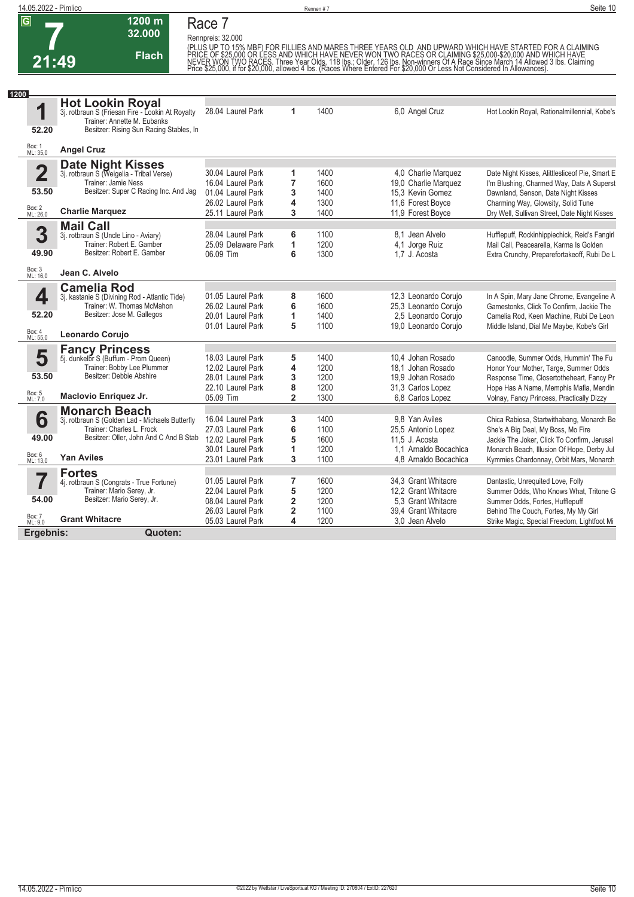# Race 7

**G** | **7** | **21:49** | **1200 m** | **32.000** | **Flach**

Rennpreis: 32.000

(PLUS UP TO 15% MBF) FOR FILLIES AND MARES THREE YEARS OLD AND UPWARD WHICH HAVE STARTED FOR A CLAIMING PRICE OF $25,000 OR LESS AND WHICH HAVE NEVER WON TWO RACES OR CLAIMING $25,000-$20,000 AND WHICH HAVE NEVER WON TWO RACES. Three Year Olds, 118 lbs.; Older, 126 lbs. Non-winners Of A Race Since March 14 Allowed 3 lbs. Claiming Price $25,000, if for $20,000, allowed 4 lbs. (Races Where Entered For $20,000 Or Less Not Considered In Allowances).

**1200**

## 1 Hot Lookin Royal

3j. rotbraun S (Friesan Fire - Lookin At Royalty)
Trainer: Annette M. Eubanks
Besitzer: Rising Sun Racing Stables, In
52.20
Box: 1, ML: 35,0
**Angel Cruz**

| Datum | Bahn | Platz | Distanz | Quote | Jockey | Einlauf |
|---|---|---|---|---|---|---|
| 28.04 | Laurel Park | 1 | 1400 | 6,0 | Angel Cruz | Hot Lookin Royal, Rationalmillennial, Kobe's |

## 2 Date Night Kisses

3j. rotbraun S (Weigelia - Tribal Verse)
Trainer: Jamie Ness
Besitzer: Super C Racing Inc. And Jag
53.50
Box: 2, ML: 26,0
**Charlie Marquez**

| Datum | Bahn | Platz | Distanz | Quote | Jockey | Einlauf |
|---|---|---|---|---|---|---|
| 30.04 | Laurel Park | 1 | 1400 | 4,0 | Charlie Marquez | Date Night Kisses, Alittlesliceof Pie, Smart E |
| 16.04 | Laurel Park | 7 | 1600 | 19,0 | Charlie Marquez | I'm Blushing, Charmed Way, Dats A Superst |
| 01.04 | Laurel Park | 3 | 1400 | 15,3 | Kevin Gomez | Dawnland, Senson, Date Night Kisses |
| 26.02 | Laurel Park | 4 | 1300 | 11,6 | Forest Boyce | Charming Way, Glowsity, Solid Tune |
| 25.11 | Laurel Park | 3 | 1400 | 11,9 | Forest Boyce | Dry Well, Sullivan Street, Date Night Kisses |

## 3 Mail Call

3j. rotbraun S (Uncle Lino - Aviary)
Trainer: Robert E. Gamber
Besitzer: Robert E. Gamber
49.90
Box: 3, ML: 16,0
**Jean C. Alvelo**

| Datum | Bahn | Platz | Distanz | Quote | Jockey | Einlauf |
|---|---|---|---|---|---|---|
| 28.04 | Laurel Park | 6 | 1100 | 8,1 | Jean Alvelo | Hufflepuff, Rockinhippiechick, Reid's Fangirl |
| 25.09 | Delaware Park | 1 | 1200 | 4,1 | Jorge Ruiz | Mail Call, Peacearella, Karma Is Golden |
| 06.09 | Tim | 6 | 1300 | 1,7 | J. Acosta | Extra Crunchy, Preparefortakeoff, Rubi De L |

## 4 Camelia Rod

3j. kastanie S (Divining Rod - Atlantic Tide)
Trainer: W. Thomas McMahon
Besitzer: Jose M. Gallegos
52.20
Box: 4, ML: 55,0
**Leonardo Corujo**

| Datum | Bahn | Platz | Distanz | Quote | Jockey | Einlauf |
|---|---|---|---|---|---|---|
| 01.05 | Laurel Park | 8 | 1600 | 12,3 | Leonardo Corujo | In A Spin, Mary Jane Chrome, Evangeline A |
| 26.02 | Laurel Park | 6 | 1600 | 25,3 | Leonardo Corujo | Gamestonks, Click To Confirm, Jackie The |
| 20.01 | Laurel Park | 1 | 1400 | 2,5 | Leonardo Corujo | Camelia Rod, Keen Machine, Rubi De Leon |
| 01.01 | Laurel Park | 5 | 1100 | 19,0 | Leonardo Corujo | Middle Island, Dial Me Maybe, Kobe's Girl |

## 5 Fancy Princess

5j. dunkelbr S (Buffum - Prom Queen)
Trainer: Bobby Lee Plummer
Besitzer: Debbie Abshire
53.50
Box: 5, ML: 7,0
**Maclovio Enriquez Jr.**

| Datum | Bahn | Platz | Distanz | Quote | Jockey | Einlauf |
|---|---|---|---|---|---|---|
| 18.03 | Laurel Park | 5 | 1400 | 10,4 | Johan Rosado | Canoodle, Summer Odds, Hummin' The Fu |
| 12.02 | Laurel Park | 4 | 1200 | 18,1 | Johan Rosado | Honor Your Mother, Targe, Summer Odds |
| 28.01 | Laurel Park | 3 | 1200 | 19,9 | Johan Rosado | Response Time, Closertotheheart, Fancy Pr |
| 22.10 | Laurel Park | 8 | 1200 | 31,3 | Carlos Lopez | Hope Has A Name, Memphis Mafia, Mendin |
| 05.09 | Tim | 2 | 1300 | 6,8 | Carlos Lopez | Volnay, Fancy Princess, Practically Dizzy |

## 6 Monarch Beach

3j. rotbraun S (Golden Lad - Michaels Butterfly)
Trainer: Charles L. Frock
Besitzer: Oller, John And C And B Stab
49.00
Box: 6, ML: 13,0
**Yan Aviles**

| Datum | Bahn | Platz | Distanz | Quote | Jockey | Einlauf |
|---|---|---|---|---|---|---|
| 16.04 | Laurel Park | 3 | 1400 | 9,8 | Yan Aviles | Chica Rabiosa, Startwithabang, Monarch Be |
| 27.03 | Laurel Park | 6 | 1100 | 25,5 | Antonio Lopez | She's A Big Deal, My Boss, Mo Fire |
| 12.02 | Laurel Park | 5 | 1600 | 11,5 | J. Acosta | Jackie The Joker, Click To Confirm, Jerusal |
| 30.01 | Laurel Park | 1 | 1200 | 1,1 | Arnaldo Bocachica | Monarch Beach, Illusion Of Hope, Derby Jul |
| 23.01 | Laurel Park | 3 | 1100 | 4,8 | Arnaldo Bocachica | Kymmies Chardonnay, Orbit Mars, Monarch |

## 7 Fortes

4j. rotbraun S (Congrats - True Fortune)
Trainer: Mario Serey, Jr.
Besitzer: Mario Serey, Jr.
54.00
Box: 7, ML: 9,0
**Grant Whitacre**

| Datum | Bahn | Platz | Distanz | Quote | Jockey | Einlauf |
|---|---|---|---|---|---|---|
| 01.05 | Laurel Park | 7 | 1600 | 34,3 | Grant Whitacre | Dantastic, Unrequited Love, Folly |
| 22.04 | Laurel Park | 5 | 1200 | 12,2 | Grant Whitacre | Summer Odds, Who Knows What, Tritone G |
| 08.04 | Laurel Park | 2 | 1200 | 5,3 | Grant Whitacre | Summer Odds, Fortes, Hufflepuff |
| 26.03 | Laurel Park | 2 | 1100 | 39,4 | Grant Whitacre | Behind The Couch, Fortes, My My Girl |
| 05.03 | Laurel Park | 4 | 1200 | 3,0 | Jean Alvelo | Strike Magic, Special Freedom, Lightfoot Mi |

**Ergebnis:** **Quoten:**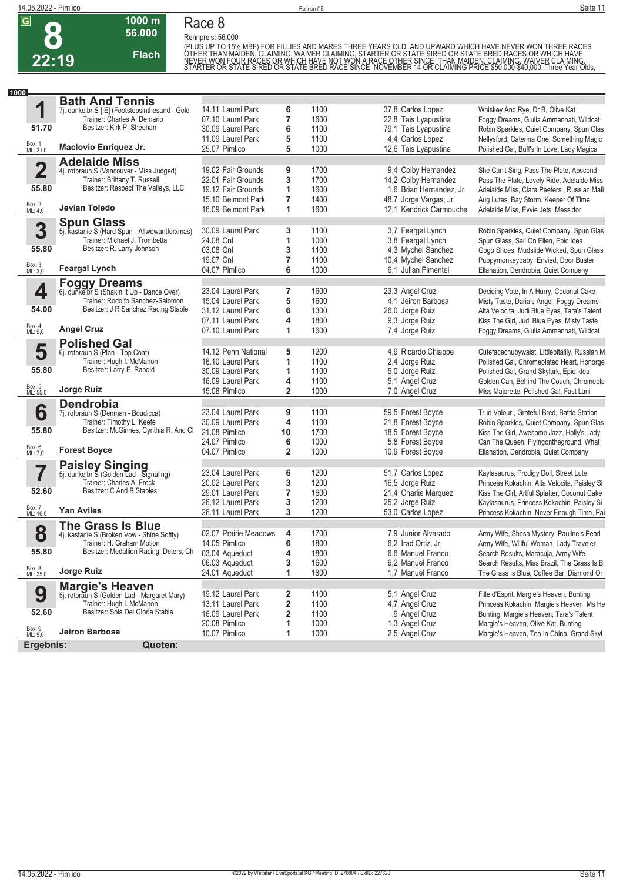# Race 8

**8** — 22:19 — 1000 m — 56.000 — Flach

Rennpreis: 56.000

(PLUS UP TO 15% MBF) FOR FILLIES AND MARES THREE YEARS OLD AND UPWARD WHICH HAVE NEVER WON THREE RACES OTHER THAN MAIDEN, CLAIMING, WAIVER CLAIMING, STARTER OR STATE SIRED OR STATE BRED RACES OR WHICH HAVE NEVER WON FOUR RACES OR WHICH HAVE NOT WON A RACE OTHER SINCE THAN MAIDEN, CLAIMING, WAIVER CLAIMING, STARTER OR STATE SIRED OR STATE BRED RACE SINCE NOVEMBER 14 OR CLAIMING PRICE $50,000-$40,000. Three Year Olds,

**1000**

## 1 Bath And Tennis
7j. dunkelbr S [IE] (Footstepsinthesand - Gold
Trainer: Charles A. Demario
Besitzer: Kirk P. Sheehan
51.70
Box: 1 ML: 21,0
**Maclovio Enriquez Jr.**

| Datum | Bahn | Platz | Distanz | Quote | Jockey | Einlauf |
|---|---|---|---|---|---|---|
| 14.11 | Laurel Park | 6 | 1100 | 37,8 | Carlos Lopez | Whiskey And Rye, Dr B, Olive Kat |
| 07.10 | Laurel Park | 7 | 1600 | 22,8 | Tais Lyapustina | Foggy Dreams, Giulia Ammannati, Wildcat |
| 30.09 | Laurel Park | 6 | 1100 | 79,1 | Tais Lyapustina | Robin Sparkles, Quiet Company, Spun Glas |
| 11.09 | Laurel Park | 5 | 1100 | 4,4 | Carlos Lopez | Nellysford, Caterina One, Something Magic |
| 25.07 | Pimlico | 5 | 1000 | 12,6 | Tais Lyapustina | Polished Gal, Buff's In Love, Lady Magica |

## 2 Adelaide Miss
4j. rotbraun S (Vancouver - Miss Judged)
Trainer: Brittany T. Russell
Besitzer: Respect The Valleys, LLC
55.80
Box: 2 ML: 4,0
**Jevian Toledo**

| Datum | Bahn | Platz | Distanz | Quote | Jockey | Einlauf |
|---|---|---|---|---|---|---|
| 19.02 | Fair Grounds | 9 | 1700 | 9,4 | Colby Hernandez | She Can't Sing, Pass The Plate, Abscond |
| 22.01 | Fair Grounds | 3 | 1700 | 14,2 | Colby Hernandez | Pass The Plate, Lovely Ride, Adelaide Miss |
| 19.12 | Fair Grounds | 1 | 1600 | 1,6 | Brian Hernandez, Jr. | Adelaide Miss, Clara Peeters , Russian Mafi |
| 15.10 | Belmont Park | 7 | 1400 | 48,7 | Jorge Vargas, Jr. | Aug Lutes, Bay Storm, Keeper Of Time |
| 16.09 | Belmont Park | 1 | 1600 | 12,1 | Kendrick Carmouche | Adelaide Miss, Evvie Jets, Messidor |

## 3 Spun Glass
5j. kastanie S (Hard Spun - Allwewantforxmas)
Trainer: Michael J. Trombetta
Besitzer: R. Larry Johnson
55.80
Box: 3 ML: 3,0
**Feargal Lynch**

| Datum | Bahn | Platz | Distanz | Quote | Jockey | Einlauf |
|---|---|---|---|---|---|---|
| 30.09 | Laurel Park | 3 | 1100 | 3,7 | Feargal Lynch | Robin Sparkles, Quiet Company, Spun Glas |
| 24.08 | Cnl | 1 | 1000 | 3,8 | Feargal Lynch | Spun Glass, Sail On Ellen, Epic Idea |
| 03.08 | Cnl | 3 | 1100 | 4,3 | Mychel Sanchez | Gogo Shoes, Mudslide Wicked, Spun Glass |
| 19.07 | Cnl | 7 | 1100 | 10,4 | Mychel Sanchez | Puppymonkeybaby, Envied, Door Buster |
| 04.07 | Pimlico | 6 | 1000 | 6,1 | Julian Pimentel | Ellanation, Dendrobia, Quiet Company |

## 4 Foggy Dreams
6j. dunkelbr S (Shakin It Up - Dance Over)
Trainer: Rodolfo Sanchez-Salomon
Besitzer: J R Sanchez Racing Stable
54.00
Box: 4 ML: 9,0
**Angel Cruz**

| Datum | Bahn | Platz | Distanz | Quote | Jockey | Einlauf |
|---|---|---|---|---|---|---|
| 23.04 | Laurel Park | 7 | 1600 | 23,3 | Angel Cruz | Deciding Vote, In A Hurry, Coconut Cake |
| 15.04 | Laurel Park | 5 | 1600 | 4,1 | Jeiron Barbosa | Misty Taste, Daria's Angel, Foggy Dreams |
| 31.12 | Laurel Park | 6 | 1300 | 26,0 | Jorge Ruiz | Alta Velocita, Judi Blue Eyes, Tara's Talent |
| 07.11 | Laurel Park | 4 | 1800 | 9,3 | Jorge Ruiz | Kiss The Girl, Judi Blue Eyes, Misty Taste |
| 07.10 | Laurel Park | 1 | 1600 | 7,4 | Jorge Ruiz | Foggy Dreams, Giulia Ammannati, Wildcat |

## 5 Polished Gal
6j. rotbraun S (Plan - Top Coat)
Trainer: Hugh I. McMahon
Besitzer: Larry E. Rabold
55.80
Box: 5 ML: 55,0
**Jorge Ruiz**

| Datum | Bahn | Platz | Distanz | Quote | Jockey | Einlauf |
|---|---|---|---|---|---|---|
| 14.12 | Penn National | 5 | 1200 | 4,9 | Ricardo Chiappe | Cutefacechubywaist, Littlebitalily, Russian M |
| 16.10 | Laurel Park | 1 | 1100 | 2,4 | Jorge Ruiz | Polished Gal, Chromeplated Heart, Honorge |
| 30.09 | Laurel Park | 1 | 1100 | 5,0 | Jorge Ruiz | Polished Gal, Grand Skylark, Epic Idea |
| 16.09 | Laurel Park | 4 | 1100 | 5,1 | Angel Cruz | Golden Can, Behind The Couch, Chromepla |
| 15.08 | Pimlico | 2 | 1000 | 7,0 | Angel Cruz | Miss Majorette, Polished Gal, Fast Lani |

## 6 Dendrobia
7j. rotbraun S (Denman - Boudicca)
Trainer: Timothy L. Keefe
Besitzer: McGinnes, Cynthia R. And Cl
55.80
Box: 6 ML: 7,0
**Forest Boyce**

| Datum | Bahn | Platz | Distanz | Quote | Jockey | Einlauf |
|---|---|---|---|---|---|---|
| 23.04 | Laurel Park | 9 | 1100 | 59,5 | Forest Boyce | True Valour , Grateful Bred, Battle Station |
| 30.09 | Laurel Park | 4 | 1100 | 21,8 | Forest Boyce | Robin Sparkles, Quiet Company, Spun Glas |
| 21.08 | Pimlico | 10 | 1700 | 18,5 | Forest Boyce | Kiss The Girl, Awesome Jazz, Holly's Lady |
| 24.07 | Pimlico | 6 | 1000 | 5,8 | Forest Boyce | Can The Queen, Flyingontheground, What |
| 04.07 | Pimlico | 2 | 1000 | 10,9 | Forest Boyce | Ellanation, Dendrobia, Quiet Company |

## 7 Paisley Singing
5j. dunkelbr S (Golden Lad - Signaling)
Trainer: Charles A. Frock
Besitzer: C And B Stables
52.60
Box: 7 ML: 16,0
**Yan Aviles**

| Datum | Bahn | Platz | Distanz | Quote | Jockey | Einlauf |
|---|---|---|---|---|---|---|
| 23.04 | Laurel Park | 6 | 1200 | 51,7 | Carlos Lopez | Kaylasaurus, Prodigy Doll, Street Lute |
| 20.02 | Laurel Park | 3 | 1200 | 16,5 | Jorge Ruiz | Princess Kokachin, Alta Velocita, Paisley Si |
| 29.01 | Laurel Park | 7 | 1600 | 21,4 | Charlie Marquez | Kiss The Girl, Artful Splatter, Coconut Cake |
| 26.12 | Laurel Park | 3 | 1200 | 25,2 | Jorge Ruiz | Kaylasaurus, Princess Kokachin, Paisley Si |
| 26.11 | Laurel Park | 3 | 1200 | 53,0 | Carlos Lopez | Princess Kokachin, Never Enough Time, Pai |

## 8 The Grass Is Blue
4j. kastanie S (Broken Vow - Shine Softly)
Trainer: H. Graham Motion
Besitzer: Medallion Racing, Deters, Ch
55.80
Box: 8 ML: 35,0
**Jorge Ruiz**

| Datum | Bahn | Platz | Distanz | Quote | Jockey | Einlauf |
|---|---|---|---|---|---|---|
| 02.07 | Prairie Meadows | 4 | 1700 | 7,9 | Junior Alvarado | Army Wife, Shesa Mystery, Pauline's Pearl |
| 14.05 | Pimlico | 6 | 1800 | 6,2 | Irad Ortiz, Jr. | Army Wife, Willful Woman, Lady Traveler |
| 03.04 | Aqueduct | 4 | 1800 | 6,6 | Manuel Franco | Search Results, Maracuja, Army Wife |
| 06.03 | Aqueduct | 3 | 1600 | 6,2 | Manuel Franco | Search Results, Miss Brazil, The Grass Is Bl |
| 24.01 | Aqueduct | 1 | 1800 | 1,7 | Manuel Franco | The Grass Is Blue, Coffee Bar, Diamond Or |

## 9 Margie's Heaven
5j. rotbraun S (Golden Lad - Margaret Mary)
Trainer: Hugh I. McMahon
Besitzer: Sola Dei Gloria Stable
52.60
Box: 9 ML: 9,0
**Jeiron Barbosa**

| Datum | Bahn | Platz | Distanz | Quote | Jockey | Einlauf |
|---|---|---|---|---|---|---|
| 19.12 | Laurel Park | 2 | 1100 | 5,1 | Angel Cruz | Fille d'Esprit, Margie's Heaven, Bunting |
| 13.11 | Laurel Park | 2 | 1100 | 4,7 | Angel Cruz | Princess Kokachin, Margie's Heaven, Ms He |
| 16.09 | Laurel Park | 2 | 1100 | ,9 | Angel Cruz | Bunting, Margie's Heaven, Tara's Talent |
| 20.08 | Pimlico | 1 | 1000 | 1,3 | Angel Cruz | Margie's Heaven, Olive Kat, Bunting |
| 10.07 | Pimlico | 1 | 1000 | 2,5 | Angel Cruz | Margie's Heaven, Tea In China, Grand Skyl |

**Ergebnis:** **Quoten:**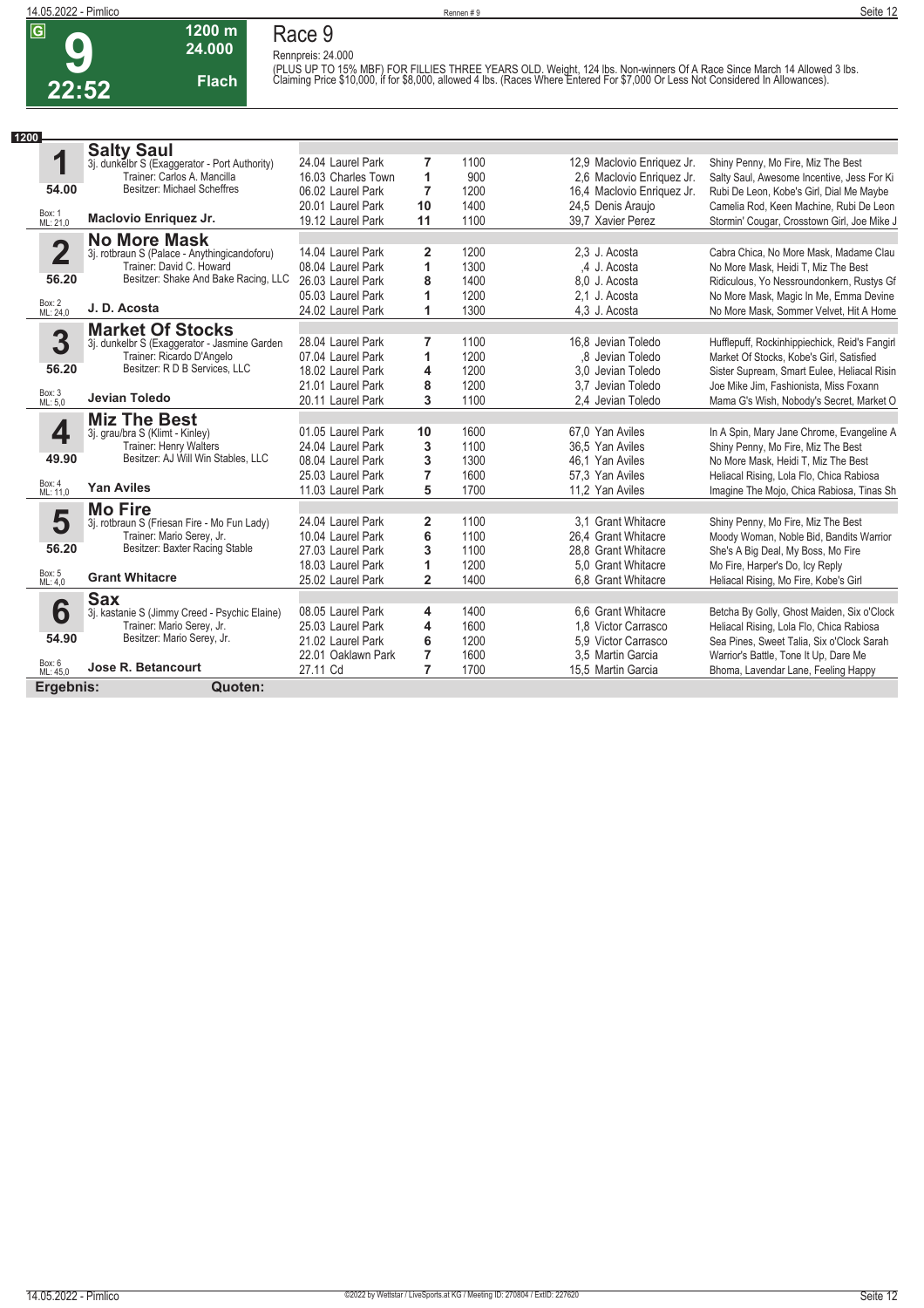# 9

**G** | **22:52** | **1200 m** | **24.000** | **Flach**

## Race 9

Rennpreis: 24.000

(PLUS UP TO 15% MBF) FOR FILLIES THREE YEARS OLD. Weight, 124 lbs. Non-winners Of A Race Since March 14 Allowed 3 lbs. Claiming Price $10,000, if for $8,000, allowed 4 lbs. (Races Where Entered For $7,000 Or Less Not Considered In Allowances).

**1200**

### 1 Salty Saul
3j. dunkelbr S (Exaggerator - Port Authority)
Trainer: Carlos A. Mancilla
Besitzer: Michael Scheffres
**54.00**
Box: 1, ML: 21,0
**Maclovio Enriquez Jr.**

| Datum | Bahn | Platz | Distanz | Quote / Jockey | Einlauf |
|---|---|---|---|---|---|
| 24.04 | Laurel Park | 7 | 1100 | 12,9 Maclovio Enriquez Jr. | Shiny Penny, Mo Fire, Miz The Best |
| 16.03 | Charles Town | 1 | 900 | 2,6 Maclovio Enriquez Jr. | Salty Saul, Awesome Incentive, Jess For Ki |
| 06.02 | Laurel Park | 7 | 1200 | 16,4 Maclovio Enriquez Jr. | Rubi De Leon, Kobe's Girl, Dial Me Maybe |
| 20.01 | Laurel Park | 10 | 1400 | 24,5 Denis Araujo | Camelia Rod, Keen Machine, Rubi De Leon |
| 19.12 | Laurel Park | 11 | 1100 | 39,7 Xavier Perez | Stormin' Cougar, Crosstown Girl, Joe Mike J |

### 2 No More Mask
3j. rotbraun S (Palace - Anythingicandoforu)
Trainer: David C. Howard
Besitzer: Shake And Bake Racing, LLC
**56.20**
Box: 2, ML: 24,0
**J. D. Acosta**

| Datum | Bahn | Platz | Distanz | Quote / Jockey | Einlauf |
|---|---|---|---|---|---|
| 14.04 | Laurel Park | 2 | 1200 | 2,3 J. Acosta | Cabra Chica, No More Mask, Madame Clau |
| 08.04 | Laurel Park | 1 | 1300 | ,4 J. Acosta | No More Mask, Heidi T, Miz The Best |
| 26.03 | Laurel Park | 8 | 1400 | 8,0 J. Acosta | Ridiculous, Yo Nessroundonkern, Rustys Gf |
| 05.03 | Laurel Park | 1 | 1200 | 2,1 J. Acosta | No More Mask, Magic In Me, Emma Devine |
| 24.02 | Laurel Park | 1 | 1300 | 4,3 J. Acosta | No More Mask, Sommer Velvet, Hit A Home |

### 3 Market Of Stocks
3j. dunkelbr S (Exaggerator - Jasmine Garden
Trainer: Ricardo D'Angelo
Besitzer: R D B Services, LLC
**56.20**
Box: 3, ML: 5,0
**Jevian Toledo**

| Datum | Bahn | Platz | Distanz | Quote / Jockey | Einlauf |
|---|---|---|---|---|---|
| 28.04 | Laurel Park | 7 | 1100 | 16,8 Jevian Toledo | Hufflepuff, Rockinhippiechick, Reid's Fangirl |
| 07.04 | Laurel Park | 1 | 1200 | ,8 Jevian Toledo | Market Of Stocks, Kobe's Girl, Satisfied |
| 18.02 | Laurel Park | 4 | 1200 | 3,0 Jevian Toledo | Sister Supream, Smart Eulee, Heliacal Risin |
| 21.01 | Laurel Park | 8 | 1200 | 3,7 Jevian Toledo | Joe Mike Jim, Fashionista, Miss Foxann |
| 20.11 | Laurel Park | 3 | 1100 | 2,4 Jevian Toledo | Mama G's Wish, Nobody's Secret, Market O |

### 4 Miz The Best
3j. grau/bra S (Klimt - Kinley)
Trainer: Henry Walters
Besitzer: AJ Will Win Stables, LLC
**49.90**
Box: 4, ML: 11,0
**Yan Aviles**

| Datum | Bahn | Platz | Distanz | Quote / Jockey | Einlauf |
|---|---|---|---|---|---|
| 01.05 | Laurel Park | 10 | 1600 | 67,0 Yan Aviles | In A Spin, Mary Jane Chrome, Evangeline A |
| 24.04 | Laurel Park | 3 | 1100 | 36,5 Yan Aviles | Shiny Penny, Mo Fire, Miz The Best |
| 08.04 | Laurel Park | 3 | 1300 | 46,1 Yan Aviles | No More Mask, Heidi T, Miz The Best |
| 25.03 | Laurel Park | 7 | 1600 | 57,3 Yan Aviles | Heliacal Rising, Lola Flo, Chica Rabiosa |
| 11.03 | Laurel Park | 5 | 1700 | 11,2 Yan Aviles | Imagine The Mojo, Chica Rabiosa, Tinas Sh |

### 5 Mo Fire
3j. rotbraun S (Friesan Fire - Mo Fun Lady)
Trainer: Mario Serey, Jr.
Besitzer: Baxter Racing Stable
**56.20**
Box: 5, ML: 4,0
**Grant Whitacre**

| Datum | Bahn | Platz | Distanz | Quote / Jockey | Einlauf |
|---|---|---|---|---|---|
| 24.04 | Laurel Park | 2 | 1100 | 3,1 Grant Whitacre | Shiny Penny, Mo Fire, Miz The Best |
| 10.04 | Laurel Park | 6 | 1100 | 26,4 Grant Whitacre | Moody Woman, Noble Bid, Bandits Warrior |
| 27.03 | Laurel Park | 3 | 1100 | 28,8 Grant Whitacre | She's A Big Deal, My Boss, Mo Fire |
| 18.03 | Laurel Park | 1 | 1200 | 5,0 Grant Whitacre | Mo Fire, Harper's Do, Icy Reply |
| 25.02 | Laurel Park | 2 | 1400 | 6,8 Grant Whitacre | Heliacal Rising, Mo Fire, Kobe's Girl |

### 6 Sax
3j. kastanie S (Jimmy Creed - Psychic Elaine)
Trainer: Mario Serey, Jr.
Besitzer: Mario Serey, Jr.
**54.90**
Box: 6, ML: 45,0
**Jose R. Betancourt**

| Datum | Bahn | Platz | Distanz | Quote / Jockey | Einlauf |
|---|---|---|---|---|---|
| 08.05 | Laurel Park | 4 | 1400 | 6,6 Grant Whitacre | Betcha By Golly, Ghost Maiden, Six o'Clock |
| 25.03 | Laurel Park | 4 | 1600 | 1,8 Victor Carrasco | Heliacal Rising, Lola Flo, Chica Rabiosa |
| 21.02 | Laurel Park | 6 | 1200 | 5,9 Victor Carrasco | Sea Pines, Sweet Talia, Six o'Clock Sarah |
| 22.01 | Oaklawn Park | 7 | 1600 | 3,5 Martin Garcia | Warrior's Battle, Tone It Up, Dare Me |
| 27.11 | Cd | 7 | 1700 | 15,5 Martin Garcia | Bhoma, Lavendar Lane, Feeling Happy |

**Ergebnis:** **Quoten:**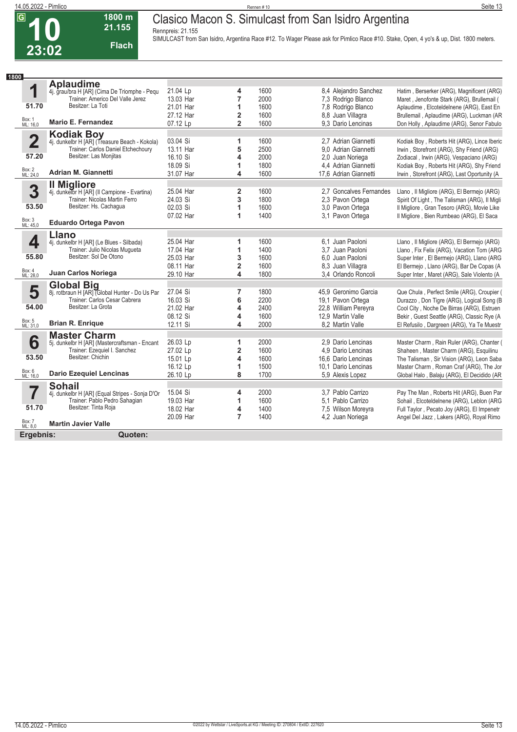# 10 — Clasico Macon S. Simulcast from San Isidro Argentina

**23:02** | **1800 m** | **21.155** | **Flach**

Rennpreis: 21.155

SIMULCAST from San Isidro, Argentina Race #12. To Wager Please ask for Pimlico Race #10. Stake, Open, 4 yo's & up, Dist. 1800 meters.

**1800**

## 1 Aplaudime

4j. grau/bra H [AR] (Cima De Triomphe - Pequ
Trainer: Americo Del Valle Jerez
Besitzer: La Toti
51.70
Box: 1
ML: 16,0
**Mario E. Fernandez**

| Datum | Platz | Distanz | Quote / Jockey | Einlauf |
|---|---|---|---|---|
| 21.04 Lp | 4 | 1600 | 8,4 Alejandro Sanchez | Hatim , Berserker (ARG), Magnificent (ARG) |
| 13.03 Har | 7 | 2000 | 7,3 Rodrigo Blanco | Maret , Jenofonte Stark (ARG), Brullemail ( |
| 21.01 Har | 1 | 1600 | 7,8 Rodrigo Blanco | Aplaudime , Elcoteldelnene (ARG), East En |
| 27.12 Har | 2 | 1600 | 8,8 Juan Villagra | Brullemail , Aplaudime (ARG), Luckman (AR |
| 07.12 Lp | 2 | 1600 | 9,3 Dario Lencinas | Don Holly , Aplaudime (ARG), Senor Fabulo |

## 2 Kodiak Boy

4j. dunkelbr H [AR] (Treasure Beach - Kokola)
Trainer: Carlos Daniel Etchechoury
Besitzer: Las Monjitas
57.20
Box: 2
ML: 24,0
**Adrian M. Giannetti**

| Datum | Platz | Distanz | Quote / Jockey | Einlauf |
|---|---|---|---|---|
| 03.04 Si | 1 | 1600 | 2,7 Adrian Giannetti | Kodiak Boy , Roberts Hit (ARG), Lince Iberic |
| 13.11 Har | 5 | 2500 | 9,0 Adrian Giannetti | Irwin , Storefront (ARG), Shy Friend (ARG) |
| 16.10 Si | 4 | 2000 | 2,0 Juan Noriega | Zodiacal , Irwin (ARG), Vespaciano (ARG) |
| 18.09 Si | 1 | 1800 | 4,4 Adrian Giannetti | Kodiak Boy , Roberts Hit (ARG), Shy Friend |
| 31.07 Har | 4 | 1600 | 17,6 Adrian Giannetti | Irwin , Storefront (ARG), Last Oportunity (A |

## 3 Il Migliore

4j. dunkelbr H [AR] (Il Campione - Evartina)
Trainer: Nicolas Martin Ferro
Besitzer: Hs. Cachagua
53.50
Box: 3
ML: 45,0
**Eduardo Ortega Pavon**

| Datum | Platz | Distanz | Quote / Jockey | Einlauf |
|---|---|---|---|---|
| 25.04 Har | 2 | 1600 | 2,7 Goncalves Fernandes | Llano , Il Migliore (ARG), El Bermejo (ARG) |
| 24.03 Si | 3 | 1800 | 2,3 Pavon Ortega | Spirit Of Light , The Talisman (ARG), Il Migli |
| 02.03 Si | 1 | 1600 | 3,0 Pavon Ortega | Il Migliore , Gran Tesoro (ARG), Movie Like |
| 07.02 Har | 1 | 1400 | 3,1 Pavon Ortega | Il Migliore , Bien Rumbeao (ARG), El Saca |

## 4 Llano

4j. dunkelbr H [AR] (Le Blues - Silbada)
Trainer: Julio Nicolas Mugueta
Besitzer: Sol De Otono
55.80
Box: 4
ML: 28,0
**Juan Carlos Noriega**

| Datum | Platz | Distanz | Quote / Jockey | Einlauf |
|---|---|---|---|---|
| 25.04 Har | 1 | 1600 | 6,1 Juan Paoloni | Llano , Il Migliore (ARG), El Bermejo (ARG) |
| 17.04 Har | 1 | 1400 | 3,7 Juan Paoloni | Llano , Fix Felix (ARG), Vacation Tom (ARG |
| 25.03 Har | 3 | 1600 | 6,0 Juan Paoloni | Super Inter , El Bermejo (ARG), Llano (ARG |
| 08.11 Har | 2 | 1600 | 8,3 Juan Villagra | El Bermejo , Llano (ARG), Bar De Copas (A |
| 29.10 Har | 4 | 1800 | 3,4 Orlando Roncoli | Super Inter , Maret (ARG), Sale Violento (A |

## 5 Global Big

8j. rotbraun H [AR] (Global Hunter - Do Us Par
Trainer: Carlos Cesar Cabrera
Besitzer: La Grota
54.00
Box: 5
ML: 31,0
**Brian R. Enrique**

| Datum | Platz | Distanz | Quote / Jockey | Einlauf |
|---|---|---|---|---|
| 27.04 Si | 7 | 1800 | 45,9 Geronimo Garcia | Que Chula , Perfect Smile (ARG), Croupier ( |
| 16.03 Si | 6 | 2200 | 19,1 Pavon Ortega | Durazzo , Don Tigre (ARG), Logical Song (B |
| 21.02 Har | 4 | 2400 | 22,8 William Pereyra | Cool City , Noche De Birras (ARG), Estruen |
| 08.12 Si | 4 | 1600 | 12,9 Martin Valle | Bekir , Guest Seattle (ARG), Classic Rye (A |
| 12.11 Si | 4 | 2000 | 8,2 Martin Valle | El Refusilo , Dargreen (ARG), Ya Te Muestr |

## 6 Master Charm

5j. dunkelbr H [AR] (Mastercraftsman - Encant
Trainer: Ezequiel I. Sanchez
Besitzer: Chichin
53.50
Box: 6
ML: 16,0
**Dario Ezequiel Lencinas**

| Datum | Platz | Distanz | Quote / Jockey | Einlauf |
|---|---|---|---|---|
| 26.03 Lp | 1 | 2000 | 2,9 Dario Lencinas | Master Charm , Rain Ruler (ARG), Chanter ( |
| 27.02 Lp | 2 | 1600 | 4,9 Dario Lencinas | Shaheen , Master Charm (ARG), Esquilinu |
| 15.01 Lp | 4 | 1600 | 16,6 Dario Lencinas | The Talisman , Sir Vision (ARG), Leon Saba |
| 16.12 Lp | 1 | 1500 | 10,1 Dario Lencinas | Master Charm , Roman Craf (ARG), The Jor |
| 26.10 Lp | 8 | 1700 | 5,9 Alexis Lopez | Global Halo , Balaju (ARG), El Decidido (AR |

## 7 Sohail

4j. dunkelbr H [AR] (Equal Stripes - Sonja D'Or
Trainer: Pablo Pedro Sahagian
Besitzer: Tinta Roja
51.70
Box: 7
ML: 8,0
**Martin Javier Valle**

| Datum | Platz | Distanz | Quote / Jockey | Einlauf |
|---|---|---|---|---|
| 15.04 Si | 4 | 2000 | 3,7 Pablo Carrizo | Pay The Man , Roberts Hit (ARG), Buen Par |
| 19.03 Har | 1 | 1600 | 5,1 Pablo Carrizo | Sohail , Elcoteldelnene (ARG), Leblon (ARG |
| 18.02 Har | 4 | 1400 | 7,5 Wilson Moreyra | Full Taylor , Pecato Joy (ARG), El Impenetr |
| 20.09 Har | 7 | 1400 | 4,2 Juan Noriega | Angel Del Jazz , Lakers (ARG), Royal Rimo |

**Ergebnis:** **Quoten:**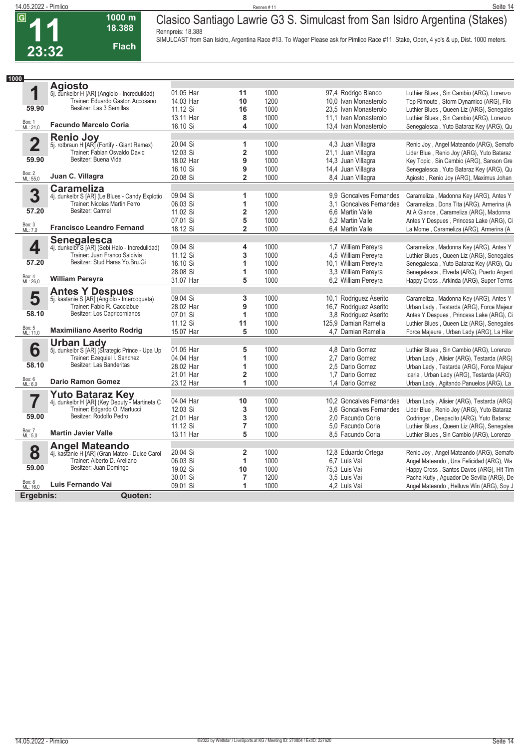# 11 — Clasico Santiago Lawrie G3 S. Simulcast from San Isidro Argentina (Stakes)

**G** | **23:32** | 1000 m | 18.388 | Flach

Rennpreis: 18.388

SIMULCAST from San Isidro, Argentina Race #13. To Wager Please ask for Pimlico Race #11. Stake, Open, 4 yo's & up, Dist. 1000 meters.

**1000**

## 1 Agiosto
5j. dunkelbr H [AR] (Angiolo - Incredulidad)
Trainer: Eduardo Gaston Accosano
Besitzer: Las 3 Semillas
59.90
Box: 1
ML: 21,0
**Facundo Marcelo Coria**

| Datum | Platz | Distanz | Quote/Jockey | Einlauf |
|---|---|---|---|---|
| 01.05 Har | 11 | 1000 | 97,4 Rodrigo Blanco | Luthier Blues , Sin Cambio (ARG), Lorenzo |
| 14.03 Har | 10 | 1200 | 10,0 Ivan Monasterolo | Top Rimoute , Storm Dynamico (ARG), Filo |
| 11.12 Si | 16 | 1000 | 23,5 Ivan Monasterolo | Luthier Blues , Queen Liz (ARG), Senegales |
| 13.11 Har | 8 | 1000 | 11,1 Ivan Monasterolo | Luthier Blues , Sin Cambio (ARG), Lorenzo |
| 16.10 Si | 4 | 1000 | 13,4 Ivan Monasterolo | Senegalesca , Yuto Bataraz Key (ARG), Qu |

## 2 Renio Joy
5j. rotbraun H [AR] (Fortify - Giant Remex)
Trainer: Fabian Osvaldo David
Besitzer: Buena Vida
59.90
Box: 2
ML: 55,0
**Juan C. Villagra**

| Datum | Platz | Distanz | Quote/Jockey | Einlauf |
|---|---|---|---|---|
| 20.04 Si | 1 | 1000 | 4,3 Juan Villagra | Renio Joy , Angel Mateando (ARG), Semafo |
| 12.03 Si | 2 | 1000 | 21,1 Juan Villagra | Lider Blue , Renio Joy (ARG), Yuto Bataraz |
| 18.02 Har | 9 | 1000 | 14,3 Juan Villagra | Key Topic , Sin Cambio (ARG), Sanson Gre |
| 16.10 Si | 9 | 1000 | 14,4 Juan Villagra | Senegalesca , Yuto Bataraz Key (ARG), Qu |
| 20.08 Si | 2 | 1000 | 8,4 Juan Villagra | Agiosto , Renio Joy (ARG), Maximus Johan |

## 3 Carameliza
4j. dunkelbr S [AR] (Le Blues - Candy Explotio
Trainer: Nicolas Martin Ferro
Besitzer: Carmel
57.20
Box: 3
ML: 7,0
**Francisco Leandro Fernand**

| Datum | Platz | Distanz | Quote/Jockey | Einlauf |
|---|---|---|---|---|
| 09.04 Si | 1 | 1000 | 9,9 Goncalves Fernandes | Carameliza , Madonna Key (ARG), Antes Y |
| 06.03 Si | 1 | 1000 | 3,1 Goncalves Fernandes | Carameliza , Dona Tita (ARG), Armerina (A |
| 11.02 Si | 2 | 1200 | 6,6 Martin Valle | At A Glance , Carameliza (ARG), Madonna |
| 07.01 Si | 5 | 1000 | 5,2 Martin Valle | Antes Y Despues , Princesa Lake (ARG), Ci |
| 18.12 Si | 2 | 1000 | 6,4 Martin Valle | La Mome , Carameliza (ARG), Armerina (A |

## 4 Senegalesca
4j. dunkelbr S [AR] (Sebi Halo - Incredulidad)
Trainer: Juan Franco Saldivia
Besitzer: Stud Haras Yo.Bru.Gi
57.20
Box: 4
ML: 26,0
**William Pereyra**

| Datum | Platz | Distanz | Quote/Jockey | Einlauf |
|---|---|---|---|---|
| 09.04 Si | 4 | 1000 | 1,7 William Pereyra | Carameliza , Madonna Key (ARG), Antes Y |
| 11.12 Si | 3 | 1000 | 4,5 William Pereyra | Luthier Blues , Queen Liz (ARG), Senegales |
| 16.10 Si | 1 | 1000 | 10,1 William Pereyra | Senegalesca , Yuto Bataraz Key (ARG), Qu |
| 28.08 Si | 1 | 1000 | 3,3 William Pereyra | Senegalesca , Elveda (ARG), Puerto Argent |
| 31.07 Har | 5 | 1000 | 6,2 William Pereyra | Happy Cross , Arkinda (ARG), Super Terms |

## 5 Antes Y Despues
5j. kastanie S [AR] (Angiolo - Intercoqueta)
Trainer: Fabio R. Cacciabue
Besitzer: Los Capricornianos
58.10
Box: 5
ML: 11,0
**Maximiliano Aserito Rodrig**

| Datum | Platz | Distanz | Quote/Jockey | Einlauf |
|---|---|---|---|---|
| 09.04 Si | 3 | 1000 | 10,1 Rodriguez Aserito | Carameliza , Madonna Key (ARG), Antes Y |
| 28.02 Har | 9 | 1000 | 16,7 Rodriguez Aserito | Urban Lady , Testarda (ARG), Force Majeur |
| 07.01 Si | 1 | 1000 | 3,8 Rodriguez Aserito | Antes Y Despues , Princesa Lake (ARG), Ci |
| 11.12 Si | 11 | 1000 | 125,9 Damian Ramella | Luthier Blues , Queen Liz (ARG), Senegales |
| 15.07 Har | 5 | 1000 | 4,7 Damian Ramella | Force Majeure , Urban Lady (ARG), La Hilar |

## 6 Urban Lady
5j. dunkelbr S [AR] (Strategic Prince - Upa Up
Trainer: Ezequiel I. Sanchez
Besitzer: Las Banderitas
58.10
Box: 6
ML: 6,0
**Dario Ramon Gomez**

| Datum | Platz | Distanz | Quote/Jockey | Einlauf |
|---|---|---|---|---|
| 01.05 Har | 5 | 1000 | 4,8 Dario Gomez | Luthier Blues , Sin Cambio (ARG), Lorenzo |
| 04.04 Har | 1 | 1000 | 2,7 Dario Gomez | Urban Lady , Alisier (ARG), Testarda (ARG) |
| 28.02 Har | 1 | 1000 | 2,5 Dario Gomez | Urban Lady , Testarda (ARG), Force Majeur |
| 21.01 Har | 2 | 1000 | 1,7 Dario Gomez | Icaria , Urban Lady (ARG), Testarda (ARG) |
| 23.12 Har | 1 | 1000 | 1,4 Dario Gomez | Urban Lady , Agitando Panuelos (ARG), La |

## 7 Yuto Bataraz Key
4j. dunkelbr H [AR] (Key Deputy - Martineta C
Trainer: Edgardo O. Martucci
Besitzer: Rodolfo Pedro
59.00
Box: 7
ML: 5,0
**Martin Javier Valle**

| Datum | Platz | Distanz | Quote/Jockey | Einlauf |
|---|---|---|---|---|
| 04.04 Har | 10 | 1000 | 10,2 Goncalves Fernandes | Urban Lady , Alisier (ARG), Testarda (ARG) |
| 12.03 Si | 3 | 1000 | 3,6 Goncalves Fernandes | Lider Blue , Renio Joy (ARG), Yuto Bataraz |
| 21.01 Har | 3 | 1200 | 2,0 Facundo Coria | Codringer , Despacito (ARG), Yuto Bataraz |
| 11.12 Si | 7 | 1000 | 5,0 Facundo Coria | Luthier Blues , Queen Liz (ARG), Senegales |
| 13.11 Har | 5 | 1000 | 8,5 Facundo Coria | Luthier Blues , Sin Cambio (ARG), Lorenzo |

## 8 Angel Mateando
4j. kastanie H [AR] (Gran Mateo - Dulce Carol
Trainer: Alberto D. Arellano
Besitzer: Juan Domingo
59.00
Box: 8
ML: 16,0
**Luis Fernando Vai**

| Datum | Platz | Distanz | Quote/Jockey | Einlauf |
|---|---|---|---|---|
| 20.04 Si | 2 | 1000 | 12,8 Eduardo Ortega | Renio Joy , Angel Mateando (ARG), Semafo |
| 06.03 Si | 1 | 1000 | 6,7 Luis Vai | Angel Mateando , Una Felicidad (ARG), Wa |
| 19.02 Si | 10 | 1000 | 75,3 Luis Vai | Happy Cross , Santos Davos (ARG), Hit Tim |
| 30.01 Si | 7 | 1200 | 3,5 Luis Vai | Pacha Kutiy , Aguador De Sevilla (ARG), De |
| 09.01 Si | 1 | 1000 | 4,2 Luis Vai | Angel Mateando , Helluva Win (ARG), Soy J |

**Ergebnis:** **Quoten:**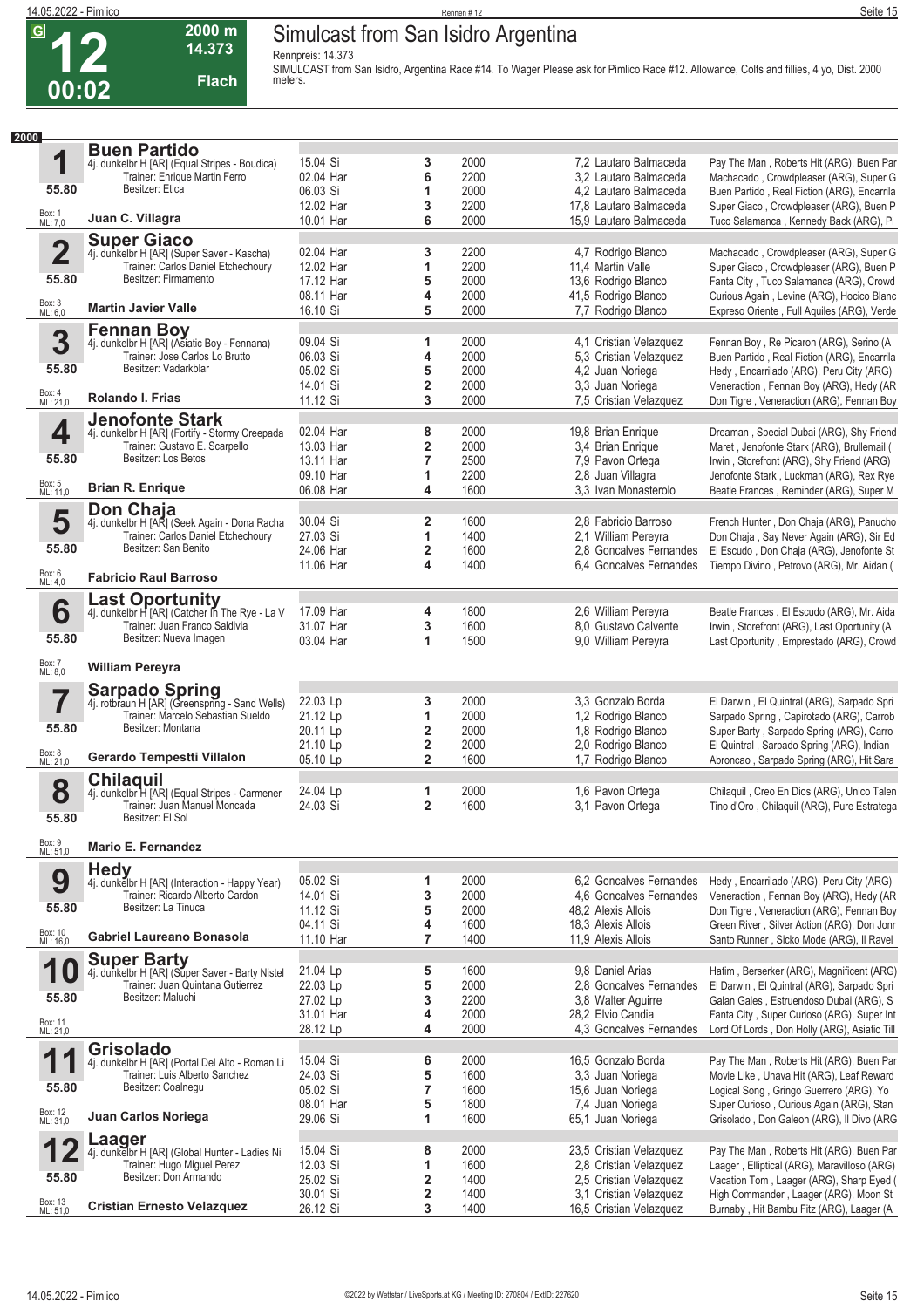# 12 — Simulcast from San Isidro Argentina

**G** | **2000 m** | **14.373** | **Flach** | **00:02**

Rennpreis: 14.373

SIMULCAST from San Isidro, Argentina Race #14. To Wager Please ask for Pimlico Race #12. Allowance, Colts and fillies, 4 yo, Dist. 2000 meters.

## 2000

### 1 Buen Partido
4j. dunkelbr H [AR] (Equal Stripes - Boudica)
Trainer: Enrique Martin Ferro
Besitzer: Etica
55.80
Box: 1 / ML: 7,0
**Juan C. Villagra**

| Datum | Platz | Distanz | Quote / Reiter | Einlauf |
|---|---|---|---|---|
| 15.04 Si | 3 | 2000 | 7,2 Lautaro Balmaceda | Pay The Man , Roberts Hit (ARG), Buen Par |
| 02.04 Har | 6 | 2200 | 3,2 Lautaro Balmaceda | Machacado , Crowdpleaser (ARG), Super G |
| 06.03 Si | 1 | 2000 | 4,2 Lautaro Balmaceda | Buen Partido , Real Fiction (ARG), Encarrila |
| 12.02 Har | 3 | 2200 | 17,8 Lautaro Balmaceda | Super Giaco , Crowdpleaser (ARG), Buen P |
| 10.01 Har | 6 | 2000 | 15,9 Lautaro Balmaceda | Tuco Salamanca , Kennedy Back (ARG), Pi |

### 2 Super Giaco
4j. dunkelbr H [AR] (Super Saver - Kascha)
Trainer: Carlos Daniel Etchechoury
Besitzer: Firmamento
55.80
Box: 3 / ML: 6,0
**Martin Javier Valle**

| Datum | Platz | Distanz | Quote / Reiter | Einlauf |
|---|---|---|---|---|
| 02.04 Har | 3 | 2200 | 4,7 Rodrigo Blanco | Machacado , Crowdpleaser (ARG), Super G |
| 12.02 Har | 1 | 2200 | 11,4 Martin Valle | Super Giaco , Crowdpleaser (ARG), Buen P |
| 17.12 Har | 5 | 2000 | 13,6 Rodrigo Blanco | Fanta City , Tuco Salamanca (ARG), Crowd |
| 08.11 Har | 4 | 2000 | 41,5 Rodrigo Blanco | Curious Again , Levine (ARG), Hocico Blanc |
| 16.10 Si | 5 | 2000 | 7,7 Rodrigo Blanco | Expreso Oriente , Full Aquiles (ARG), Verde |

### 3 Fennan Boy
4j. dunkelbr H [AR] (Asiatic Boy - Fennana)
Trainer: Jose Carlos Lo Brutto
Besitzer: Vadarkblar
55.80
Box: 4 / ML: 21,0
**Rolando I. Frias**

| Datum | Platz | Distanz | Quote / Reiter | Einlauf |
|---|---|---|---|---|
| 09.04 Si | 1 | 2000 | 4,1 Cristian Velazquez | Fennan Boy , Re Picaron (ARG), Serino (A |
| 06.03 Si | 4 | 2000 | 5,3 Cristian Velazquez | Buen Partido , Real Fiction (ARG), Encarrila |
| 05.02 Si | 5 | 2000 | 4,2 Juan Noriega | Hedy , Encarrilado (ARG), Peru City (ARG) |
| 14.01 Si | 2 | 2000 | 3,3 Juan Noriega | Veneraction , Fennan Boy (ARG), Hedy (AR |
| 11.12 Si | 3 | 2000 | 7,5 Cristian Velazquez | Don Tigre , Veneraction (ARG), Fennan Boy |

### 4 Jenofonte Stark
4j. dunkelbr H [AR] (Fortify - Stormy Creepada
Trainer: Gustavo E. Scarpello
Besitzer: Los Betos
55.80
Box: 5 / ML: 11,0
**Brian R. Enrique**

| Datum | Platz | Distanz | Quote / Reiter | Einlauf |
|---|---|---|---|---|
| 02.04 Har | 8 | 2000 | 19,8 Brian Enrique | Dreaman , Special Dubai (ARG), Shy Friend |
| 13.03 Har | 2 | 2000 | 3,4 Brian Enrique | Maret , Jenofonte Stark (ARG), Brullemail ( |
| 13.11 Har | 7 | 2500 | 7,9 Pavon Ortega | Irwin , Storefront (ARG), Shy Friend (ARG) |
| 09.10 Har | 1 | 2200 | 2,8 Juan Villagra | Jenofonte Stark , Luckman (ARG), Rex Rye |
| 06.08 Har | 4 | 1600 | 3,3 Ivan Monasterolo | Beatle Frances , Reminder (ARG), Super M |

### 5 Don Chaja
4j. dunkelbr H [AR] (Seek Again - Dona Racha
Trainer: Carlos Daniel Etchechoury
Besitzer: San Benito
55.80
Box: 6 / ML: 4,0
**Fabricio Raul Barroso**

| Datum | Platz | Distanz | Quote / Reiter | Einlauf |
|---|---|---|---|---|
| 30.04 Si | 2 | 1600 | 2,8 Fabricio Barroso | French Hunter , Don Chaja (ARG), Panucho |
| 27.03 Si | 1 | 1400 | 2,1 William Pereyra | Don Chaja , Say Never Again (ARG), Sir Ed |
| 24.06 Har | 2 | 1600 | 2,8 Goncalves Fernandes | El Escudo , Don Chaja (ARG), Jenofonte St |
| 11.06 Har | 4 | 1400 | 6,4 Goncalves Fernandes | Tiempo Divino , Petrovo (ARG), Mr. Aidan ( |

### 6 Last Oportunity
4j. dunkelbr H [AR] (Catcher In The Rye - La V
Trainer: Juan Franco Saldivia
Besitzer: Nueva Imagen
55.80
Box: 7 / ML: 8,0
**William Pereyra**

| Datum | Platz | Distanz | Quote / Reiter | Einlauf |
|---|---|---|---|---|
| 17.09 Har | 4 | 1800 | 2,6 William Pereyra | Beatle Frances , El Escudo (ARG), Mr. Aida |
| 31.07 Har | 3 | 1600 | 8,0 Gustavo Calvente | Irwin , Storefront (ARG), Last Oportunity (A |
| 03.04 Har | 1 | 1500 | 9,0 William Pereyra | Last Oportunity , Emprestado (ARG), Crowd |

### 7 Sarpado Spring
4j. rotbraun H [AR] (Greenspring - Sand Wells)
Trainer: Marcelo Sebastian Sueldo
Besitzer: Montana
55.80
Box: 8 / ML: 21,0
**Gerardo Tempestti Villalon**

| Datum | Platz | Distanz | Quote / Reiter | Einlauf |
|---|---|---|---|---|
| 22.03 Lp | 3 | 2000 | 3,3 Gonzalo Borda | El Darwin , El Quintral (ARG), Sarpado Spri |
| 21.12 Lp | 1 | 2000 | 1,2 Rodrigo Blanco | Sarpado Spring , Capirotado (ARG), Carrob |
| 20.11 Lp | 2 | 2000 | 1,8 Rodrigo Blanco | Super Barty , Sarpado Spring (ARG), Carro |
| 21.10 Lp | 2 | 2000 | 2,0 Rodrigo Blanco | El Quintral , Sarpado Spring (ARG), Indian |
| 05.10 Lp | 2 | 1600 | 1,7 Rodrigo Blanco | Abroncao , Sarpado Spring (ARG), Hit Sara |

### 8 Chilaquil
4j. dunkelbr H [AR] (Equal Stripes - Carmener
Trainer: Juan Manuel Moncada
Besitzer: El Sol
55.80
Box: 9 / ML: 51,0
**Mario E. Fernandez**

| Datum | Platz | Distanz | Quote / Reiter | Einlauf |
|---|---|---|---|---|
| 24.04 Lp | 1 | 2000 | 1,6 Pavon Ortega | Chilaquil , Creo En Dios (ARG), Unico Talen |
| 24.03 Si | 2 | 1600 | 3,1 Pavon Ortega | Tino d'Oro , Chilaquil (ARG), Pure Estratega |

### 9 Hedy
4j. dunkelbr H [AR] (Interaction - Happy Year)
Trainer: Ricardo Alberto Cardon
Besitzer: La Tinuca
55.80
Box: 10 / ML: 16,0
**Gabriel Laureano Bonasola**

| Datum | Platz | Distanz | Quote / Reiter | Einlauf |
|---|---|---|---|---|
| 05.02 Si | 1 | 2000 | 6,2 Goncalves Fernandes | Hedy , Encarrilado (ARG), Peru City (ARG) |
| 14.01 Si | 3 | 2000 | 4,6 Goncalves Fernandes | Veneraction , Fennan Boy (ARG), Hedy (AR |
| 11.12 Si | 5 | 2000 | 48,2 Alexis Allois | Don Tigre , Veneraction (ARG), Fennan Boy |
| 04.11 Si | 4 | 1600 | 18,3 Alexis Allois | Green River , Silver Action (ARG), Don Jonr |
| 11.10 Har | 7 | 1400 | 11,9 Alexis Allois | Santo Runner , Sicko Mode (ARG), Il Ravel |

### 10 Super Barty
4j. dunkelbr H [AR] (Super Saver - Barty Nistel
Trainer: Juan Quintana Gutierrez
Besitzer: Maluchi
55.80
Box: 11 / ML: 21,0

| Datum | Platz | Distanz | Quote / Reiter | Einlauf |
|---|---|---|---|---|
| 21.04 Lp | 5 | 1600 | 9,8 Daniel Arias | Hatim , Berserker (ARG), Magnificent (ARG) |
| 22.03 Lp | 5 | 2000 | 2,8 Goncalves Fernandes | El Darwin , El Quintral (ARG), Sarpado Spri |
| 27.02 Lp | 3 | 2200 | 3,8 Walter Aguirre | Galan Gales , Estruendoso Dubai (ARG), S |
| 31.01 Har | 4 | 2000 | 28,2 Elvio Candia | Fanta City , Super Curioso (ARG), Super Int |
| 28.12 Lp | 4 | 2000 | 4,3 Goncalves Fernandes | Lord Of Lords , Don Holly (ARG), Asiatic Till |

### 11 Grisolado
4j. dunkelbr H [AR] (Portal Del Alto - Roman Li
Trainer: Luis Alberto Sanchez
Besitzer: Coalnegu
55.80
Box: 12 / ML: 31,0
**Juan Carlos Noriega**

| Datum | Platz | Distanz | Quote / Reiter | Einlauf |
|---|---|---|---|---|
| 15.04 Si | 6 | 2000 | 16,5 Gonzalo Borda | Pay The Man , Roberts Hit (ARG), Buen Par |
| 24.03 Si | 5 | 1600 | 3,3 Juan Noriega | Movie Like , Unava Hit (ARG), Leaf Reward |
| 05.02 Si | 7 | 1600 | 15,6 Juan Noriega | Logical Song , Gringo Guerrero (ARG), Yo |
| 08.01 Har | 5 | 1800 | 7,4 Juan Noriega | Super Curioso , Curious Again (ARG), Stan |
| 29.06 Si | 1 | 1600 | 65,1 Juan Noriega | Grisolado , Don Galeon (ARG), Il Divo (ARG |

### 12 Laager
4j. dunkelbr H [AR] (Global Hunter - Ladies Ni
Trainer: Hugo Miguel Perez
Besitzer: Don Armando
55.80
Box: 13 / ML: 51,0
**Cristian Ernesto Velazquez**

| Datum | Platz | Distanz | Quote / Reiter | Einlauf |
|---|---|---|---|---|
| 15.04 Si | 8 | 2000 | 23,5 Cristian Velazquez | Pay The Man , Roberts Hit (ARG), Buen Par |
| 12.03 Si | 1 | 1600 | 2,8 Cristian Velazquez | Laager , Elliptical (ARG), Maravilloso (ARG) |
| 25.02 Si | 2 | 1400 | 2,5 Cristian Velazquez | Vacation Tom , Laager (ARG), Sharp Eyed ( |
| 30.01 Si | 2 | 1400 | 3,1 Cristian Velazquez | High Commander , Laager (ARG), Moon St |
| 26.12 Si | 3 | 1400 | 16,5 Cristian Velazquez | Burnaby , Hit Bambu Fitz (ARG), Laager (A |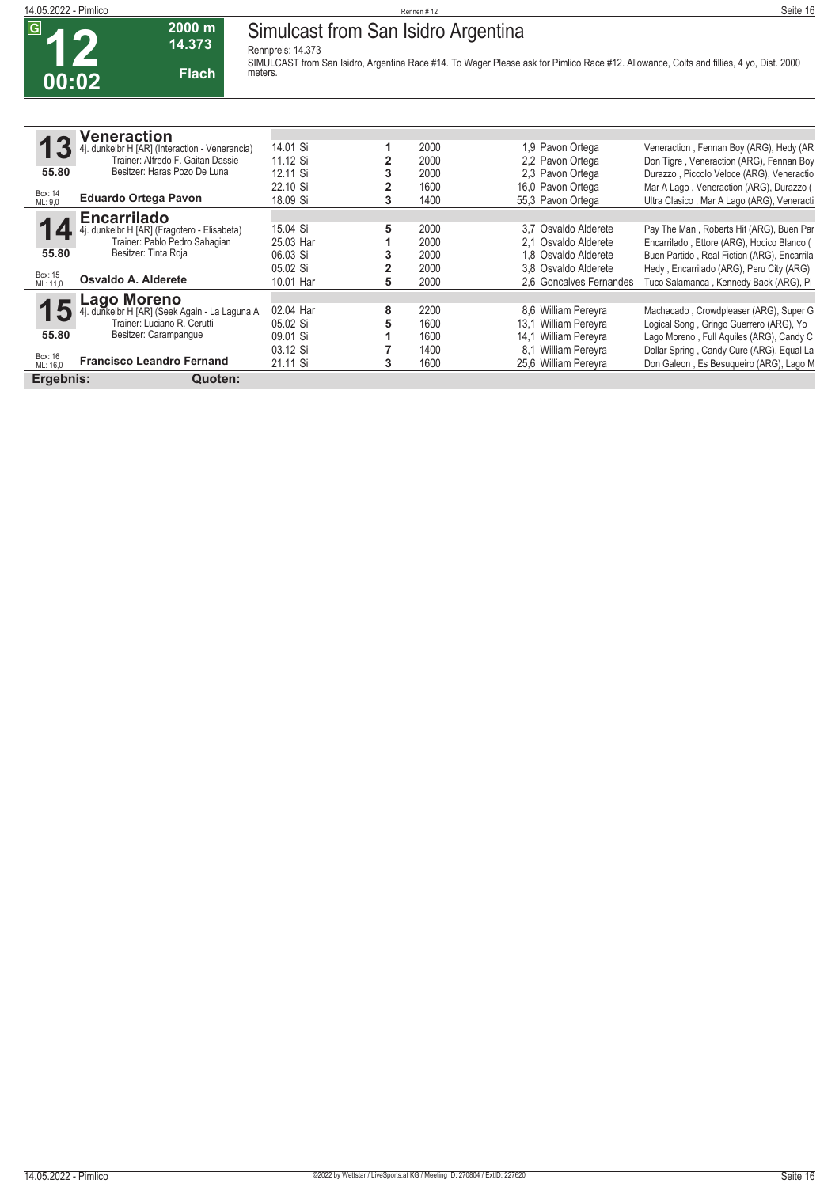**G** **12** **00:02** — **2000 m** **14.373** **Flach**

# Simulcast from San Isidro Argentina

Rennpreis: 14.373

SIMULCAST from San Isidro, Argentina Race #14. To Wager Please ask for Pimlico Race #12. Allowance, Colts and fillies, 4 yo, Dist. 2000 meters.

## 13 Veneraction

4j. dunkelbr H [AR] (Interaction - Venerancia)
Trainer: Alfredo F. Gaitan Dassie
Besitzer: Haras Pozo De Luna
55.80
Box: 14
ML: 9,0
**Eduardo Ortega Pavon**

| Datum | Platz | Distanz | Quote | Jockey | Einlauf |
|---|---|---|---|---|---|
| 14.01 Si | 1 | 2000 | 1,9 | Pavon Ortega | Veneraction , Fennan Boy (ARG), Hedy (AR |
| 11.12 Si | 2 | 2000 | 2,2 | Pavon Ortega | Don Tigre , Veneraction (ARG), Fennan Boy |
| 12.11 Si | 3 | 2000 | 2,3 | Pavon Ortega | Durazzo , Piccolo Veloce (ARG), Veneractio |
| 22.10 Si | 2 | 1600 | 16,0 | Pavon Ortega | Mar A Lago , Veneraction (ARG), Durazzo ( |
| 18.09 Si | 3 | 1400 | 55,3 | Pavon Ortega | Ultra Clasico , Mar A Lago (ARG), Veneracti |

## 14 Encarrilado

4j. dunkelbr H [AR] (Fragotero - Elisabeta)
Trainer: Pablo Pedro Sahagian
Besitzer: Tinta Roja
55.80
Box: 15
ML: 11,0
**Osvaldo A. Alderete**

| Datum | Platz | Distanz | Quote | Jockey | Einlauf |
|---|---|---|---|---|---|
| 15.04 Si | 5 | 2000 | 3,7 | Osvaldo Alderete | Pay The Man , Roberts Hit (ARG), Buen Par |
| 25.03 Har | 1 | 2000 | 2,1 | Osvaldo Alderete | Encarrilado , Ettore (ARG), Hocico Blanco ( |
| 06.03 Si | 3 | 2000 | 1,8 | Osvaldo Alderete | Buen Partido , Real Fiction (ARG), Encarrila |
| 05.02 Si | 2 | 2000 | 3,8 | Osvaldo Alderete | Hedy , Encarrilado (ARG), Peru City (ARG) |
| 10.01 Har | 5 | 2000 | 2,6 | Goncalves Fernandes | Tuco Salamanca , Kennedy Back (ARG), Pi |

## 15 Lago Moreno

4j. dunkelbr H [AR] (Seek Again - La Laguna A
Trainer: Luciano R. Cerutti
Besitzer: Carampangue
55.80
Box: 16
ML: 16,0
**Francisco Leandro Fernand**

| Datum | Platz | Distanz | Quote | Jockey | Einlauf |
|---|---|---|---|---|---|
| 02.04 Har | 8 | 2200 | 8,6 | William Pereyra | Machacado , Crowdpleaser (ARG), Super G |
| 05.02 Si | 5 | 1600 | 13,1 | William Pereyra | Logical Song , Gringo Guerrero (ARG), Yo |
| 09.01 Si | 1 | 1600 | 14,1 | William Pereyra | Lago Moreno , Full Aquiles (ARG), Candy C |
| 03.12 Si | 7 | 1400 | 8,1 | William Pereyra | Dollar Spring , Candy Cure (ARG), Equal La |
| 21.11 Si | 3 | 1600 | 25,6 | William Pereyra | Don Galeon , Es Besuqueiro (ARG), Lago M |

**Ergebnis:** **Quoten:**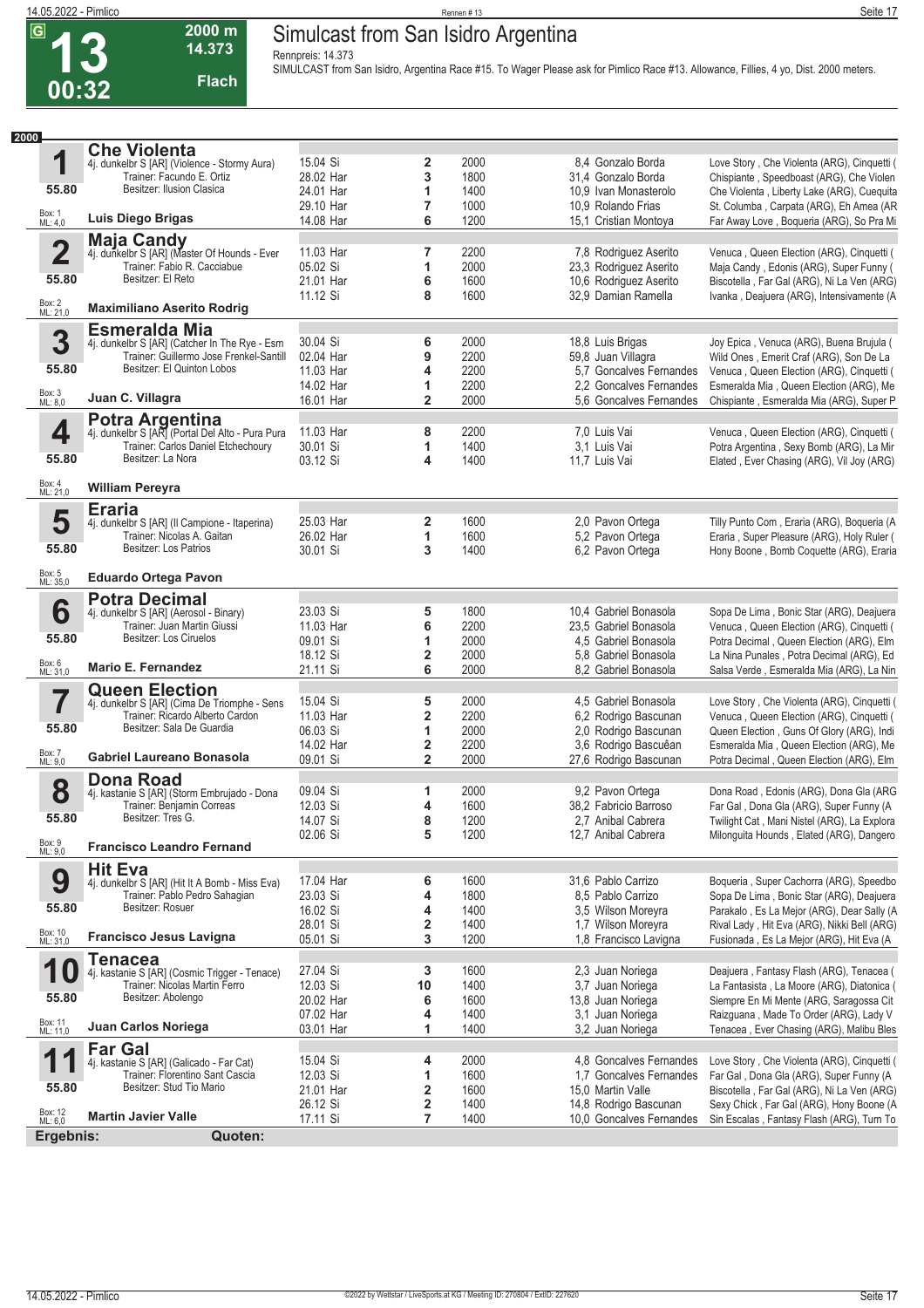# 13 — Simulcast from San Isidro Argentina

G | 2000 m | 14.373 | Flach | 00:32

Rennpreis: 14.373

SIMULCAST from San Isidro, Argentina Race #15. To Wager Please ask for Pimlico Race #13. Allowance, Fillies, 4 yo, Dist. 2000 meters.

**2000**

## 1 Che Violenta
4j. dunkelbr S [AR] (Violence - Stormy Aura)
Trainer: Facundo E. Ortiz
Besitzer: Ilusion Clasica
55.80 — Box: 1, ML: 4,0 — **Luis Diego Brigas**

| Datum | Platz | Distanz | Quote/Jockey | Ergebnis |
|---|---|---|---|---|
| 15.04 Si | 2 | 2000 | 8,4 Gonzalo Borda | Love Story , Che Violenta (ARG), Cinquetti ( |
| 28.02 Har | 3 | 1800 | 31,4 Gonzalo Borda | Chispiante , Speedboast (ARG), Che Violen |
| 24.01 Har | 1 | 1400 | 10,9 Ivan Monasterolo | Che Violenta , Liberty Lake (ARG), Cuequita |
| 29.10 Har | 7 | 1000 | 10,9 Rolando Frias | St. Columba , Carpata (ARG), Eh Amea (AR |
| 14.08 Har | 6 | 1200 | 15,1 Cristian Montoya | Far Away Love , Boqueria (ARG), So Pra Mi |

## 2 Maja Candy
4j. dunkelbr S [AR] (Master Of Hounds - Ever
Trainer: Fabio R. Cacciabue
Besitzer: El Reto
55.80 — Box: 2, ML: 21,0 — **Maximiliano Aserito Rodrig**

| Datum | Platz | Distanz | Quote/Jockey | Ergebnis |
|---|---|---|---|---|
| 11.03 Har | 7 | 2200 | 7,8 Rodriguez Aserito | Venuca , Queen Election (ARG), Cinquetti ( |
| 05.02 Si | 1 | 2000 | 23,3 Rodriguez Aserito | Maja Candy , Edonis (ARG), Super Funny ( |
| 21.01 Har | 6 | 1600 | 10,6 Rodriguez Aserito | Biscotella , Far Gal (ARG), Ni La Ven (ARG) |
| 11.12 Si | 8 | 1600 | 32,9 Damian Ramella | Ivanka , Deajuera (ARG), Intensivamente (A |

## 3 Esmeralda Mia
4j. dunkelbr S [AR] (Catcher In The Rye - Esm
Trainer: Guillermo Jose Frenkel-Santill
Besitzer: El Quinton Lobos
55.80 — Box: 3, ML: 8,0 — **Juan C. Villagra**

| Datum | Platz | Distanz | Quote/Jockey | Ergebnis |
|---|---|---|---|---|
| 30.04 Si | 6 | 2000 | 18,8 Luis Brigas | Joy Epica , Venuca (ARG), Buena Brujula ( |
| 02.04 Har | 9 | 2200 | 59,8 Juan Villagra | Wild Ones , Emerit Craf (ARG), Son De La |
| 11.03 Har | 4 | 2200 | 5,7 Goncalves Fernandes | Venuca , Queen Election (ARG), Cinquetti ( |
| 14.02 Har | 1 | 2200 | 2,2 Goncalves Fernandes | Esmeralda Mia , Queen Election (ARG), Me |
| 16.01 Har | 2 | 2000 | 5,6 Goncalves Fernandes | Chispiante , Esmeralda Mia (ARG), Super P |

## 4 Potra Argentina
4j. dunkelbr S [AR] (Portal Del Alto - Pura Pura
Trainer: Carlos Daniel Etchechoury
Besitzer: La Nora
55.80 — Box: 4, ML: 21,0 — **William Pereyra**

| Datum | Platz | Distanz | Quote/Jockey | Ergebnis |
|---|---|---|---|---|
| 11.03 Har | 8 | 2200 | 7,0 Luis Vai | Venuca , Queen Election (ARG), Cinquetti ( |
| 30.01 Si | 1 | 1400 | 3,1 Luis Vai | Potra Argentina , Sexy Bomb (ARG), La Mir |
| 03.12 Si | 4 | 1400 | 11,7 Luis Vai | Elated , Ever Chasing (ARG), Vil Joy (ARG) |

## 5 Eraria
4j. dunkelbr S [AR] (Il Campione - Itaperina)
Trainer: Nicolas A. Gaitan
Besitzer: Los Patrios
55.80 — Box: 5, ML: 35,0 — **Eduardo Ortega Pavon**

| Datum | Platz | Distanz | Quote/Jockey | Ergebnis |
|---|---|---|---|---|
| 25.03 Har | 2 | 1600 | 2,0 Pavon Ortega | Tilly Punto Com , Eraria (ARG), Boqueria (A |
| 26.02 Har | 1 | 1600 | 5,2 Pavon Ortega | Eraria , Super Pleasure (ARG), Holy Ruler ( |
| 30.01 Si | 3 | 1400 | 6,2 Pavon Ortega | Hony Boone , Bomb Coquette (ARG), Eraria |

## 6 Potra Decimal
4j. dunkelbr S [AR] (Aerosol - Binary)
Trainer: Juan Martin Giussi
Besitzer: Los Ciruelos
55.80 — Box: 6, ML: 31,0 — **Mario E. Fernandez**

| Datum | Platz | Distanz | Quote/Jockey | Ergebnis |
|---|---|---|---|---|
| 23.03 Si | 5 | 1800 | 10,4 Gabriel Bonasola | Sopa De Lima , Bonic Star (ARG), Deajuera |
| 11.03 Har | 6 | 2200 | 23,5 Gabriel Bonasola | Venuca , Queen Election (ARG), Cinquetti ( |
| 09.01 Si | 1 | 2000 | 4,5 Gabriel Bonasola | Potra Decimal , Queen Election (ARG), Elm |
| 18.12 Si | 2 | 2000 | 5,8 Gabriel Bonasola | La Nina Punales , Potra Decimal (ARG), Ed |
| 21.11 Si | 6 | 2000 | 8,2 Gabriel Bonasola | Salsa Verde , Esmeralda Mia (ARG), La Nin |

## 7 Queen Election
4j. dunkelbr S [AR] (Cima De Triomphe - Sens
Trainer: Ricardo Alberto Cardon
Besitzer: Sala De Guardia
55.80 — Box: 7, ML: 9,0 — **Gabriel Laureano Bonasola**

| Datum | Platz | Distanz | Quote/Jockey | Ergebnis |
|---|---|---|---|---|
| 15.04 Si | 5 | 2000 | 4,5 Gabriel Bonasola | Love Story , Che Violenta (ARG), Cinquetti ( |
| 11.03 Har | 2 | 2200 | 6,2 Rodrigo Bascunan | Venuca , Queen Election (ARG), Cinquetti ( |
| 06.03 Si | 1 | 2000 | 2,0 Rodrigo Bascunan | Queen Election , Guns Of Glory (ARG), Indi |
| 14.02 Har | 2 | 2200 | 3,6 Rodrigo Bascuêan | Esmeralda Mia , Queen Election (ARG), Me |
| 09.01 Si | 2 | 2000 | 27,6 Rodrigo Bascunan | Potra Decimal , Queen Election (ARG), Elm |

## 8 Dona Road
4j. kastanie S [AR] (Storm Embrujado - Dona
Trainer: Benjamin Correas
Besitzer: Tres G.
55.80 — Box: 9, ML: 9,0 — **Francisco Leandro Fernand**

| Datum | Platz | Distanz | Quote/Jockey | Ergebnis |
|---|---|---|---|---|
| 09.04 Si | 1 | 2000 | 9,2 Pavon Ortega | Dona Road , Edonis (ARG), Dona Gla (ARG |
| 12.03 Si | 4 | 1600 | 38,2 Fabricio Barroso | Far Gal , Dona Gla (ARG), Super Funny (A |
| 14.07 Si | 8 | 1200 | 2,7 Anibal Cabrera | Twilight Cat , Mani Nistel (ARG), La Explora |
| 02.06 Si | 5 | 1200 | 12,7 Anibal Cabrera | Milonguita Hounds , Elated (ARG), Dangero |

## 9 Hit Eva
4j. dunkelbr S [AR] (Hit It A Bomb - Miss Eva)
Trainer: Pablo Pedro Sahagian
Besitzer: Rosuer
55.80 — Box: 10, ML: 31,0 — **Francisco Jesus Lavigna**

| Datum | Platz | Distanz | Quote/Jockey | Ergebnis |
|---|---|---|---|---|
| 17.04 Har | 6 | 1600 | 31,6 Pablo Carrizo | Boqueria , Super Cachorra (ARG), Speedbo |
| 23.03 Si | 4 | 1800 | 8,5 Pablo Carrizo | Sopa De Lima , Bonic Star (ARG), Deajuera |
| 16.02 Si | 4 | 1400 | 3,5 Wilson Moreyra | Parakalo , Es La Mejor (ARG), Dear Sally (A |
| 28.01 Si | 2 | 1400 | 1,7 Wilson Moreyra | Rival Lady , Hit Eva (ARG), Nikki Bell (ARG) |
| 05.01 Si | 3 | 1200 | 1,8 Francisco Lavigna | Fusionada , Es La Mejor (ARG), Hit Eva (A |

## 10 Tenacea
4j. kastanie S [AR] (Cosmic Trigger - Tenace)
Trainer: Nicolas Martin Ferro
Besitzer: Abolengo
55.80 — Box: 11, ML: 11,0 — **Juan Carlos Noriega**

| Datum | Platz | Distanz | Quote/Jockey | Ergebnis |
|---|---|---|---|---|
| 27.04 Si | 3 | 1600 | 2,3 Juan Noriega | Deajuera , Fantasy Flash (ARG), Tenacea ( |
| 12.03 Si | 10 | 1400 | 3,7 Juan Noriega | La Fantasista , La Moore (ARG), Diatonica ( |
| 20.02 Har | 6 | 1600 | 13,8 Juan Noriega | Siempre En Mi Mente (ARG, Saragossa Cit |
| 07.02 Har | 4 | 1400 | 3,1 Juan Noriega | Raizguana , Made To Order (ARG), Lady V |
| 03.01 Har | 1 | 1400 | 3,2 Juan Noriega | Tenacea , Ever Chasing (ARG), Malibu Bles |

## 11 Far Gal
4j. kastanie S [AR] (Galicado - Far Cat)
Trainer: Florentino Sant Cascia
Besitzer: Stud Tio Mario
55.80 — Box: 12, ML: 6,0 — **Martin Javier Valle**

| Datum | Platz | Distanz | Quote/Jockey | Ergebnis |
|---|---|---|---|---|
| 15.04 Si | 4 | 2000 | 4,8 Goncalves Fernandes | Love Story , Che Violenta (ARG), Cinquetti ( |
| 12.03 Si | 1 | 1600 | 1,7 Goncalves Fernandes | Far Gal , Dona Gla (ARG), Super Funny (A |
| 21.01 Har | 2 | 1600 | 15,0 Martin Valle | Biscotella , Far Gal (ARG), Ni La Ven (ARG) |
| 26.12 Si | 2 | 1400 | 14,8 Rodrigo Bascunan | Sexy Chick , Far Gal (ARG), Hony Boone (A |
| 17.11 Si | 7 | 1400 | 10,0 Goncalves Fernandes | Sin Escalas , Fantasy Flash (ARG), Turn To |

**Ergebnis:** **Quoten:**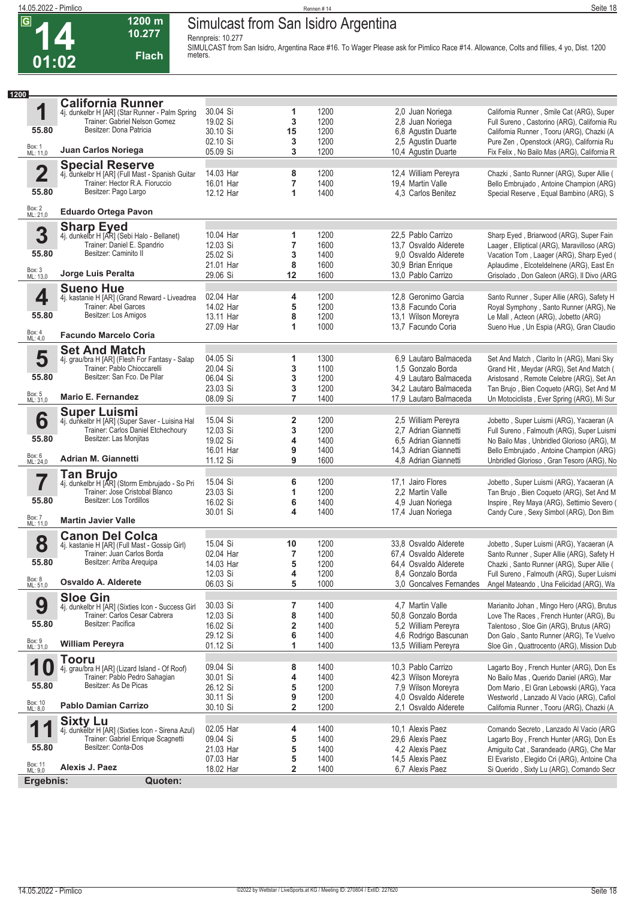# 14 — Simulcast from San Isidro Argentina

**G** | **1200 m** | **10.277** | **Flach** | **01:02**

Rennpreis: 10.277

SIMULCAST from San Isidro, Argentina Race #16. To Wager Please ask for Pimlico Race #14. Allowance, Colts and fillies, 4 yo, Dist. 1200 meters.

**1200**

## 1 California Runner
4j. dunkelbr H [AR] (Star Runner - Palm Spring
Trainer: Gabriel Nelson Gomez
Besitzer: Dona Patricia
55.80 — Box: 1, ML: 11,0 — **Juan Carlos Noriega**

| Datum | Platz | Dist. | Quote / Reiter | Einlauf |
|---|---|---|---|---|
| 30.04 Si | 1 | 1200 | 2,0 Juan Noriega | California Runner , Smile Cat (ARG), Super |
| 19.02 Si | 3 | 1200 | 2,8 Juan Noriega | Full Sureno , Castorino (ARG), California Ru |
| 30.10 Si | 15 | 1200 | 6,8 Agustin Duarte | California Runner , Tooru (ARG), Chazki (A |
| 02.10 Si | 3 | 1200 | 2,5 Agustin Duarte | Pure Zen , Openstock (ARG), California Ru |
| 05.09 Si | 3 | 1200 | 10,4 Agustin Duarte | Fix Felix , No Bailo Mas (ARG), California R |

## 2 Special Reserve
4j. dunkelbr H [AR] (Full Mast - Spanish Guitar
Trainer: Hector R.A. Fioruccio
Besitzer: Pago Largo
55.80 — Box: 2, ML: 21,0 — **Eduardo Ortega Pavon**

| Datum | Platz | Dist. | Quote / Reiter | Einlauf |
|---|---|---|---|---|
| 14.03 Har | 8 | 1200 | 12,4 William Pereyra | Chazki , Santo Runner (ARG), Super Allie ( |
| 16.01 Har | 7 | 1400 | 19,4 Martin Valle | Bello Embrujado , Antoine Champion (ARG) |
| 12.12 Har | 1 | 1400 | 4,3 Carlos Benitez | Special Reserve , Equal Bambino (ARG), S |

## 3 Sharp Eyed
4j. dunkelbr H [AR] (Sebi Halo - Bellanet)
Trainer: Daniel E. Spandrio
Besitzer: Caminito II
55.80 — Box: 3, ML: 13,0 — **Jorge Luis Peralta**

| Datum | Platz | Dist. | Quote / Reiter | Einlauf |
|---|---|---|---|---|
| 10.04 Har | 1 | 1200 | 22,5 Pablo Carrizo | Sharp Eyed , Briarwood (ARG), Super Fain |
| 12.03 Si | 7 | 1600 | 13,7 Osvaldo Alderete | Laager , Elliptical (ARG), Maravilloso (ARG) |
| 25.02 Si | 3 | 1400 | 9,0 Osvaldo Alderete | Vacation Tom , Laager (ARG), Sharp Eyed ( |
| 21.01 Har | 8 | 1600 | 30,9 Brian Enrique | Aplaudime , Elcoteldelnene (ARG), East En |
| 29.06 Si | 12 | 1600 | 13,0 Pablo Carrizo | Grisolado , Don Galeon (ARG), Il Divo (ARG |

## 4 Sueno Hue
4j. kastanie H [AR] (Grand Reward - Liveadrea
Trainer: Abel Garces
Besitzer: Los Amigos
55.80 — Box: 4, ML: 4,0 — **Facundo Marcelo Coria**

| Datum | Platz | Dist. | Quote / Reiter | Einlauf |
|---|---|---|---|---|
| 02.04 Har | 4 | 1200 | 12,8 Geronimo Garcia | Santo Runner , Super Allie (ARG), Safety H |
| 14.02 Har | 5 | 1200 | 13,8 Facundo Coria | Royal Symphony , Santo Runner (ARG), Ne |
| 13.11 Har | 8 | 1200 | 13,1 Wilson Moreyra | Le Mall , Acteon (ARG), Jobetto (ARG) |
| 27.09 Har | 1 | 1000 | 13,7 Facundo Coria | Sueno Hue , Un Espia (ARG), Gran Claudio |

## 5 Set And Match
4j. grau/bra H [AR] (Flesh For Fantasy - Salap
Trainer: Pablo Chioccarelli
Besitzer: San Fco. De Pilar
55.80 — Box: 5, ML: 31,0 — **Mario E. Fernandez**

| Datum | Platz | Dist. | Quote / Reiter | Einlauf |
|---|---|---|---|---|
| 04.05 Si | 1 | 1300 | 6,9 Lautaro Balmaceda | Set And Match , Clarito In (ARG), Mani Sky |
| 20.04 Si | 3 | 1100 | 1,5 Gonzalo Borda | Grand Hit , Meydar (ARG), Set And Match ( |
| 06.04 Si | 3 | 1200 | 4,9 Lautaro Balmaceda | Aristosand , Remote Celebre (ARG), Set An |
| 23.03 Si | 3 | 1200 | 34,2 Lautaro Balmaceda | Tan Brujo , Bien Coqueto (ARG), Set And M |
| 08.09 Si | 7 | 1400 | 17,9 Lautaro Balmaceda | Un Motociclista , Ever Spring (ARG), Mi Sur |

## 6 Super Luismi
4j. dunkelbr H [AR] (Super Saver - Luisina Hal
Trainer: Carlos Daniel Etchechoury
Besitzer: Las Monjitas
55.80 — Box: 6, ML: 24,0 — **Adrian M. Giannetti**

| Datum | Platz | Dist. | Quote / Reiter | Einlauf |
|---|---|---|---|---|
| 15.04 Si | 2 | 1200 | 2,5 William Pereyra | Jobetto , Super Luismi (ARG), Yacaeran (A |
| 12.03 Si | 3 | 1200 | 2,7 Adrian Giannetti | Full Sureno , Falmouth (ARG), Super Luismi |
| 19.02 Si | 4 | 1400 | 6,5 Adrian Giannetti | No Bailo Mas , Unbridled Glorioso (ARG), M |
| 16.01 Har | 9 | 1400 | 14,3 Adrian Giannetti | Bello Embrujado , Antoine Champion (ARG) |
| 11.12 Si | 9 | 1600 | 4,8 Adrian Giannetti | Unbridled Glorioso , Gran Tesoro (ARG), No |

## 7 Tan Brujo
4j. dunkelbr H [AR] (Storm Embrujado - So Pri
Trainer: Jose Cristobal Blanco
Besitzer: Los Tordillos
55.80 — Box: 7, ML: 11,0 — **Martin Javier Valle**

| Datum | Platz | Dist. | Quote / Reiter | Einlauf |
|---|---|---|---|---|
| 15.04 Si | 6 | 1200 | 17,1 Jairo Flores | Jobetto , Super Luismi (ARG), Yacaeran (A |
| 23.03 Si | 1 | 1200 | 2,2 Martin Valle | Tan Brujo , Bien Coqueto (ARG), Set And M |
| 16.02 Si | 6 | 1400 | 4,9 Juan Noriega | Inspire , Rey Maya (ARG), Settimio Severo ( |
| 30.01 Si | 4 | 1400 | 17,4 Juan Noriega | Candy Cure , Sexy Simbol (ARG), Don Bim |

## 8 Canon Del Colca
4j. kastanie H [AR] (Full Mast - Gossip Girl)
Trainer: Juan Carlos Borda
Besitzer: Arriba Arequipa
55.80 — Box: 8, ML: 51,0 — **Osvaldo A. Alderete**

| Datum | Platz | Dist. | Quote / Reiter | Einlauf |
|---|---|---|---|---|
| 15.04 Si | 10 | 1200 | 33,8 Osvaldo Alderete | Jobetto , Super Luismi (ARG), Yacaeran (A |
| 02.04 Har | 7 | 1200 | 67,4 Osvaldo Alderete | Santo Runner , Super Allie (ARG), Safety H |
| 14.03 Har | 5 | 1200 | 64,4 Osvaldo Alderete | Chazki , Santo Runner (ARG), Super Allie ( |
| 12.03 Si | 4 | 1200 | 8,4 Gonzalo Borda | Full Sureno , Falmouth (ARG), Super Luismi |
| 06.03 Si | 5 | 1000 | 3,0 Goncalves Fernandes | Angel Mateando , Una Felicidad (ARG), Wa |

## 9 Sloe Gin
4j. dunkelbr H [AR] (Sixties Icon - Success Girl
Trainer: Carlos Cesar Cabrera
Besitzer: Pacifica
55.80 — Box: 9, ML: 31,0 — **William Pereyra**

| Datum | Platz | Dist. | Quote / Reiter | Einlauf |
|---|---|---|---|---|
| 30.03 Si | 7 | 1400 | 4,7 Martin Valle | Marianito Johan , Mingo Hero (ARG), Brutus |
| 12.03 Si | 8 | 1400 | 50,8 Gonzalo Borda | Love The Races , French Hunter (ARG), Bu |
| 16.02 Si | 2 | 1400 | 5,2 William Pereyra | Talentoso , Sloe Gin (ARG), Brutus (ARG) |
| 29.12 Si | 6 | 1400 | 4,6 Rodrigo Bascunan | Don Galo , Santo Runner (ARG), Te Vuelvo |
| 01.12 Si | 1 | 1400 | 13,5 William Pereyra | Sloe Gin , Quattrocento (ARG), Mission Dub |

## 10 Tooru
4j. grau/bra H [AR] (Lizard Island - Of Roof)
Trainer: Pablo Pedro Sahagian
Besitzer: As De Picas
55.80 — Box: 10, ML: 8,0 — **Pablo Damian Carrizo**

| Datum | Platz | Dist. | Quote / Reiter | Einlauf |
|---|---|---|---|---|
| 09.04 Si | 8 | 1400 | 10,3 Pablo Carrizo | Lagarto Boy , French Hunter (ARG), Don Es |
| 30.01 Si | 4 | 1400 | 42,3 Wilson Moreyra | No Bailo Mas , Querido Daniel (ARG), Mar |
| 26.12 Si | 5 | 1200 | 7,9 Wilson Moreyra | Dom Mario , El Gran Lebowski (ARG), Yaca |
| 30.11 Si | 9 | 1200 | 4,0 Osvaldo Alderete | Westworld , Lanzado Al Vacio (ARG), Cafiol |
| 30.10 Si | 2 | 1200 | 2,1 Osvaldo Alderete | California Runner , Tooru (ARG), Chazki (A |

## 11 Sixty Lu
4j. dunkelbr H [AR] (Sixties Icon - Sirena Azul)
Trainer: Gabriel Enrique Scagnetti
Besitzer: Conta-Dos
55.80 — Box: 11, ML: 9,0 — **Alexis J. Paez**

| Datum | Platz | Dist. | Quote / Reiter | Einlauf |
|---|---|---|---|---|
| 02.05 Har | 4 | 1200 | 10,1 Alexis Paez | Comando Secreto , Lanzado Al Vacio (ARG |
| 09.04 Si | 5 | 1400 | 29,6 Alexis Paez | Lagarto Boy , French Hunter (ARG), Don Es |
| 21.03 Har | 5 | 1400 | 4,2 Alexis Paez | Amiguito Cat , Sarandeado (ARG), Che Mar |
| 07.03 Har | 5 | 1400 | 14,5 Alexis Paez | El Evaristo , Elegido Cri (ARG), Antoine Cha |
| 18.02 Har | 2 | 1400 | 6,7 Alexis Paez | Si Querido , Sixty Lu (ARG), Comando Secr |

**Ergebnis:** **Quoten:**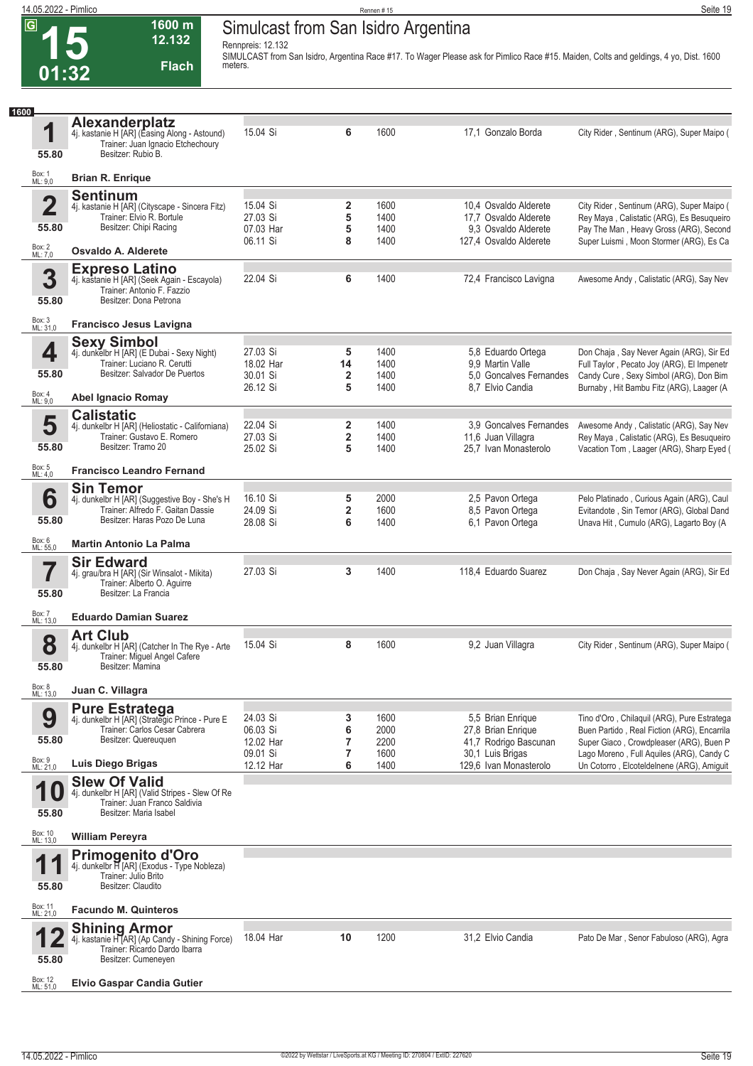# 15 — Simulcast from San Isidro Argentina

**G** | **01:32** | **1600 m** | **12.132** | **Flach**

Rennpreis: 12.132

SIMULCAST from San Isidro, Argentina Race #17. To Wager Please ask for Pimlico Race #15. Maiden, Colts and geldings, 4 yo, Dist. 1600 meters.

**1600**

### 1 Alexanderplatz
4j. kastanie H [AR] (Easing Along - Astound)
Trainer: Juan Ignacio Etchechoury
Besitzer: Rubio B.
55.80 — Box: 1, ML: 9,0
**Brian R. Enrique**

| Datum | Platz | Dist. | Quote | Jockey | Ergebnis |
|---|---|---|---|---|---|
| 15.04 Si | 6 | 1600 | 17,1 | Gonzalo Borda | City Rider , Sentinum (ARG), Super Maipo ( |

### 2 Sentinum
4j. kastanie H [AR] (Cityscape - Sincera Fitz)
Trainer: Elvio R. Bortule
Besitzer: Chipi Racing
55.80 — Box: 2, ML: 7,0
**Osvaldo A. Alderete**

| Datum | Platz | Dist. | Quote | Jockey | Ergebnis |
|---|---|---|---|---|---|
| 15.04 Si | 2 | 1600 | 10,4 | Osvaldo Alderete | City Rider , Sentinum (ARG), Super Maipo ( |
| 27.03 Si | 5 | 1400 | 17,7 | Osvaldo Alderete | Rey Maya , Calistatic (ARG), Es Besuqueiro |
| 07.03 Har | 5 | 1400 | 9,3 | Osvaldo Alderete | Pay The Man , Heavy Gross (ARG), Second |
| 06.11 Si | 8 | 1400 | 127,4 | Osvaldo Alderete | Super Luismi , Moon Stormer (ARG), Es Ca |

### 3 Expreso Latino
4j. kastanie H [AR] (Seek Again - Escayola)
Trainer: Antonio F. Fazzio
Besitzer: Dona Petrona
55.80 — Box: 3, ML: 31,0
**Francisco Jesus Lavigna**

| Datum | Platz | Dist. | Quote | Jockey | Ergebnis |
|---|---|---|---|---|---|
| 22.04 Si | 6 | 1400 | 72,4 | Francisco Lavigna | Awesome Andy , Calistatic (ARG), Say Nev |

### 4 Sexy Simbol
4j. dunkelbr H [AR] (E Dubai - Sexy Night)
Trainer: Luciano R. Cerutti
Besitzer: Salvador De Puertos
55.80 — Box: 4, ML: 9,0
**Abel Ignacio Romay**

| Datum | Platz | Dist. | Quote | Jockey | Ergebnis |
|---|---|---|---|---|---|
| 27.03 Si | 5 | 1400 | 5,8 | Eduardo Ortega | Don Chaja , Say Never Again (ARG), Sir Ed |
| 18.02 Har | 14 | 1400 | 9,9 | Martin Valle | Full Taylor , Pecato Joy (ARG), El Impenetr |
| 30.01 Si | 2 | 1400 | 5,0 | Goncalves Fernandes | Candy Cure , Sexy Simbol (ARG), Don Bim |
| 26.12 Si | 5 | 1400 | 8,7 | Elvio Candia | Burnaby , Hit Bambu Fitz (ARG), Laager (A |

### 5 Calistatic
4j. dunkelbr H [AR] (Heliostatic - Californiana)
Trainer: Gustavo E. Romero
Besitzer: Tramo 20
55.80 — Box: 5, ML: 4,0
**Francisco Leandro Fernand**

| Datum | Platz | Dist. | Quote | Jockey | Ergebnis |
|---|---|---|---|---|---|
| 22.04 Si | 2 | 1400 | 3,9 | Goncalves Fernandes | Awesome Andy , Calistatic (ARG), Say Nev |
| 27.03 Si | 2 | 1400 | 11,6 | Juan Villagra | Rey Maya , Calistatic (ARG), Es Besuqueiro |
| 25.02 Si | 5 | 1400 | 25,7 | Ivan Monasterolo | Vacation Tom , Laager (ARG), Sharp Eyed ( |

### 6 Sin Temor
4j. dunkelbr H [AR] (Suggestive Boy - She's H
Trainer: Alfredo F. Gaitan Dassie
Besitzer: Haras Pozo De Luna
55.80 — Box: 6, ML: 55,0
**Martin Antonio La Palma**

| Datum | Platz | Dist. | Quote | Jockey | Ergebnis |
|---|---|---|---|---|---|
| 16.10 Si | 5 | 2000 | 2,5 | Pavon Ortega | Pelo Platinado , Curious Again (ARG), Caul |
| 24.09 Si | 2 | 1600 | 8,5 | Pavon Ortega | Evitandote , Sin Temor (ARG), Global Dand |
| 28.08 Si | 6 | 1400 | 6,1 | Pavon Ortega | Unava Hit , Cumulo (ARG), Lagarto Boy (A |

### 7 Sir Edward
4j. grau/bra H [AR] (Sir Winsalot - Mikita)
Trainer: Alberto O. Aguirre
Besitzer: La Francia
55.80 — Box: 7, ML: 13,0
**Eduardo Damian Suarez**

| Datum | Platz | Dist. | Quote | Jockey | Ergebnis |
|---|---|---|---|---|---|
| 27.03 Si | 3 | 1400 | 118,4 | Eduardo Suarez | Don Chaja , Say Never Again (ARG), Sir Ed |

### 8 Art Club
4j. dunkelbr H [AR] (Catcher In The Rye - Arte
Trainer: Miguel Angel Cafere
Besitzer: Mamina
55.80 — Box: 8, ML: 13,0
**Juan C. Villagra**

| Datum | Platz | Dist. | Quote | Jockey | Ergebnis |
|---|---|---|---|---|---|
| 15.04 Si | 8 | 1600 | 9,2 | Juan Villagra | City Rider , Sentinum (ARG), Super Maipo ( |

### 9 Pure Estratega
4j. dunkelbr H [AR] (Strategic Prince - Pure E
Trainer: Carlos Cesar Cabrera
Besitzer: Querequen
55.80 — Box: 9, ML: 21,0
**Luis Diego Brigas**

| Datum | Platz | Dist. | Quote | Jockey | Ergebnis |
|---|---|---|---|---|---|
| 24.03 Si | 3 | 1600 | 5,5 | Brian Enrique | Tino d'Oro , Chilaquil (ARG), Pure Estratega |
| 06.03 Si | 6 | 2000 | 27,8 | Brian Enrique | Buen Partido , Real Fiction (ARG), Encarrila |
| 12.02 Har | 7 | 2200 | 41,7 | Rodrigo Bascunan | Super Giaco , Crowdpleaser (ARG), Buen P |
| 09.01 Si | 7 | 1600 | 30,1 | Luis Brigas | Lago Moreno , Full Aquiles (ARG), Candy C |
| 12.12 Har | 6 | 1400 | 129,6 | Ivan Monasterolo | Un Cotorro , Elcoteldelnene (ARG), Amiguit |

### 10 Slew Of Valid
4j. dunkelbr H [AR] (Valid Stripes - Slew Of Re
Trainer: Juan Franco Saldivia
Besitzer: Maria Isabel
55.80 — Box: 10, ML: 13,0
**William Pereyra**

### 11 Primogenito d'Oro
4j. dunkelbr H [AR] (Exodus - Type Nobleza)
Trainer: Julio Brito
Besitzer: Claudito
55.80 — Box: 11, ML: 21,0
**Facundo M. Quinteros**

### 12 Shining Armor
4j. kastanie H [AR] (Ap Candy - Shining Force)
Trainer: Ricardo Dardo Ibarra
Besitzer: Cumeneyen
55.80 — Box: 12, ML: 51,0
**Elvio Gaspar Candia Gutier**

| Datum | Platz | Dist. | Quote | Jockey | Ergebnis |
|---|---|---|---|---|---|
| 18.04 Har | 10 | 1200 | 31,2 | Elvio Candia | Pato De Mar , Senor Fabuloso (ARG), Agra |

©2022 by Wettstar / LiveSports.at KG / Meeting ID: 270804 / ExtID: 227620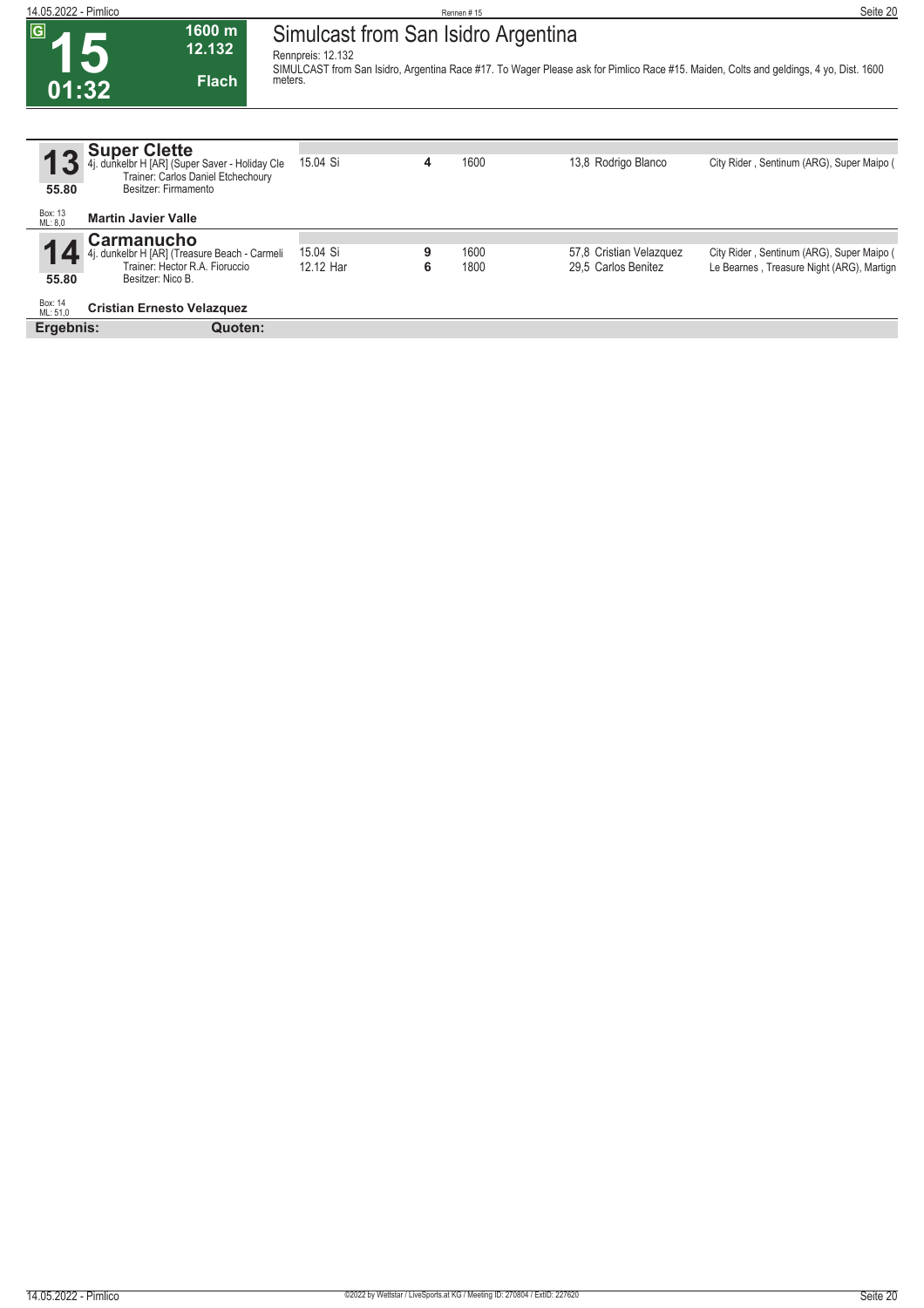**G**

# 15

**01:32**

**1600 m**
**12.132**
**Flach**

## Simulcast from San Isidro Argentina

Rennpreis: 12.132

SIMULCAST from San Isidro, Argentina Race #17. To Wager Please ask for Pimlico Race #15. Maiden, Colts and geldings, 4 yo, Dist. 1600 meters.

| | | | | | | |
|---|---|---|---|---|---|---|
| **13** 55.80 Box: 13 ML: 8,0 | **Super Clette** 4j. dunkelbr H [AR] (Super Saver - Holiday Cle Trainer: Carlos Daniel Etchechoury Besitzer: Firmamento **Martin Javier Valle** | 15.04 Si | 4 | 1600 | 13,8 Rodrigo Blanco | City Rider , Sentinum (ARG), Super Maipo ( |
| **14** 55.80 Box: 14 ML: 51,0 | **Carmanucho** 4j. dunkelbr H [AR] (Treasure Beach - Carmeli Trainer: Hector R.A. Fioruccio Besitzer: Nico B. **Cristian Ernesto Velazquez** | 15.04 Si | 9 | 1600 | 57,8 Cristian Velazquez | City Rider , Sentinum (ARG), Super Maipo ( |
| | | 12.12 Har | 6 | 1800 | 29,5 Carlos Benitez | Le Bearnes , Treasure Night (ARG), Martign |

**Ergebnis:** **Quoten:**